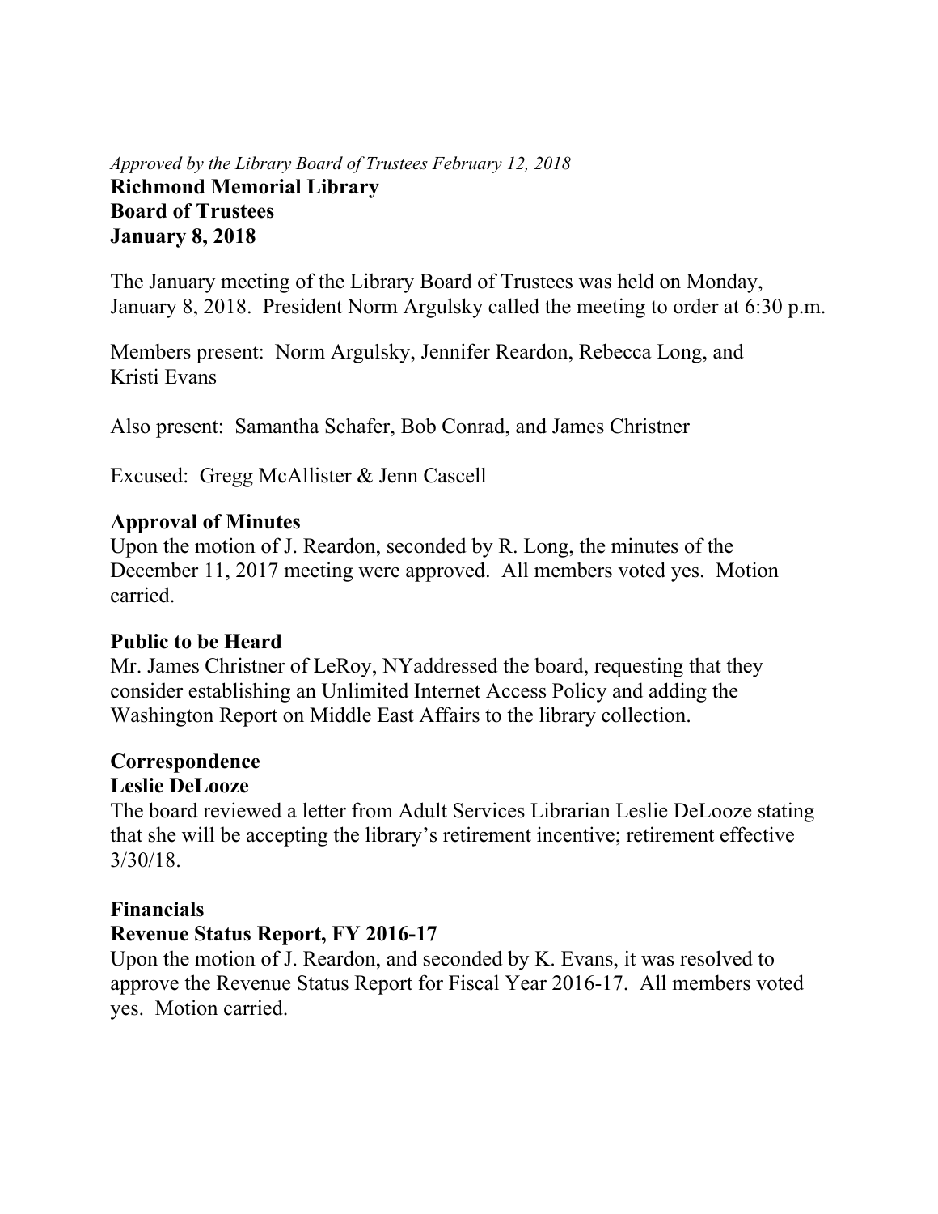*Approved by the Library Board of Trustees February 12, 2018*

**Richmond Memorial Library**
**Board of Trustees**
**January 8, 2018**

The January meeting of the Library Board of Trustees was held on Monday, January 8, 2018. President Norm Argulsky called the meeting to order at 6:30 p.m.

Members present: Norm Argulsky, Jennifer Reardon, Rebecca Long, and Kristi Evans

Also present: Samantha Schafer, Bob Conrad, and James Christner

Excused: Gregg McAllister & Jenn Cascell

**Approval of Minutes**

Upon the motion of J. Reardon, seconded by R. Long, the minutes of the December 11, 2017 meeting were approved. All members voted yes. Motion carried.

**Public to be Heard**

Mr. James Christner of LeRoy, NYaddressed the board, requesting that they consider establishing an Unlimited Internet Access Policy and adding the Washington Report on Middle East Affairs to the library collection.

**Correspondence**

**Leslie DeLooze**

The board reviewed a letter from Adult Services Librarian Leslie DeLooze stating that she will be accepting the library's retirement incentive; retirement effective 3/30/18.

**Financials**

**Revenue Status Report, FY 2016-17**

Upon the motion of J. Reardon, and seconded by K. Evans, it was resolved to approve the Revenue Status Report for Fiscal Year 2016-17. All members voted yes. Motion carried.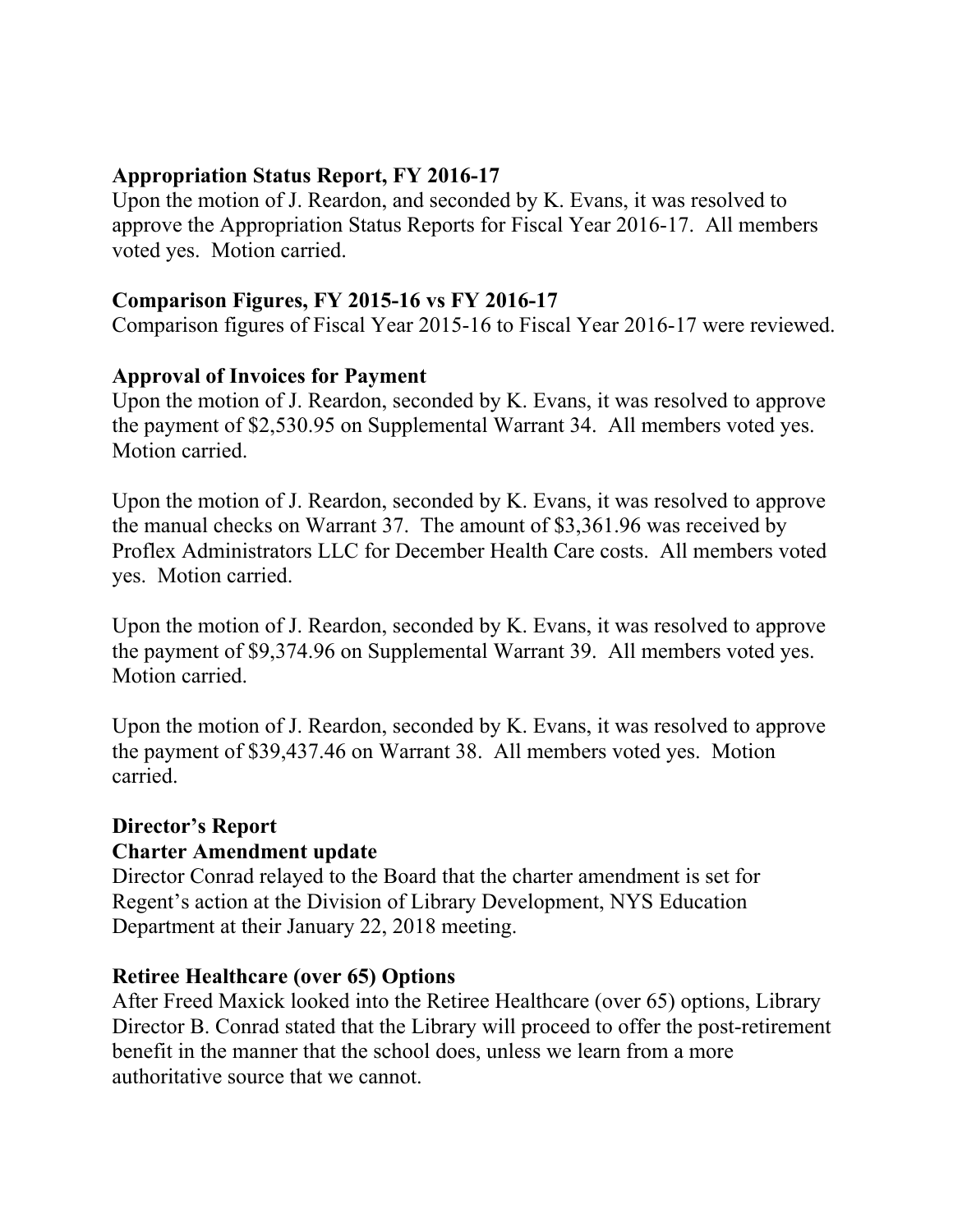**Appropriation Status Report, FY 2016-17**

Upon the motion of J. Reardon, and seconded by K. Evans, it was resolved to approve the Appropriation Status Reports for Fiscal Year 2016-17. All members voted yes. Motion carried.

**Comparison Figures, FY 2015-16 vs FY 2016-17**

Comparison figures of Fiscal Year 2015-16 to Fiscal Year 2016-17 were reviewed.

**Approval of Invoices for Payment**

Upon the motion of J. Reardon, seconded by K. Evans, it was resolved to approve the payment of $2,530.95 on Supplemental Warrant 34. All members voted yes. Motion carried.

Upon the motion of J. Reardon, seconded by K. Evans, it was resolved to approve the manual checks on Warrant 37. The amount of $3,361.96 was received by Proflex Administrators LLC for December Health Care costs. All members voted yes. Motion carried.

Upon the motion of J. Reardon, seconded by K. Evans, it was resolved to approve the payment of $9,374.96 on Supplemental Warrant 39. All members voted yes. Motion carried.

Upon the motion of J. Reardon, seconded by K. Evans, it was resolved to approve the payment of $39,437.46 on Warrant 38. All members voted yes. Motion carried.

**Director's Report**

**Charter Amendment update**

Director Conrad relayed to the Board that the charter amendment is set for Regent's action at the Division of Library Development, NYS Education Department at their January 22, 2018 meeting.

**Retiree Healthcare (over 65) Options**

After Freed Maxick looked into the Retiree Healthcare (over 65) options, Library Director B. Conrad stated that the Library will proceed to offer the post-retirement benefit in the manner that the school does, unless we learn from a more authoritative source that we cannot.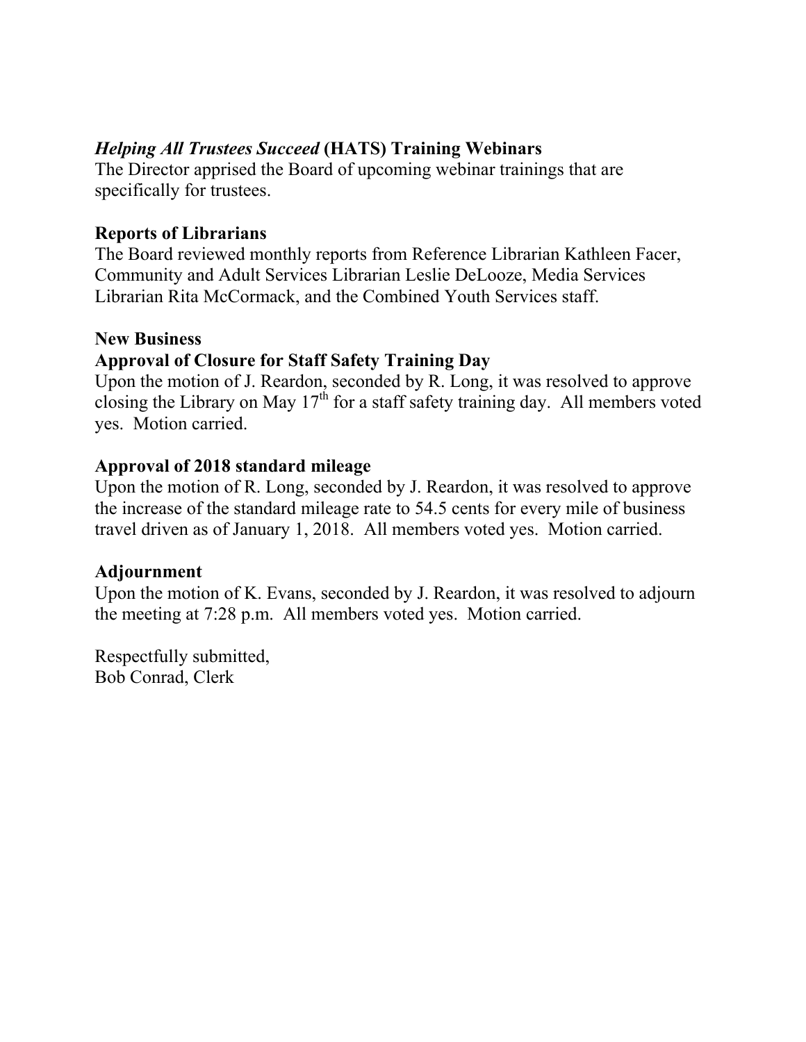### *Helping All Trustees Succeed* (HATS) Training Webinars

The Director apprised the Board of upcoming webinar trainings that are specifically for trustees.

### Reports of Librarians

The Board reviewed monthly reports from Reference Librarian Kathleen Facer, Community and Adult Services Librarian Leslie DeLooze, Media Services Librarian Rita McCormack, and the Combined Youth Services staff.

### New Business

### Approval of Closure for Staff Safety Training Day

Upon the motion of J. Reardon, seconded by R. Long, it was resolved to approve closing the Library on May 17th for a staff safety training day. All members voted yes. Motion carried.

### Approval of 2018 standard mileage

Upon the motion of R. Long, seconded by J. Reardon, it was resolved to approve the increase of the standard mileage rate to 54.5 cents for every mile of business travel driven as of January 1, 2018. All members voted yes. Motion carried.

### Adjournment

Upon the motion of K. Evans, seconded by J. Reardon, it was resolved to adjourn the meeting at 7:28 p.m. All members voted yes. Motion carried.

Respectfully submitted,
Bob Conrad, Clerk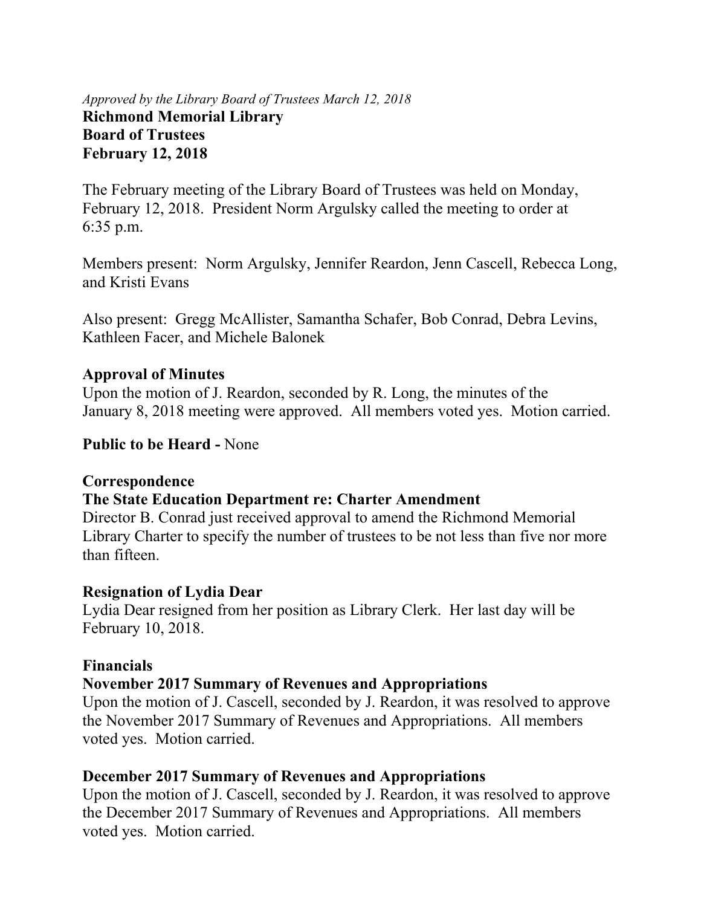*Approved by the Library Board of Trustees March 12, 2018*

**Richmond Memorial Library**
**Board of Trustees**
**February 12, 2018**

The February meeting of the Library Board of Trustees was held on Monday, February 12, 2018. President Norm Argulsky called the meeting to order at 6:35 p.m.

Members present: Norm Argulsky, Jennifer Reardon, Jenn Cascell, Rebecca Long, and Kristi Evans

Also present: Gregg McAllister, Samantha Schafer, Bob Conrad, Debra Levins, Kathleen Facer, and Michele Balonek

**Approval of Minutes**
Upon the motion of J. Reardon, seconded by R. Long, the minutes of the January 8, 2018 meeting were approved. All members voted yes. Motion carried.

**Public to be Heard -** None

**Correspondence**
**The State Education Department re: Charter Amendment**
Director B. Conrad just received approval to amend the Richmond Memorial Library Charter to specify the number of trustees to be not less than five nor more than fifteen.

**Resignation of Lydia Dear**
Lydia Dear resigned from her position as Library Clerk. Her last day will be February 10, 2018.

**Financials**
**November 2017 Summary of Revenues and Appropriations**
Upon the motion of J. Cascell, seconded by J. Reardon, it was resolved to approve the November 2017 Summary of Revenues and Appropriations. All members voted yes. Motion carried.

**December 2017 Summary of Revenues and Appropriations**
Upon the motion of J. Cascell, seconded by J. Reardon, it was resolved to approve the December 2017 Summary of Revenues and Appropriations. All members voted yes. Motion carried.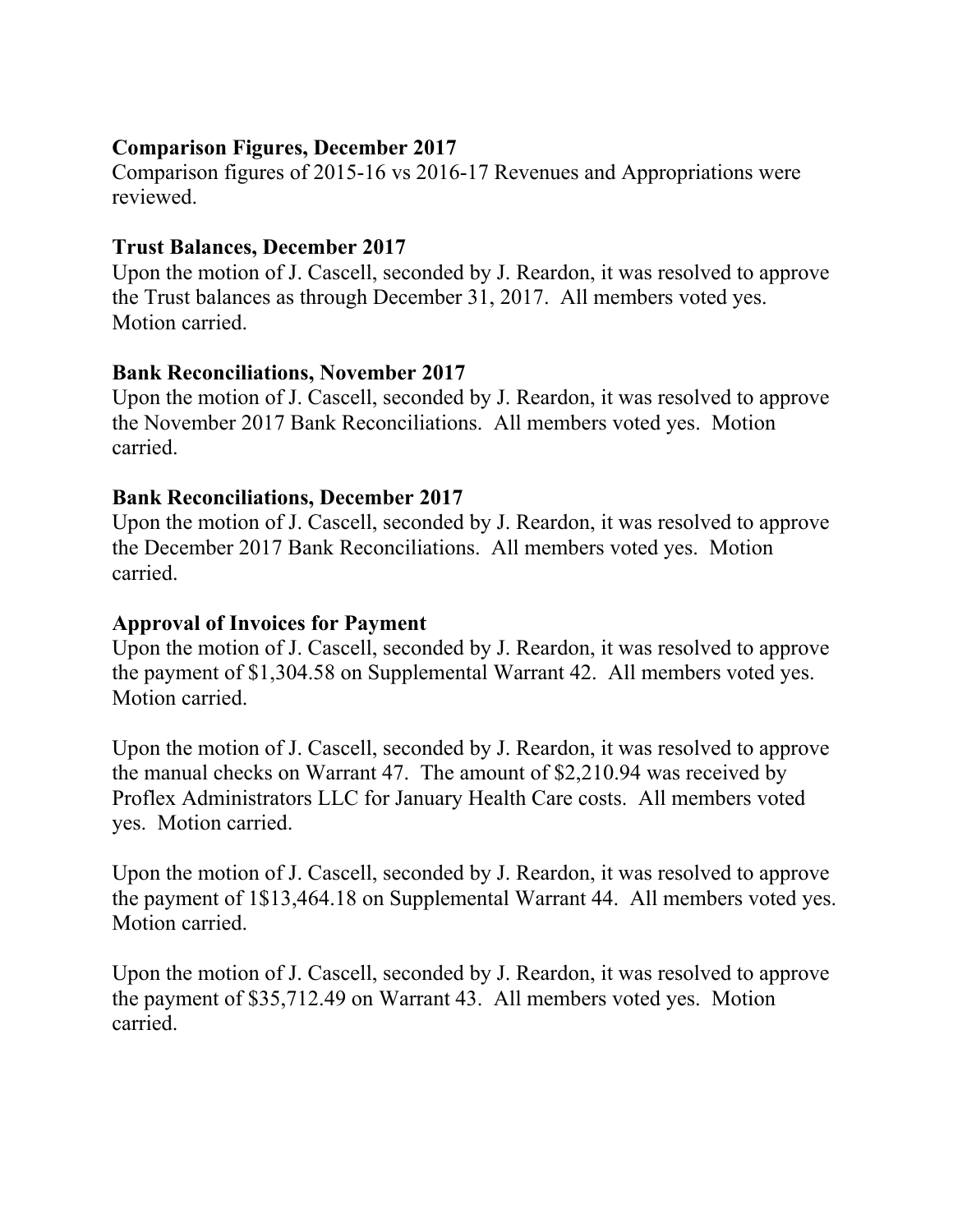**Comparison Figures, December 2017**

Comparison figures of 2015-16 vs 2016-17 Revenues and Appropriations were reviewed.

**Trust Balances, December 2017**

Upon the motion of J. Cascell, seconded by J. Reardon, it was resolved to approve the Trust balances as through December 31, 2017. All members voted yes. Motion carried.

**Bank Reconciliations, November 2017**

Upon the motion of J. Cascell, seconded by J. Reardon, it was resolved to approve the November 2017 Bank Reconciliations. All members voted yes. Motion carried.

**Bank Reconciliations, December 2017**

Upon the motion of J. Cascell, seconded by J. Reardon, it was resolved to approve the December 2017 Bank Reconciliations. All members voted yes. Motion carried.

**Approval of Invoices for Payment**

Upon the motion of J. Cascell, seconded by J. Reardon, it was resolved to approve the payment of $1,304.58 on Supplemental Warrant 42. All members voted yes. Motion carried.

Upon the motion of J. Cascell, seconded by J. Reardon, it was resolved to approve the manual checks on Warrant 47. The amount of $2,210.94 was received by Proflex Administrators LLC for January Health Care costs. All members voted yes. Motion carried.

Upon the motion of J. Cascell, seconded by J. Reardon, it was resolved to approve the payment of 1$13,464.18 on Supplemental Warrant 44. All members voted yes. Motion carried.

Upon the motion of J. Cascell, seconded by J. Reardon, it was resolved to approve the payment of $35,712.49 on Warrant 43. All members voted yes. Motion carried.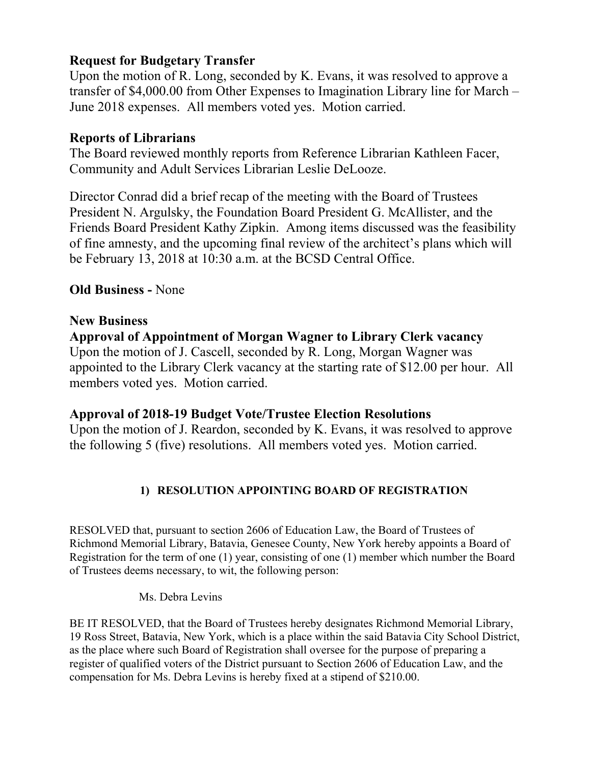**Request for Budgetary Transfer**
Upon the motion of R. Long, seconded by K. Evans, it was resolved to approve a transfer of $4,000.00 from Other Expenses to Imagination Library line for March – June 2018 expenses. All members voted yes. Motion carried.

**Reports of Librarians**
The Board reviewed monthly reports from Reference Librarian Kathleen Facer, Community and Adult Services Librarian Leslie DeLooze.

Director Conrad did a brief recap of the meeting with the Board of Trustees President N. Argulsky, the Foundation Board President G. McAllister, and the Friends Board President Kathy Zipkin. Among items discussed was the feasibility of fine amnesty, and the upcoming final review of the architect's plans which will be February 13, 2018 at 10:30 a.m. at the BCSD Central Office.

**Old Business -** None

**New Business**

**Approval of Appointment of Morgan Wagner to Library Clerk vacancy**
Upon the motion of J. Cascell, seconded by R. Long, Morgan Wagner was appointed to the Library Clerk vacancy at the starting rate of $12.00 per hour. All members voted yes. Motion carried.

**Approval of 2018-19 Budget Vote/Trustee Election Resolutions**
Upon the motion of J. Reardon, seconded by K. Evans, it was resolved to approve the following 5 (five) resolutions. All members voted yes. Motion carried.

**1) RESOLUTION APPOINTING BOARD OF REGISTRATION**

RESOLVED that, pursuant to section 2606 of Education Law, the Board of Trustees of Richmond Memorial Library, Batavia, Genesee County, New York hereby appoints a Board of Registration for the term of one (1) year, consisting of one (1) member which number the Board of Trustees deems necessary, to wit, the following person:

Ms. Debra Levins

BE IT RESOLVED, that the Board of Trustees hereby designates Richmond Memorial Library, 19 Ross Street, Batavia, New York, which is a place within the said Batavia City School District, as the place where such Board of Registration shall oversee for the purpose of preparing a register of qualified voters of the District pursuant to Section 2606 of Education Law, and the compensation for Ms. Debra Levins is hereby fixed at a stipend of $210.00.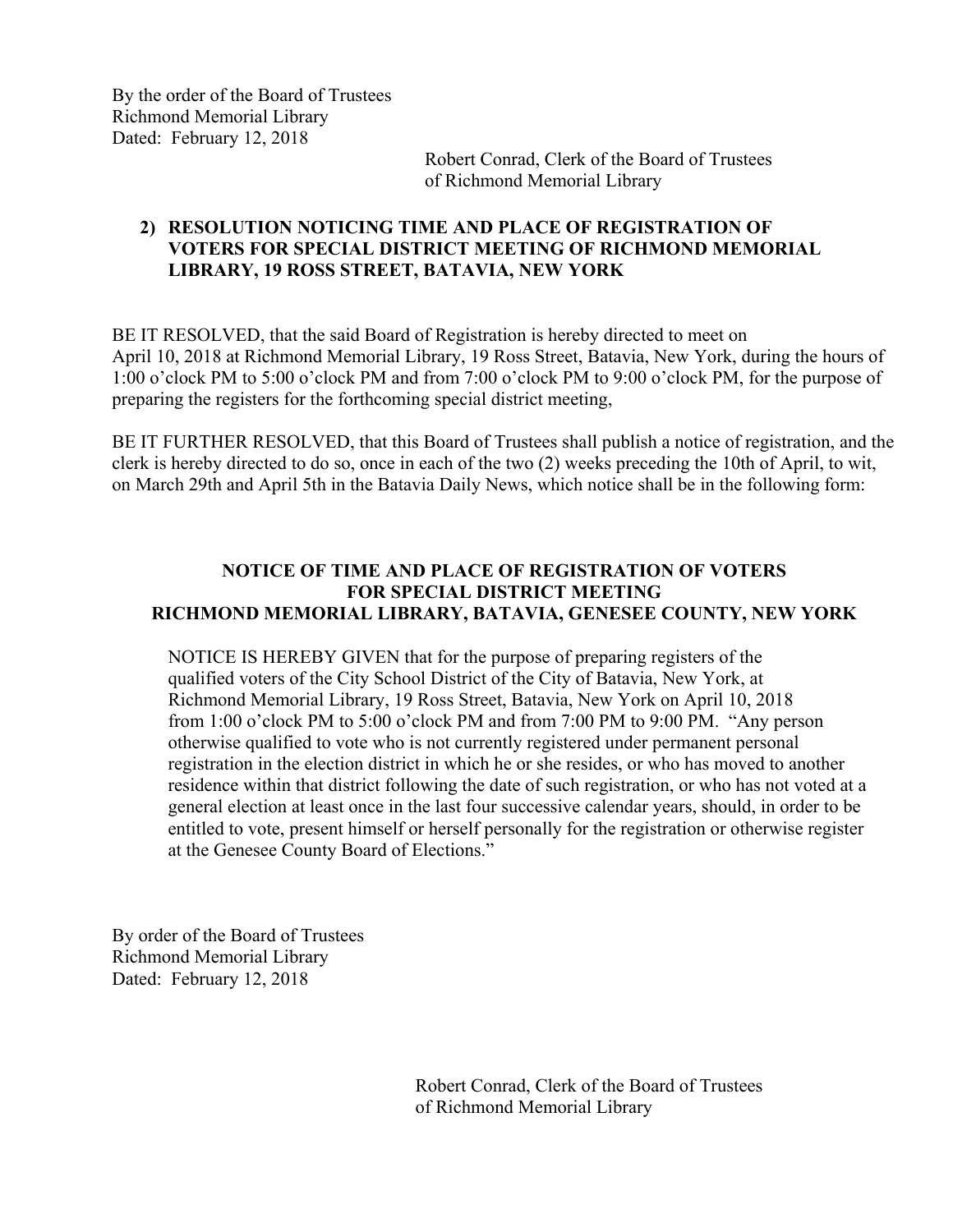By the order of the Board of Trustees
Richmond Memorial Library
Dated: February 12, 2018

Robert Conrad, Clerk of the Board of Trustees
of Richmond Memorial Library

**2) RESOLUTION NOTICING TIME AND PLACE OF REGISTRATION OF VOTERS FOR SPECIAL DISTRICT MEETING OF RICHMOND MEMORIAL LIBRARY, 19 ROSS STREET, BATAVIA, NEW YORK**

BE IT RESOLVED, that the said Board of Registration is hereby directed to meet on April 10, 2018 at Richmond Memorial Library, 19 Ross Street, Batavia, New York, during the hours of 1:00 o'clock PM to 5:00 o'clock PM and from 7:00 o'clock PM to 9:00 o'clock PM, for the purpose of preparing the registers for the forthcoming special district meeting,

BE IT FURTHER RESOLVED, that this Board of Trustees shall publish a notice of registration, and the clerk is hereby directed to do so, once in each of the two (2) weeks preceding the 10th of April, to wit, on March 29th and April 5th in the Batavia Daily News, which notice shall be in the following form:

**NOTICE OF TIME AND PLACE OF REGISTRATION OF VOTERS FOR SPECIAL DISTRICT MEETING RICHMOND MEMORIAL LIBRARY, BATAVIA, GENESEE COUNTY, NEW YORK**

NOTICE IS HEREBY GIVEN that for the purpose of preparing registers of the qualified voters of the City School District of the City of Batavia, New York, at Richmond Memorial Library, 19 Ross Street, Batavia, New York on April 10, 2018 from 1:00 o'clock PM to 5:00 o'clock PM and from 7:00 PM to 9:00 PM. "Any person otherwise qualified to vote who is not currently registered under permanent personal registration in the election district in which he or she resides, or who has moved to another residence within that district following the date of such registration, or who has not voted at a general election at least once in the last four successive calendar years, should, in order to be entitled to vote, present himself or herself personally for the registration or otherwise register at the Genesee County Board of Elections."

By order of the Board of Trustees
Richmond Memorial Library
Dated: February 12, 2018

Robert Conrad, Clerk of the Board of Trustees
of Richmond Memorial Library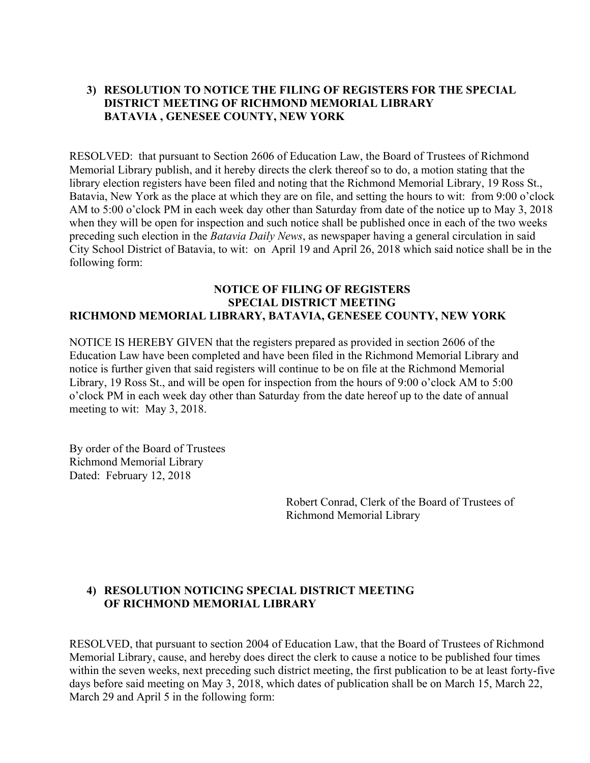### 3) RESOLUTION TO NOTICE THE FILING OF REGISTERS FOR THE SPECIAL DISTRICT MEETING OF RICHMOND MEMORIAL LIBRARY BATAVIA , GENESEE COUNTY, NEW YORK

RESOLVED: that pursuant to Section 2606 of Education Law, the Board of Trustees of Richmond Memorial Library publish, and it hereby directs the clerk thereof so to do, a motion stating that the library election registers have been filed and noting that the Richmond Memorial Library, 19 Ross St., Batavia, New York as the place at which they are on file, and setting the hours to wit: from 9:00 o'clock AM to 5:00 o'clock PM in each week day other than Saturday from date of the notice up to May 3, 2018 when they will be open for inspection and such notice shall be published once in each of the two weeks preceding such election in the *Batavia Daily News*, as newspaper having a general circulation in said City School District of Batavia, to wit: on April 19 and April 26, 2018 which said notice shall be in the following form:

**NOTICE OF FILING OF REGISTERS**
**SPECIAL DISTRICT MEETING**
**RICHMOND MEMORIAL LIBRARY, BATAVIA, GENESEE COUNTY, NEW YORK**

NOTICE IS HEREBY GIVEN that the registers prepared as provided in section 2606 of the Education Law have been completed and have been filed in the Richmond Memorial Library and notice is further given that said registers will continue to be on file at the Richmond Memorial Library, 19 Ross St., and will be open for inspection from the hours of 9:00 o'clock AM to 5:00 o'clock PM in each week day other than Saturday from the date hereof up to the date of annual meeting to wit: May 3, 2018.

By order of the Board of Trustees
Richmond Memorial Library
Dated: February 12, 2018

Robert Conrad, Clerk of the Board of Trustees of
Richmond Memorial Library

### 4) RESOLUTION NOTICING SPECIAL DISTRICT MEETING OF RICHMOND MEMORIAL LIBRARY

RESOLVED, that pursuant to section 2004 of Education Law, that the Board of Trustees of Richmond Memorial Library, cause, and hereby does direct the clerk to cause a notice to be published four times within the seven weeks, next preceding such district meeting, the first publication to be at least forty-five days before said meeting on May 3, 2018, which dates of publication shall be on March 15, March 22, March 29 and April 5 in the following form: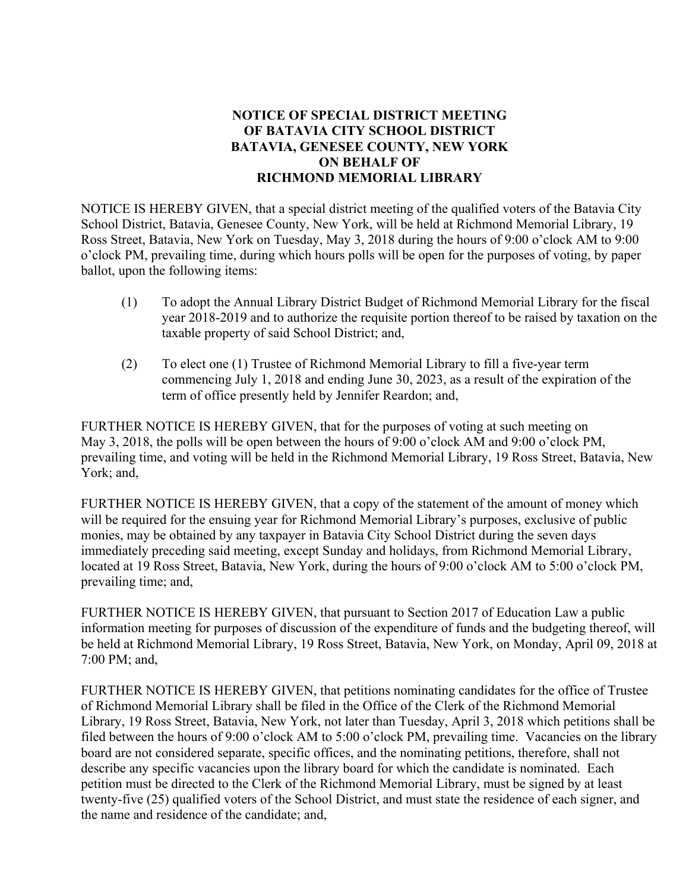**NOTICE OF SPECIAL DISTRICT MEETING**
**OF BATAVIA CITY SCHOOL DISTRICT**
**BATAVIA, GENESEE COUNTY, NEW YORK**
**ON BEHALF OF**
**RICHMOND MEMORIAL LIBRARY**

NOTICE IS HEREBY GIVEN, that a special district meeting of the qualified voters of the Batavia City School District, Batavia, Genesee County, New York, will be held at Richmond Memorial Library, 19 Ross Street, Batavia, New York on Tuesday, May 3, 2018 during the hours of 9:00 o'clock AM to 9:00 o'clock PM, prevailing time, during which hours polls will be open for the purposes of voting, by paper ballot, upon the following items:

(1) To adopt the Annual Library District Budget of Richmond Memorial Library for the fiscal year 2018-2019 and to authorize the requisite portion thereof to be raised by taxation on the taxable property of said School District; and,

(2) To elect one (1) Trustee of Richmond Memorial Library to fill a five-year term commencing July 1, 2018 and ending June 30, 2023, as a result of the expiration of the term of office presently held by Jennifer Reardon; and,

FURTHER NOTICE IS HEREBY GIVEN, that for the purposes of voting at such meeting on May 3, 2018, the polls will be open between the hours of 9:00 o'clock AM and 9:00 o'clock PM, prevailing time, and voting will be held in the Richmond Memorial Library, 19 Ross Street, Batavia, New York; and,

FURTHER NOTICE IS HEREBY GIVEN, that a copy of the statement of the amount of money which will be required for the ensuing year for Richmond Memorial Library's purposes, exclusive of public monies, may be obtained by any taxpayer in Batavia City School District during the seven days immediately preceding said meeting, except Sunday and holidays, from Richmond Memorial Library, located at 19 Ross Street, Batavia, New York, during the hours of 9:00 o'clock AM to 5:00 o'clock PM, prevailing time; and,

FURTHER NOTICE IS HEREBY GIVEN, that pursuant to Section 2017 of Education Law a public information meeting for purposes of discussion of the expenditure of funds and the budgeting thereof, will be held at Richmond Memorial Library, 19 Ross Street, Batavia, New York, on Monday, April 09, 2018 at 7:00 PM; and,

FURTHER NOTICE IS HEREBY GIVEN, that petitions nominating candidates for the office of Trustee of Richmond Memorial Library shall be filed in the Office of the Clerk of the Richmond Memorial Library, 19 Ross Street, Batavia, New York, not later than Tuesday, April 3, 2018 which petitions shall be filed between the hours of 9:00 o'clock AM to 5:00 o'clock PM, prevailing time. Vacancies on the library board are not considered separate, specific offices, and the nominating petitions, therefore, shall not describe any specific vacancies upon the library board for which the candidate is nominated. Each petition must be directed to the Clerk of the Richmond Memorial Library, must be signed by at least twenty-five (25) qualified voters of the School District, and must state the residence of each signer, and the name and residence of the candidate; and,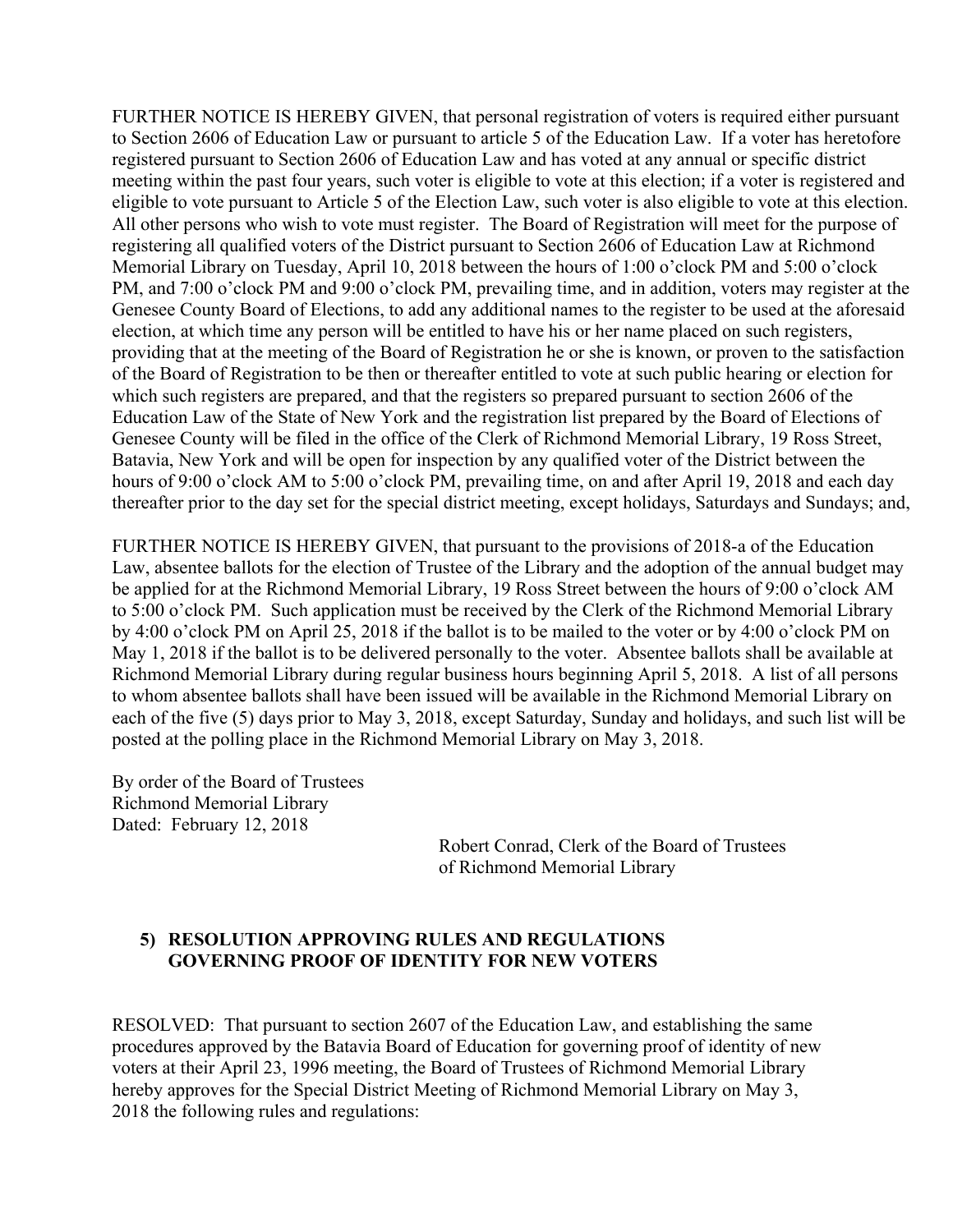FURTHER NOTICE IS HEREBY GIVEN, that personal registration of voters is required either pursuant to Section 2606 of Education Law or pursuant to article 5 of the Education Law. If a voter has heretofore registered pursuant to Section 2606 of Education Law and has voted at any annual or specific district meeting within the past four years, such voter is eligible to vote at this election; if a voter is registered and eligible to vote pursuant to Article 5 of the Election Law, such voter is also eligible to vote at this election. All other persons who wish to vote must register. The Board of Registration will meet for the purpose of registering all qualified voters of the District pursuant to Section 2606 of Education Law at Richmond Memorial Library on Tuesday, April 10, 2018 between the hours of 1:00 o'clock PM and 5:00 o'clock PM, and 7:00 o'clock PM and 9:00 o'clock PM, prevailing time, and in addition, voters may register at the Genesee County Board of Elections, to add any additional names to the register to be used at the aforesaid election, at which time any person will be entitled to have his or her name placed on such registers, providing that at the meeting of the Board of Registration he or she is known, or proven to the satisfaction of the Board of Registration to be then or thereafter entitled to vote at such public hearing or election for which such registers are prepared, and that the registers so prepared pursuant to section 2606 of the Education Law of the State of New York and the registration list prepared by the Board of Elections of Genesee County will be filed in the office of the Clerk of Richmond Memorial Library, 19 Ross Street, Batavia, New York and will be open for inspection by any qualified voter of the District between the hours of 9:00 o'clock AM to 5:00 o'clock PM, prevailing time, on and after April 19, 2018 and each day thereafter prior to the day set for the special district meeting, except holidays, Saturdays and Sundays; and,

FURTHER NOTICE IS HEREBY GIVEN, that pursuant to the provisions of 2018-a of the Education Law, absentee ballots for the election of Trustee of the Library and the adoption of the annual budget may be applied for at the Richmond Memorial Library, 19 Ross Street between the hours of 9:00 o'clock AM to 5:00 o'clock PM. Such application must be received by the Clerk of the Richmond Memorial Library by 4:00 o'clock PM on April 25, 2018 if the ballot is to be mailed to the voter or by 4:00 o'clock PM on May 1, 2018 if the ballot is to be delivered personally to the voter. Absentee ballots shall be available at Richmond Memorial Library during regular business hours beginning April 5, 2018. A list of all persons to whom absentee ballots shall have been issued will be available in the Richmond Memorial Library on each of the five (5) days prior to May 3, 2018, except Saturday, Sunday and holidays, and such list will be posted at the polling place in the Richmond Memorial Library on May 3, 2018.

By order of the Board of Trustees
Richmond Memorial Library
Dated: February 12, 2018

Robert Conrad, Clerk of the Board of Trustees
of Richmond Memorial Library

### 5) RESOLUTION APPROVING RULES AND REGULATIONS GOVERNING PROOF OF IDENTITY FOR NEW VOTERS

RESOLVED: That pursuant to section 2607 of the Education Law, and establishing the same procedures approved by the Batavia Board of Education for governing proof of identity of new voters at their April 23, 1996 meeting, the Board of Trustees of Richmond Memorial Library hereby approves for the Special District Meeting of Richmond Memorial Library on May 3, 2018 the following rules and regulations: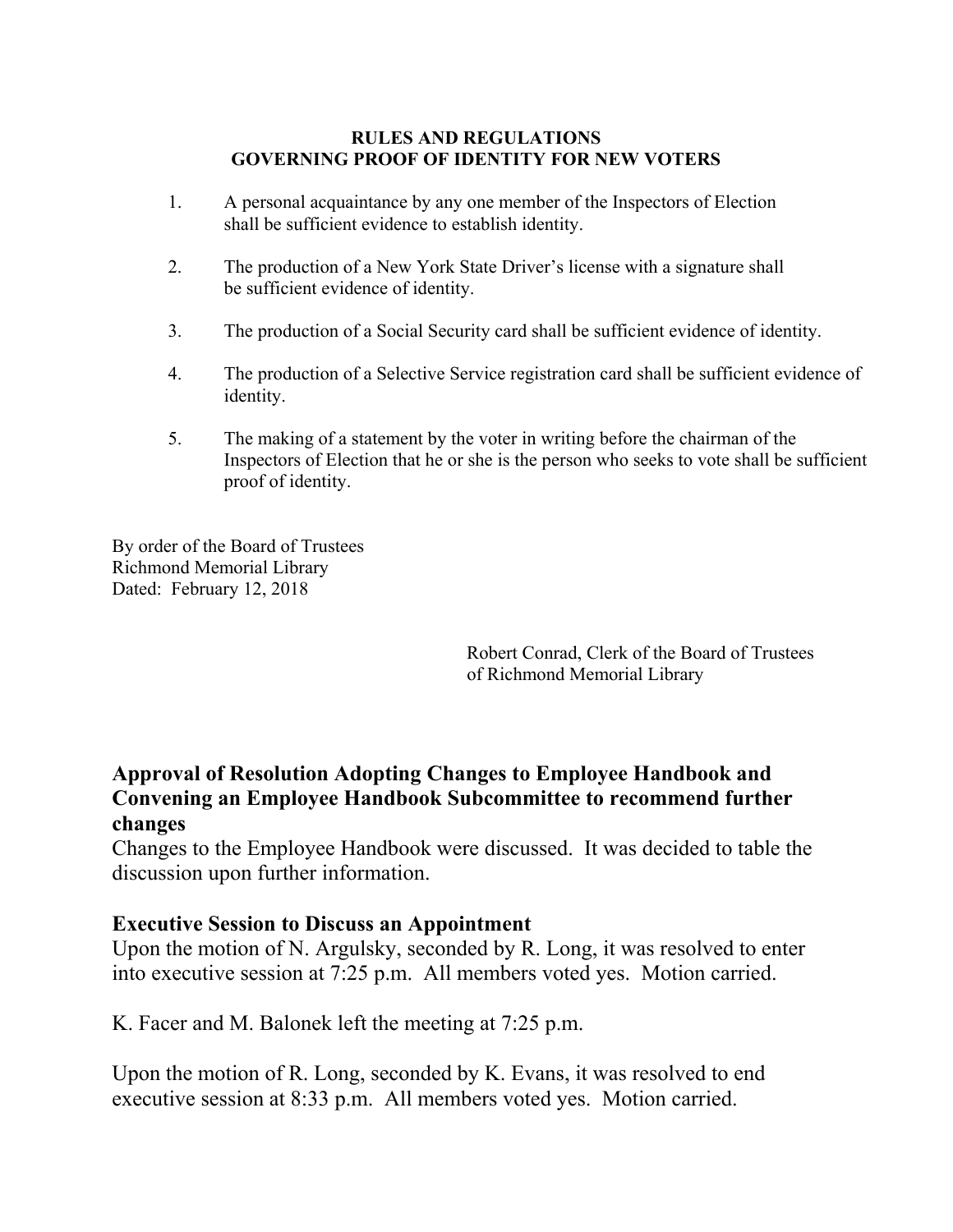**RULES AND REGULATIONS**
**GOVERNING PROOF OF IDENTITY FOR NEW VOTERS**

1. A personal acquaintance by any one member of the Inspectors of Election shall be sufficient evidence to establish identity.

2. The production of a New York State Driver's license with a signature shall be sufficient evidence of identity.

3. The production of a Social Security card shall be sufficient evidence of identity.

4. The production of a Selective Service registration card shall be sufficient evidence of identity.

5. The making of a statement by the voter in writing before the chairman of the Inspectors of Election that he or she is the person who seeks to vote shall be sufficient proof of identity.

By order of the Board of Trustees
Richmond Memorial Library
Dated: February 12, 2018

Robert Conrad, Clerk of the Board of Trustees
of Richmond Memorial Library

## Approval of Resolution Adopting Changes to Employee Handbook and Convening an Employee Handbook Subcommittee to recommend further changes

Changes to the Employee Handbook were discussed. It was decided to table the discussion upon further information.

## Executive Session to Discuss an Appointment

Upon the motion of N. Argulsky, seconded by R. Long, it was resolved to enter into executive session at 7:25 p.m. All members voted yes. Motion carried.

K. Facer and M. Balonek left the meeting at 7:25 p.m.

Upon the motion of R. Long, seconded by K. Evans, it was resolved to end executive session at 8:33 p.m. All members voted yes. Motion carried.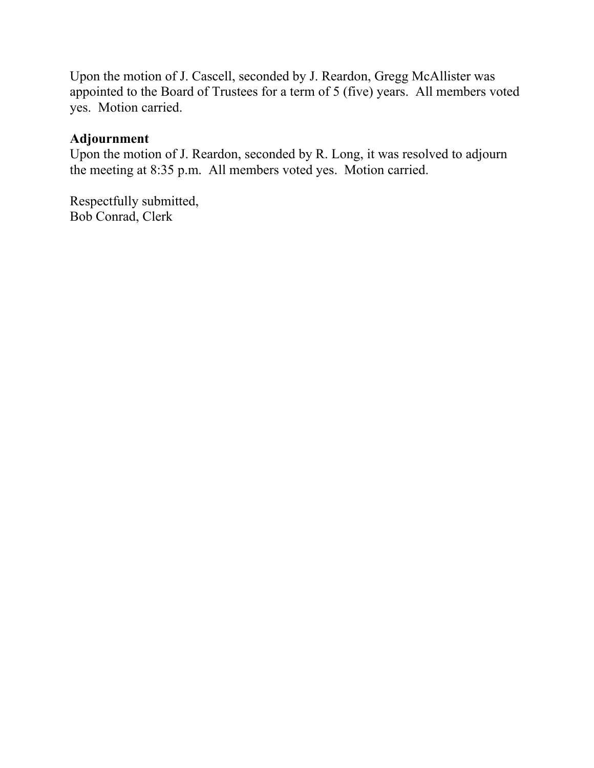Upon the motion of J. Cascell, seconded by J. Reardon, Gregg McAllister was appointed to the Board of Trustees for a term of 5 (five) years. All members voted yes. Motion carried.

**Adjournment**

Upon the motion of J. Reardon, seconded by R. Long, it was resolved to adjourn the meeting at 8:35 p.m. All members voted yes. Motion carried.

Respectfully submitted,
Bob Conrad, Clerk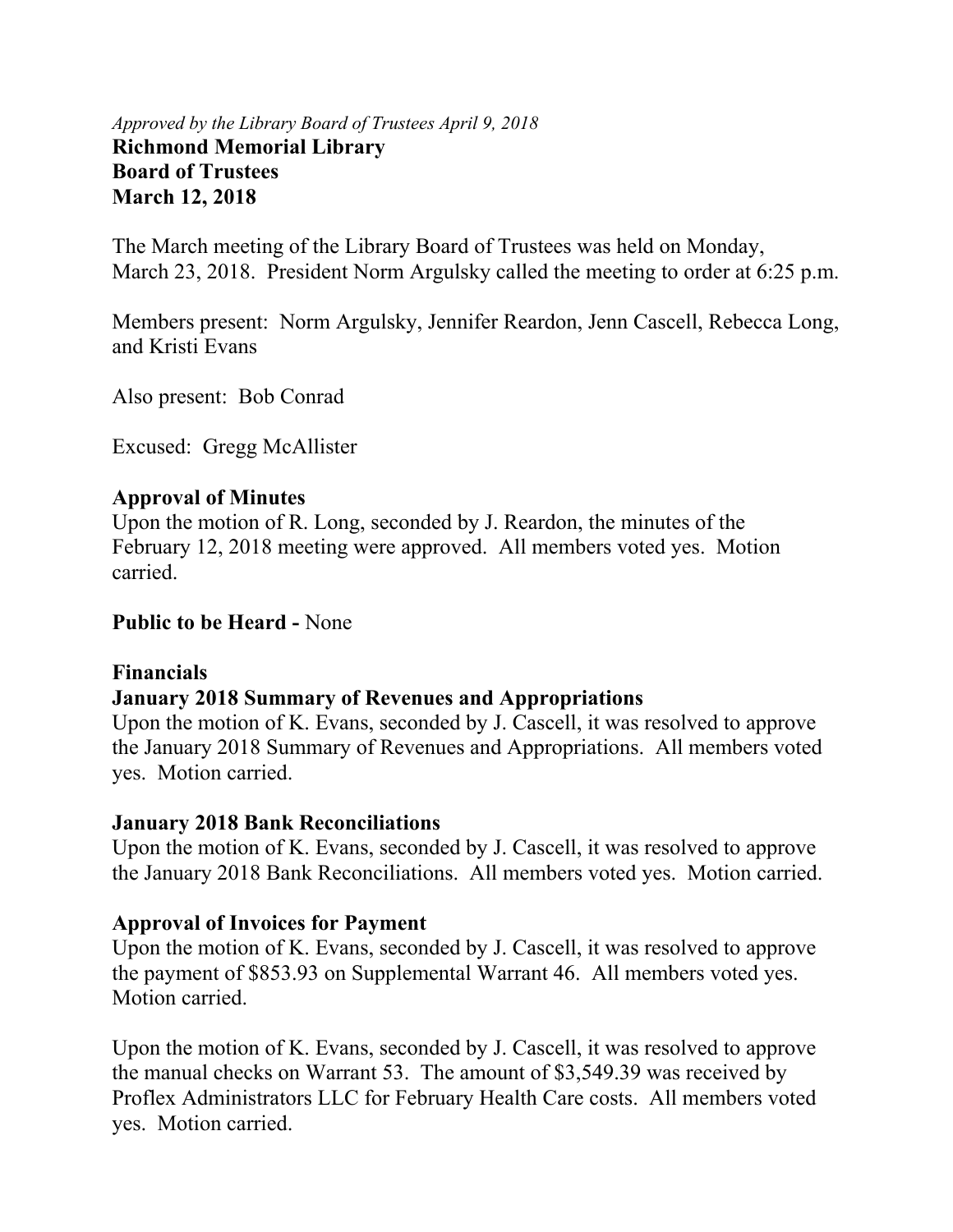*Approved by the Library Board of Trustees April 9, 2018*

**Richmond Memorial Library**
**Board of Trustees**
**March 12, 2018**

The March meeting of the Library Board of Trustees was held on Monday, March 23, 2018. President Norm Argulsky called the meeting to order at 6:25 p.m.

Members present: Norm Argulsky, Jennifer Reardon, Jenn Cascell, Rebecca Long, and Kristi Evans

Also present: Bob Conrad

Excused: Gregg McAllister

**Approval of Minutes**

Upon the motion of R. Long, seconded by J. Reardon, the minutes of the February 12, 2018 meeting were approved. All members voted yes. Motion carried.

**Public to be Heard -** None

**Financials**

**January 2018 Summary of Revenues and Appropriations**

Upon the motion of K. Evans, seconded by J. Cascell, it was resolved to approve the January 2018 Summary of Revenues and Appropriations. All members voted yes. Motion carried.

**January 2018 Bank Reconciliations**

Upon the motion of K. Evans, seconded by J. Cascell, it was resolved to approve the January 2018 Bank Reconciliations. All members voted yes. Motion carried.

**Approval of Invoices for Payment**

Upon the motion of K. Evans, seconded by J. Cascell, it was resolved to approve the payment of $853.93 on Supplemental Warrant 46. All members voted yes. Motion carried.

Upon the motion of K. Evans, seconded by J. Cascell, it was resolved to approve the manual checks on Warrant 53. The amount of $3,549.39 was received by Proflex Administrators LLC for February Health Care costs. All members voted yes. Motion carried.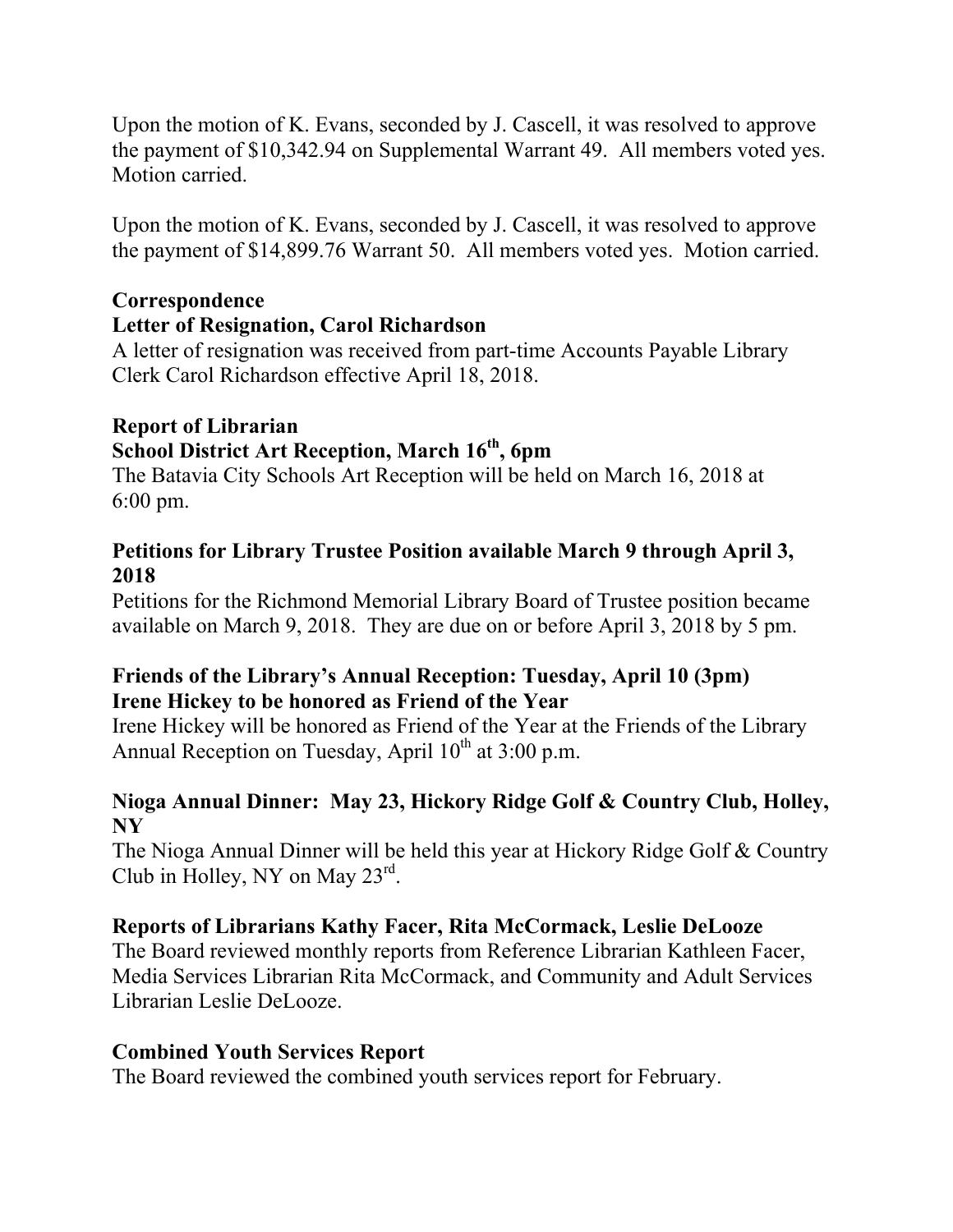Upon the motion of K. Evans, seconded by J. Cascell, it was resolved to approve the payment of $10,342.94 on Supplemental Warrant 49. All members voted yes. Motion carried.

Upon the motion of K. Evans, seconded by J. Cascell, it was resolved to approve the payment of $14,899.76 Warrant 50. All members voted yes. Motion carried.

**Correspondence**

**Letter of Resignation, Carol Richardson**

A letter of resignation was received from part-time Accounts Payable Library Clerk Carol Richardson effective April 18, 2018.

**Report of Librarian**

**School District Art Reception, March 16th, 6pm**

The Batavia City Schools Art Reception will be held on March 16, 2018 at 6:00 pm.

**Petitions for Library Trustee Position available March 9 through April 3, 2018**

Petitions for the Richmond Memorial Library Board of Trustee position became available on March 9, 2018. They are due on or before April 3, 2018 by 5 pm.

**Friends of the Library's Annual Reception: Tuesday, April 10 (3pm)**
**Irene Hickey to be honored as Friend of the Year**

Irene Hickey will be honored as Friend of the Year at the Friends of the Library Annual Reception on Tuesday, April 10th at 3:00 p.m.

**Nioga Annual Dinner: May 23, Hickory Ridge Golf & Country Club, Holley, NY**

The Nioga Annual Dinner will be held this year at Hickory Ridge Golf & Country Club in Holley, NY on May 23rd.

**Reports of Librarians Kathy Facer, Rita McCormack, Leslie DeLooze**

The Board reviewed monthly reports from Reference Librarian Kathleen Facer, Media Services Librarian Rita McCormack, and Community and Adult Services Librarian Leslie DeLooze.

**Combined Youth Services Report**

The Board reviewed the combined youth services report for February.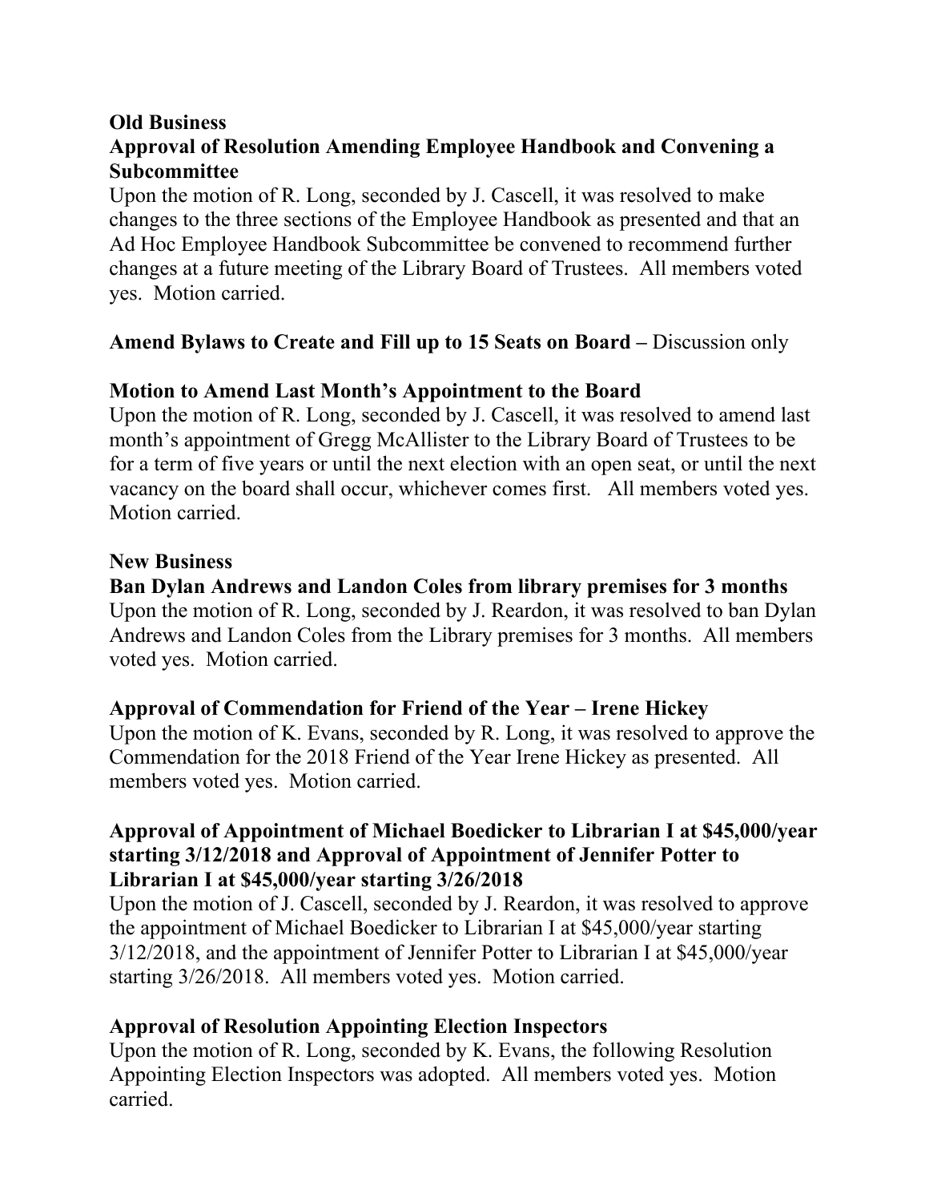**Old Business**

**Approval of Resolution Amending Employee Handbook and Convening a Subcommittee**

Upon the motion of R. Long, seconded by J. Cascell, it was resolved to make changes to the three sections of the Employee Handbook as presented and that an Ad Hoc Employee Handbook Subcommittee be convened to recommend further changes at a future meeting of the Library Board of Trustees. All members voted yes. Motion carried.

**Amend Bylaws to Create and Fill up to 15 Seats on Board –** Discussion only

**Motion to Amend Last Month's Appointment to the Board**

Upon the motion of R. Long, seconded by J. Cascell, it was resolved to amend last month's appointment of Gregg McAllister to the Library Board of Trustees to be for a term of five years or until the next election with an open seat, or until the next vacancy on the board shall occur, whichever comes first. All members voted yes. Motion carried.

**New Business**

**Ban Dylan Andrews and Landon Coles from library premises for 3 months**

Upon the motion of R. Long, seconded by J. Reardon, it was resolved to ban Dylan Andrews and Landon Coles from the Library premises for 3 months. All members voted yes. Motion carried.

**Approval of Commendation for Friend of the Year – Irene Hickey**

Upon the motion of K. Evans, seconded by R. Long, it was resolved to approve the Commendation for the 2018 Friend of the Year Irene Hickey as presented. All members voted yes. Motion carried.

**Approval of Appointment of Michael Boedicker to Librarian I at $45,000/year starting 3/12/2018 and Approval of Appointment of Jennifer Potter to Librarian I at $45,000/year starting 3/26/2018**

Upon the motion of J. Cascell, seconded by J. Reardon, it was resolved to approve the appointment of Michael Boedicker to Librarian I at $45,000/year starting 3/12/2018, and the appointment of Jennifer Potter to Librarian I at $45,000/year starting 3/26/2018. All members voted yes. Motion carried.

**Approval of Resolution Appointing Election Inspectors**

Upon the motion of R. Long, seconded by K. Evans, the following Resolution Appointing Election Inspectors was adopted. All members voted yes. Motion carried.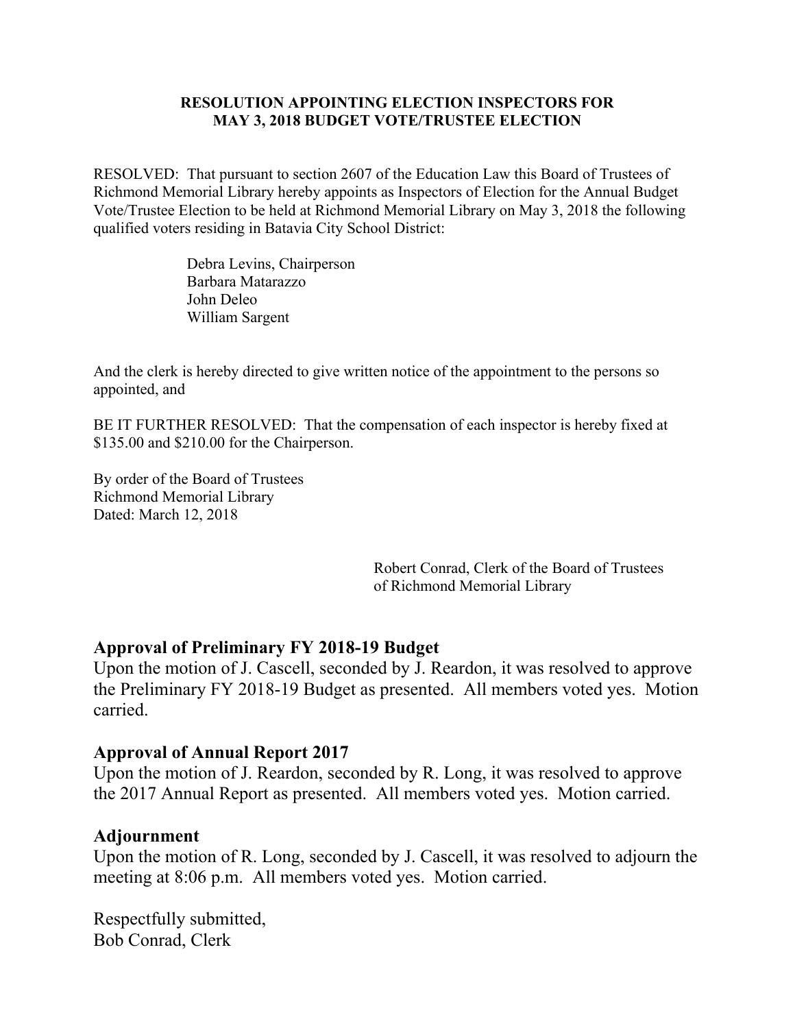**RESOLUTION APPOINTING ELECTION INSPECTORS FOR MAY 3, 2018 BUDGET VOTE/TRUSTEE ELECTION**

RESOLVED: That pursuant to section 2607 of the Education Law this Board of Trustees of Richmond Memorial Library hereby appoints as Inspectors of Election for the Annual Budget Vote/Trustee Election to be held at Richmond Memorial Library on May 3, 2018 the following qualified voters residing in Batavia City School District:

Debra Levins, Chairperson
Barbara Matarazzo
John Deleo
William Sargent

And the clerk is hereby directed to give written notice of the appointment to the persons so appointed, and

BE IT FURTHER RESOLVED: That the compensation of each inspector is hereby fixed at $135.00 and $210.00 for the Chairperson.

By order of the Board of Trustees
Richmond Memorial Library
Dated: March 12, 2018

Robert Conrad, Clerk of the Board of Trustees
of Richmond Memorial Library

## Approval of Preliminary FY 2018-19 Budget

Upon the motion of J. Cascell, seconded by J. Reardon, it was resolved to approve the Preliminary FY 2018-19 Budget as presented. All members voted yes. Motion carried.

## Approval of Annual Report 2017

Upon the motion of J. Reardon, seconded by R. Long, it was resolved to approve the 2017 Annual Report as presented. All members voted yes. Motion carried.

## Adjournment

Upon the motion of R. Long, seconded by J. Cascell, it was resolved to adjourn the meeting at 8:06 p.m. All members voted yes. Motion carried.

Respectfully submitted,
Bob Conrad, Clerk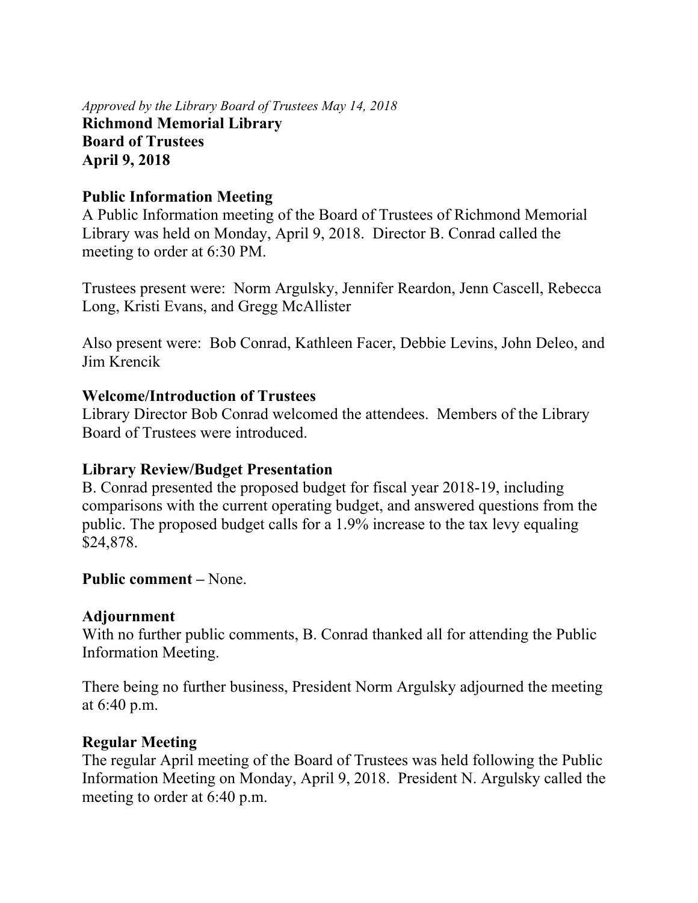*Approved by the Library Board of Trustees May 14, 2018*

**Richmond Memorial Library**
**Board of Trustees**
**April 9, 2018**

**Public Information Meeting**

A Public Information meeting of the Board of Trustees of Richmond Memorial Library was held on Monday, April 9, 2018. Director B. Conrad called the meeting to order at 6:30 PM.

Trustees present were: Norm Argulsky, Jennifer Reardon, Jenn Cascell, Rebecca Long, Kristi Evans, and Gregg McAllister

Also present were: Bob Conrad, Kathleen Facer, Debbie Levins, John Deleo, and Jim Krencik

**Welcome/Introduction of Trustees**

Library Director Bob Conrad welcomed the attendees. Members of the Library Board of Trustees were introduced.

**Library Review/Budget Presentation**

B. Conrad presented the proposed budget for fiscal year 2018-19, including comparisons with the current operating budget, and answered questions from the public. The proposed budget calls for a 1.9% increase to the tax levy equaling $24,878.

**Public comment –** None.

**Adjournment**

With no further public comments, B. Conrad thanked all for attending the Public Information Meeting.

There being no further business, President Norm Argulsky adjourned the meeting at 6:40 p.m.

**Regular Meeting**

The regular April meeting of the Board of Trustees was held following the Public Information Meeting on Monday, April 9, 2018. President N. Argulsky called the meeting to order at 6:40 p.m.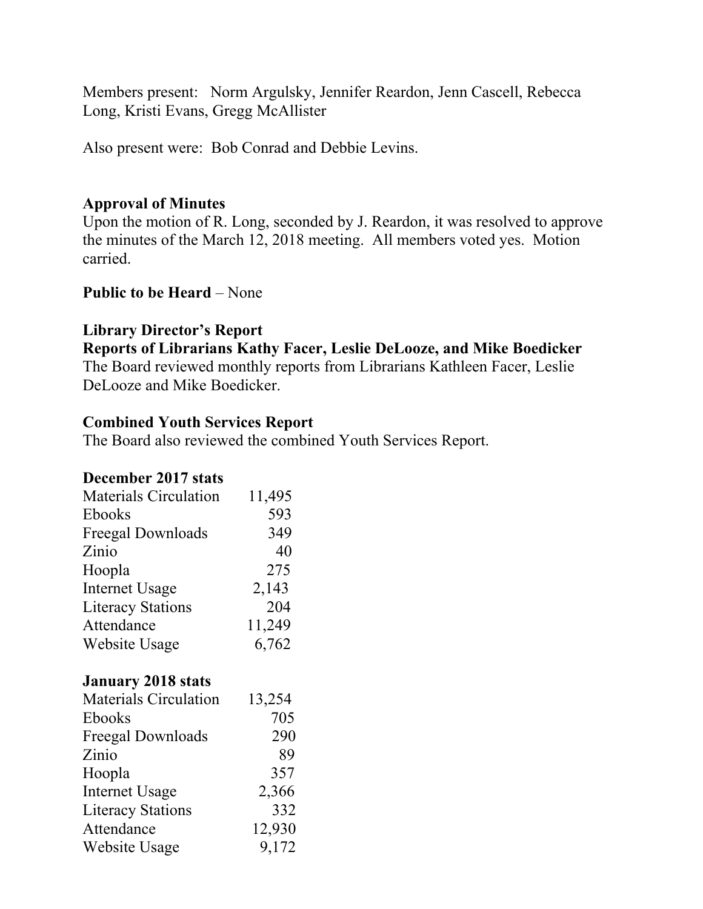Members present: Norm Argulsky, Jennifer Reardon, Jenn Cascell, Rebecca Long, Kristi Evans, Gregg McAllister

Also present were: Bob Conrad and Debbie Levins.

**Approval of Minutes**
Upon the motion of R. Long, seconded by J. Reardon, it was resolved to approve the minutes of the March 12, 2018 meeting. All members voted yes. Motion carried.

**Public to be Heard** – None

**Library Director's Report**
**Reports of Librarians Kathy Facer, Leslie DeLooze, and Mike Boedicker**
The Board reviewed monthly reports from Librarians Kathleen Facer, Leslie DeLooze and Mike Boedicker.

**Combined Youth Services Report**
The Board also reviewed the combined Youth Services Report.

**December 2017 stats**

| | |
|---|---:|
| Materials Circulation | 11,495 |
| Ebooks | 593 |
| Freegal Downloads | 349 |
| Zinio | 40 |
| Hoopla | 275 |
| Internet Usage | 2,143 |
| Literacy Stations | 204 |
| Attendance | 11,249 |
| Website Usage | 6,762 |

**January 2018 stats**

| | |
|---|---:|
| Materials Circulation | 13,254 |
| Ebooks | 705 |
| Freegal Downloads | 290 |
| Zinio | 89 |
| Hoopla | 357 |
| Internet Usage | 2,366 |
| Literacy Stations | 332 |
| Attendance | 12,930 |
| Website Usage | 9,172 |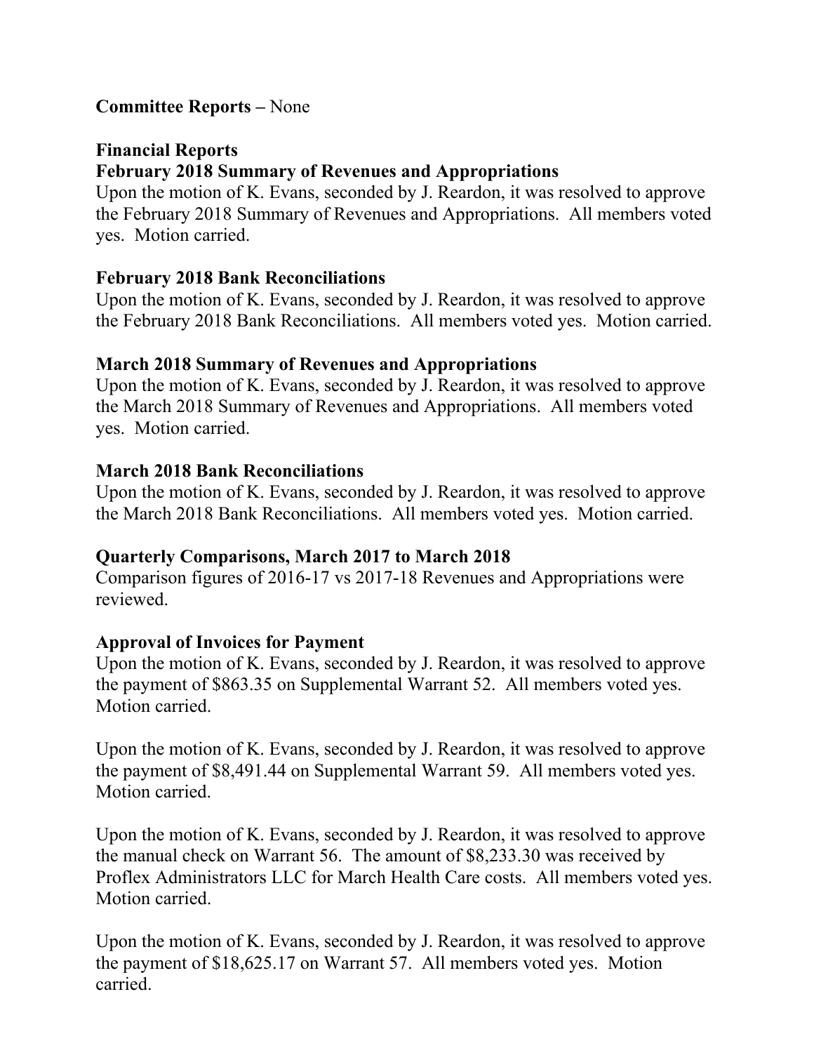**Committee Reports –** None

**Financial Reports**

**February 2018 Summary of Revenues and Appropriations**

Upon the motion of K. Evans, seconded by J. Reardon, it was resolved to approve the February 2018 Summary of Revenues and Appropriations. All members voted yes. Motion carried.

**February 2018 Bank Reconciliations**

Upon the motion of K. Evans, seconded by J. Reardon, it was resolved to approve the February 2018 Bank Reconciliations. All members voted yes. Motion carried.

**March 2018 Summary of Revenues and Appropriations**

Upon the motion of K. Evans, seconded by J. Reardon, it was resolved to approve the March 2018 Summary of Revenues and Appropriations. All members voted yes. Motion carried.

**March 2018 Bank Reconciliations**

Upon the motion of K. Evans, seconded by J. Reardon, it was resolved to approve the March 2018 Bank Reconciliations. All members voted yes. Motion carried.

**Quarterly Comparisons, March 2017 to March 2018**

Comparison figures of 2016-17 vs 2017-18 Revenues and Appropriations were reviewed.

**Approval of Invoices for Payment**

Upon the motion of K. Evans, seconded by J. Reardon, it was resolved to approve the payment of $863.35 on Supplemental Warrant 52. All members voted yes. Motion carried.

Upon the motion of K. Evans, seconded by J. Reardon, it was resolved to approve the payment of $8,491.44 on Supplemental Warrant 59. All members voted yes. Motion carried.

Upon the motion of K. Evans, seconded by J. Reardon, it was resolved to approve the manual check on Warrant 56. The amount of $8,233.30 was received by Proflex Administrators LLC for March Health Care costs. All members voted yes. Motion carried.

Upon the motion of K. Evans, seconded by J. Reardon, it was resolved to approve the payment of $18,625.17 on Warrant 57. All members voted yes. Motion carried.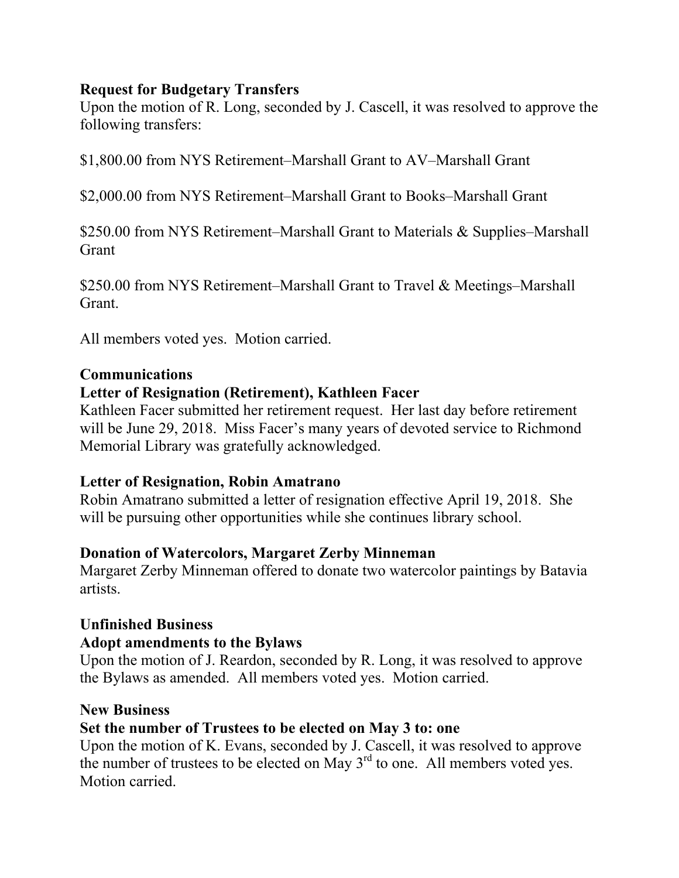**Request for Budgetary Transfers**
Upon the motion of R. Long, seconded by J. Cascell, it was resolved to approve the following transfers:

$1,800.00 from NYS Retirement–Marshall Grant to AV–Marshall Grant

$2,000.00 from NYS Retirement–Marshall Grant to Books–Marshall Grant

$250.00 from NYS Retirement–Marshall Grant to Materials & Supplies–Marshall Grant

$250.00 from NYS Retirement–Marshall Grant to Travel & Meetings–Marshall Grant.

All members voted yes. Motion carried.

**Communications**

**Letter of Resignation (Retirement), Kathleen Facer**
Kathleen Facer submitted her retirement request. Her last day before retirement will be June 29, 2018. Miss Facer's many years of devoted service to Richmond Memorial Library was gratefully acknowledged.

**Letter of Resignation, Robin Amatrano**
Robin Amatrano submitted a letter of resignation effective April 19, 2018. She will be pursuing other opportunities while she continues library school.

**Donation of Watercolors, Margaret Zerby Minneman**
Margaret Zerby Minneman offered to donate two watercolor paintings by Batavia artists.

**Unfinished Business**

**Adopt amendments to the Bylaws**
Upon the motion of J. Reardon, seconded by R. Long, it was resolved to approve the Bylaws as amended. All members voted yes. Motion carried.

**New Business**

**Set the number of Trustees to be elected on May 3 to: one**
Upon the motion of K. Evans, seconded by J. Cascell, it was resolved to approve the number of trustees to be elected on May 3rd to one. All members voted yes. Motion carried.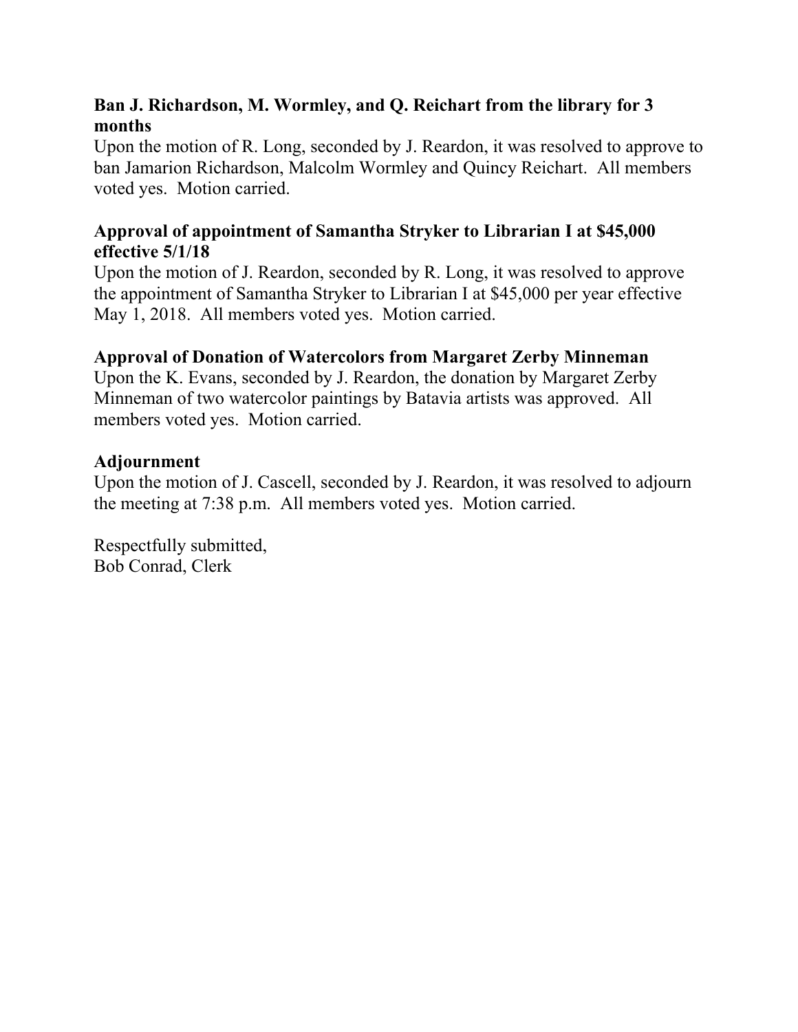**Ban J. Richardson, M. Wormley, and Q. Reichart from the library for 3 months**

Upon the motion of R. Long, seconded by J. Reardon, it was resolved to approve to ban Jamarion Richardson, Malcolm Wormley and Quincy Reichart. All members voted yes. Motion carried.

**Approval of appointment of Samantha Stryker to Librarian I at $45,000 effective 5/1/18**

Upon the motion of J. Reardon, seconded by R. Long, it was resolved to approve the appointment of Samantha Stryker to Librarian I at $45,000 per year effective May 1, 2018. All members voted yes. Motion carried.

**Approval of Donation of Watercolors from Margaret Zerby Minneman**

Upon the K. Evans, seconded by J. Reardon, the donation by Margaret Zerby Minneman of two watercolor paintings by Batavia artists was approved. All members voted yes. Motion carried.

**Adjournment**

Upon the motion of J. Cascell, seconded by J. Reardon, it was resolved to adjourn the meeting at 7:38 p.m. All members voted yes. Motion carried.

Respectfully submitted,
Bob Conrad, Clerk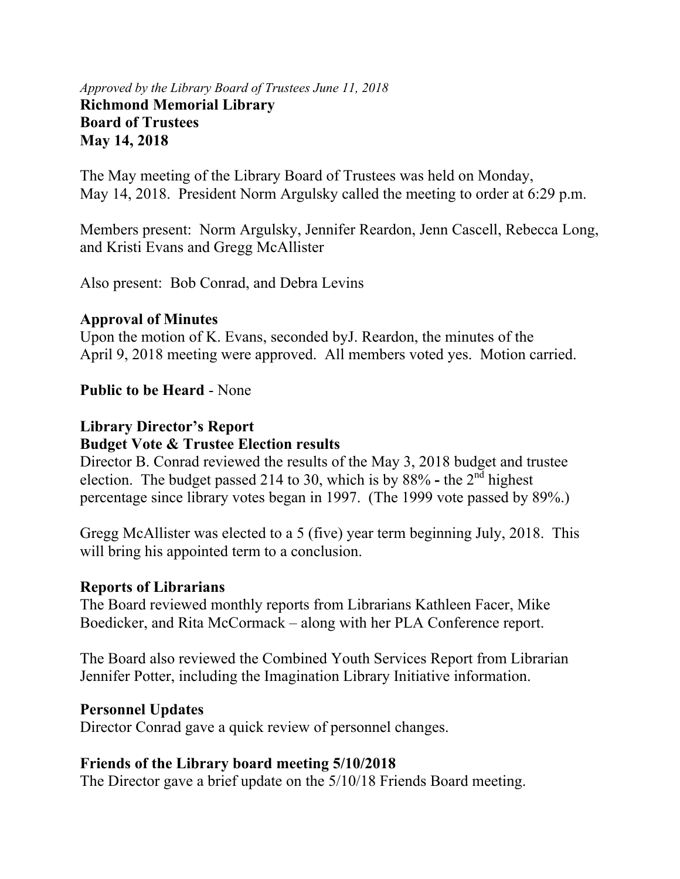*Approved by the Library Board of Trustees June 11, 2018*

**Richmond Memorial Library**
**Board of Trustees**
**May 14, 2018**

The May meeting of the Library Board of Trustees was held on Monday, May 14, 2018. President Norm Argulsky called the meeting to order at 6:29 p.m.

Members present: Norm Argulsky, Jennifer Reardon, Jenn Cascell, Rebecca Long, and Kristi Evans and Gregg McAllister

Also present: Bob Conrad, and Debra Levins

**Approval of Minutes**

Upon the motion of K. Evans, seconded byJ. Reardon, the minutes of the April 9, 2018 meeting were approved. All members voted yes. Motion carried.

**Public to be Heard** - None

**Library Director's Report**

**Budget Vote & Trustee Election results**

Director B. Conrad reviewed the results of the May 3, 2018 budget and trustee election. The budget passed 214 to 30, which is by 88% **-** the 2nd highest percentage since library votes began in 1997. (The 1999 vote passed by 89%.)

Gregg McAllister was elected to a 5 (five) year term beginning July, 2018. This will bring his appointed term to a conclusion.

**Reports of Librarians**

The Board reviewed monthly reports from Librarians Kathleen Facer, Mike Boedicker, and Rita McCormack – along with her PLA Conference report.

The Board also reviewed the Combined Youth Services Report from Librarian Jennifer Potter, including the Imagination Library Initiative information.

**Personnel Updates**

Director Conrad gave a quick review of personnel changes.

**Friends of the Library board meeting 5/10/2018**

The Director gave a brief update on the 5/10/18 Friends Board meeting.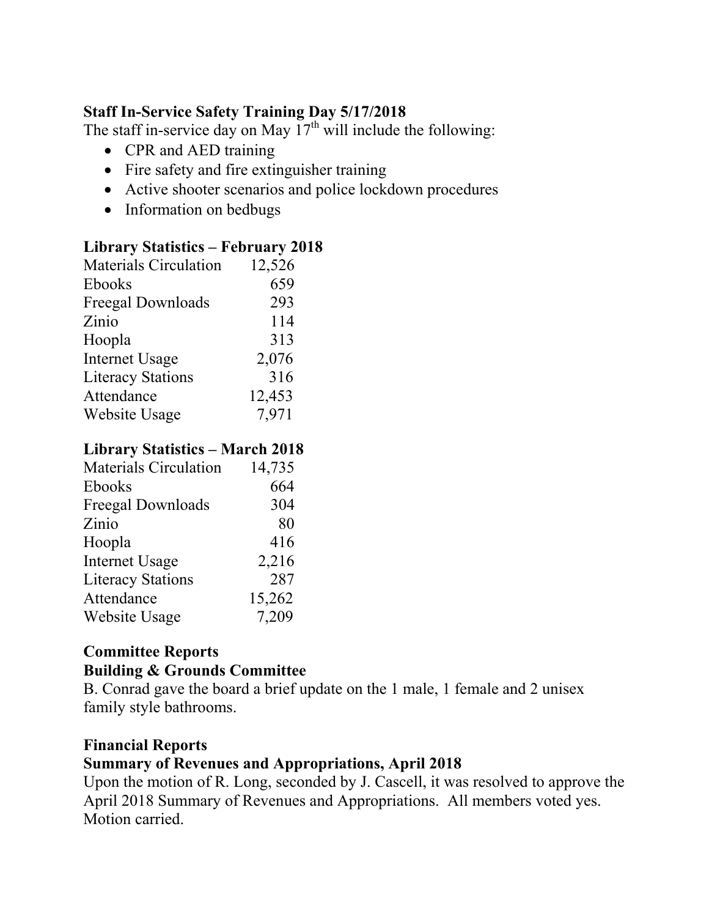**Staff In-Service Safety Training Day 5/17/2018**

The staff in-service day on May 17th will include the following:

- CPR and AED training
- Fire safety and fire extinguisher training
- Active shooter scenarios and police lockdown procedures
- Information on bedbugs

**Library Statistics – February 2018**

| | |
|---|---|
| Materials Circulation | 12,526 |
| Ebooks | 659 |
| Freegal Downloads | 293 |
| Zinio | 114 |
| Hoopla | 313 |
| Internet Usage | 2,076 |
| Literacy Stations | 316 |
| Attendance | 12,453 |
| Website Usage | 7,971 |

**Library Statistics – March 2018**

| | |
|---|---|
| Materials Circulation | 14,735 |
| Ebooks | 664 |
| Freegal Downloads | 304 |
| Zinio | 80 |
| Hoopla | 416 |
| Internet Usage | 2,216 |
| Literacy Stations | 287 |
| Attendance | 15,262 |
| Website Usage | 7,209 |

**Committee Reports**

**Building & Grounds Committee**

B. Conrad gave the board a brief update on the 1 male, 1 female and 2 unisex family style bathrooms.

**Financial Reports**

**Summary of Revenues and Appropriations, April 2018**

Upon the motion of R. Long, seconded by J. Cascell, it was resolved to approve the April 2018 Summary of Revenues and Appropriations. All members voted yes. Motion carried.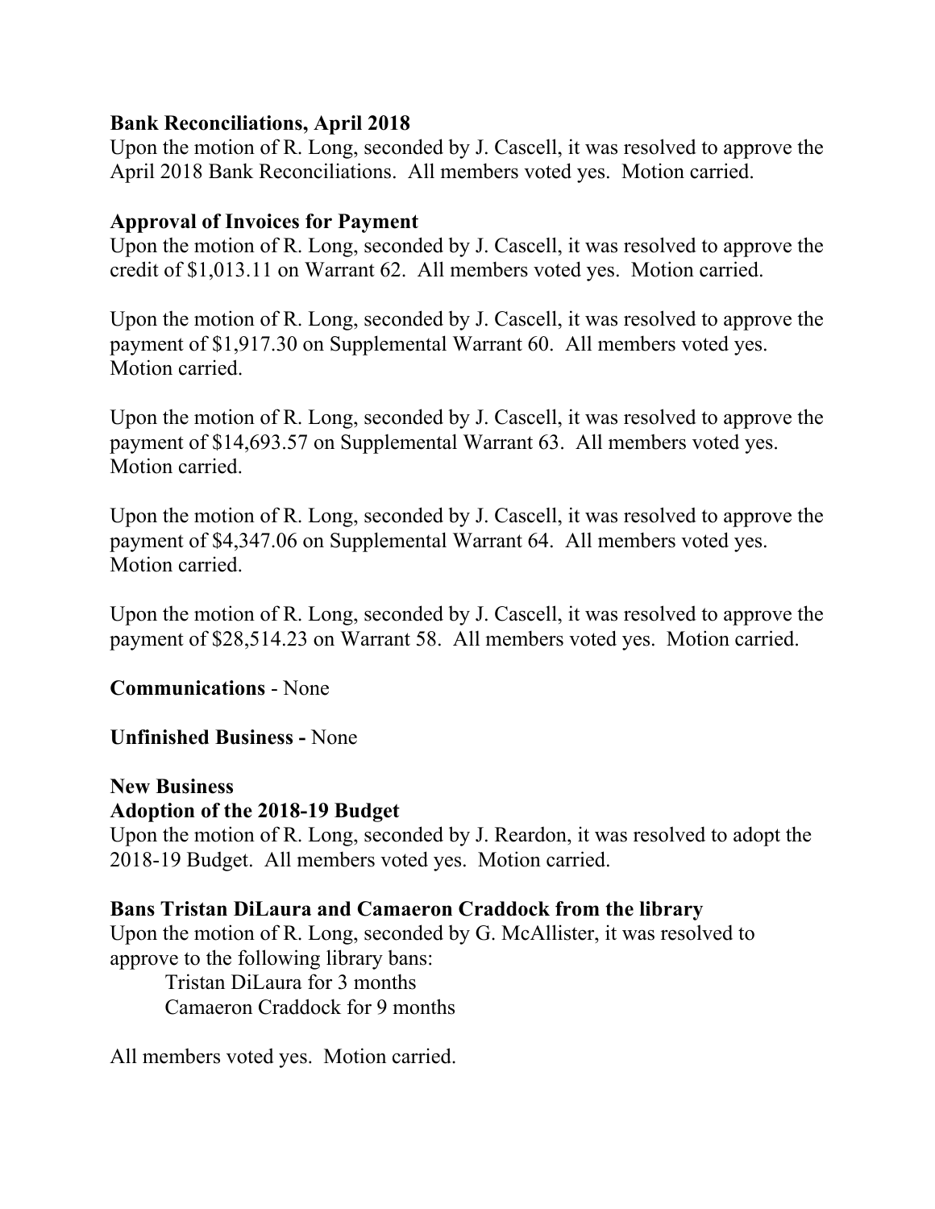**Bank Reconciliations, April 2018**

Upon the motion of R. Long, seconded by J. Cascell, it was resolved to approve the April 2018 Bank Reconciliations. All members voted yes. Motion carried.

**Approval of Invoices for Payment**

Upon the motion of R. Long, seconded by J. Cascell, it was resolved to approve the credit of $1,013.11 on Warrant 62. All members voted yes. Motion carried.

Upon the motion of R. Long, seconded by J. Cascell, it was resolved to approve the payment of $1,917.30 on Supplemental Warrant 60. All members voted yes. Motion carried.

Upon the motion of R. Long, seconded by J. Cascell, it was resolved to approve the payment of $14,693.57 on Supplemental Warrant 63. All members voted yes. Motion carried.

Upon the motion of R. Long, seconded by J. Cascell, it was resolved to approve the payment of $4,347.06 on Supplemental Warrant 64. All members voted yes. Motion carried.

Upon the motion of R. Long, seconded by J. Cascell, it was resolved to approve the payment of $28,514.23 on Warrant 58. All members voted yes. Motion carried.

**Communications** - None

**Unfinished Business -** None

**New Business**

**Adoption of the 2018-19 Budget**

Upon the motion of R. Long, seconded by J. Reardon, it was resolved to adopt the 2018-19 Budget. All members voted yes. Motion carried.

**Bans Tristan DiLaura and Camaeron Craddock from the library**

Upon the motion of R. Long, seconded by G. McAllister, it was resolved to approve to the following library bans:

Tristan DiLaura for 3 months
Camaeron Craddock for 9 months

All members voted yes. Motion carried.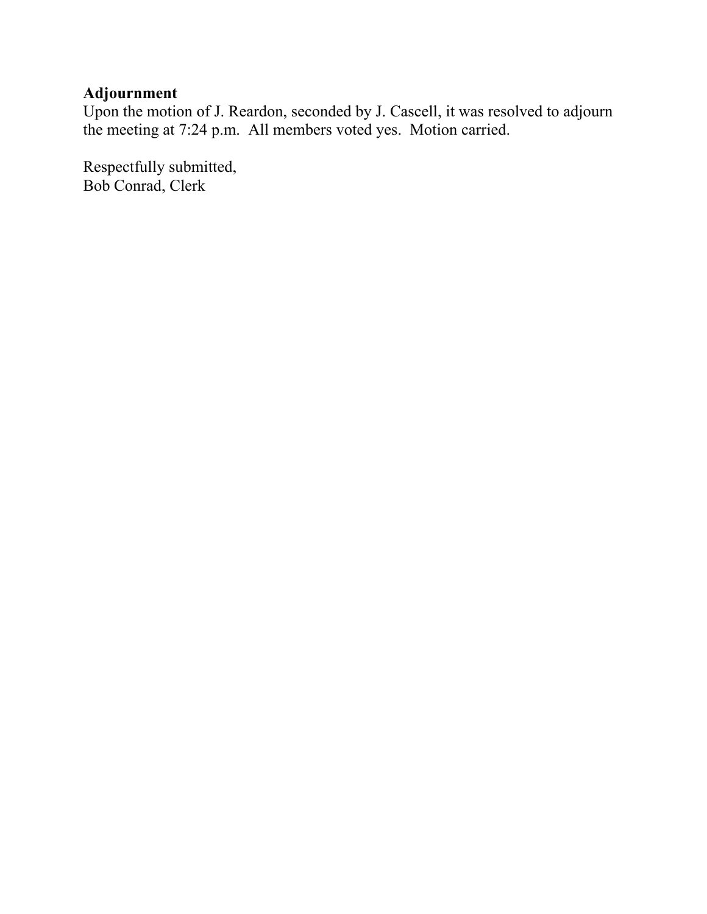**Adjournment**

Upon the motion of J. Reardon, seconded by J. Cascell, it was resolved to adjourn the meeting at 7:24 p.m. All members voted yes. Motion carried.

Respectfully submitted,
Bob Conrad, Clerk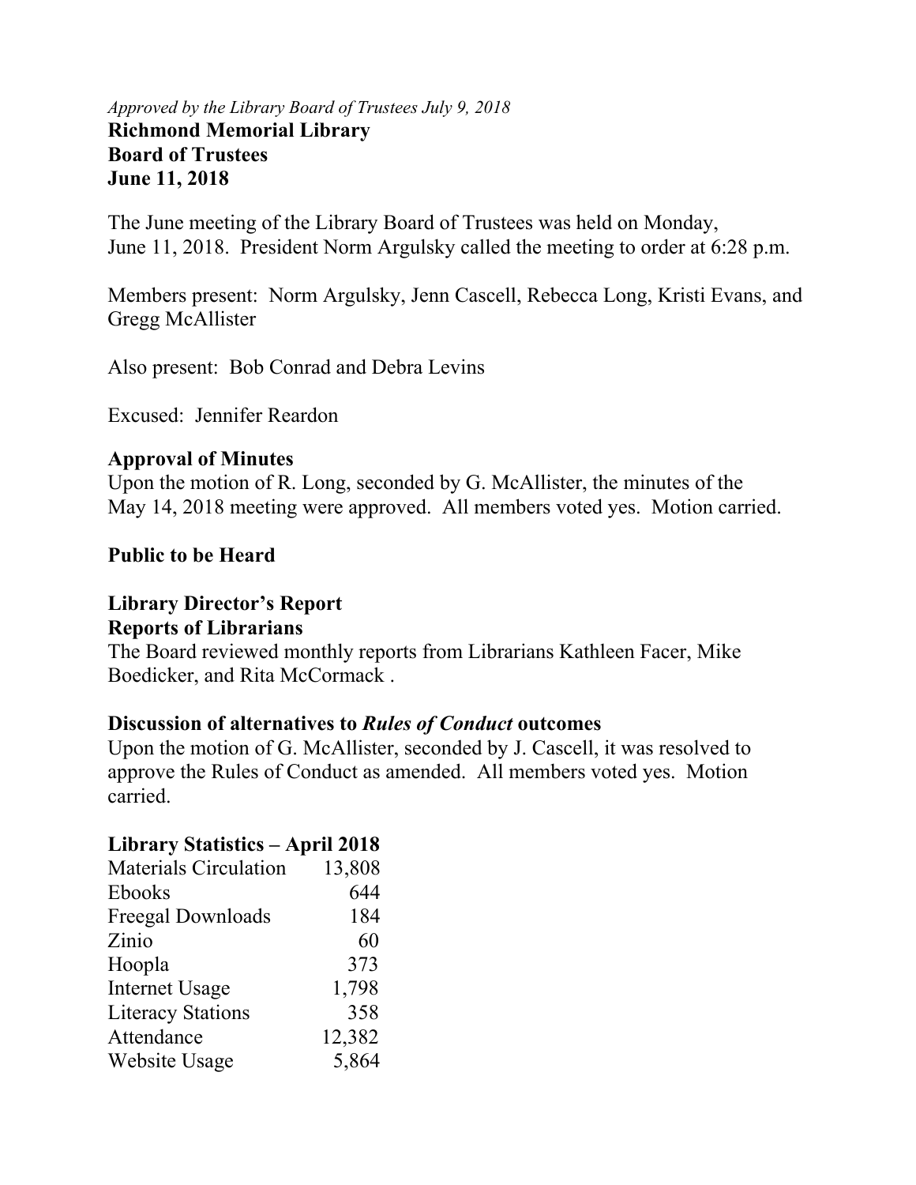*Approved by the Library Board of Trustees July 9, 2018*

**Richmond Memorial Library**
**Board of Trustees**
**June 11, 2018**

The June meeting of the Library Board of Trustees was held on Monday, June 11, 2018. President Norm Argulsky called the meeting to order at 6:28 p.m.

Members present: Norm Argulsky, Jenn Cascell, Rebecca Long, Kristi Evans, and Gregg McAllister

Also present: Bob Conrad and Debra Levins

Excused: Jennifer Reardon

**Approval of Minutes**

Upon the motion of R. Long, seconded by G. McAllister, the minutes of the May 14, 2018 meeting were approved. All members voted yes. Motion carried.

**Public to be Heard**

**Library Director's Report**

**Reports of Librarians**

The Board reviewed monthly reports from Librarians Kathleen Facer, Mike Boedicker, and Rita McCormack .

**Discussion of alternatives to *Rules of Conduct* outcomes**

Upon the motion of G. McAllister, seconded by J. Cascell, it was resolved to approve the Rules of Conduct as amended. All members voted yes. Motion carried.

**Library Statistics – April 2018**

| | |
|---|---|
| Materials Circulation | 13,808 |
| Ebooks | 644 |
| Freegal Downloads | 184 |
| Zinio | 60 |
| Hoopla | 373 |
| Internet Usage | 1,798 |
| Literacy Stations | 358 |
| Attendance | 12,382 |
| Website Usage | 5,864 |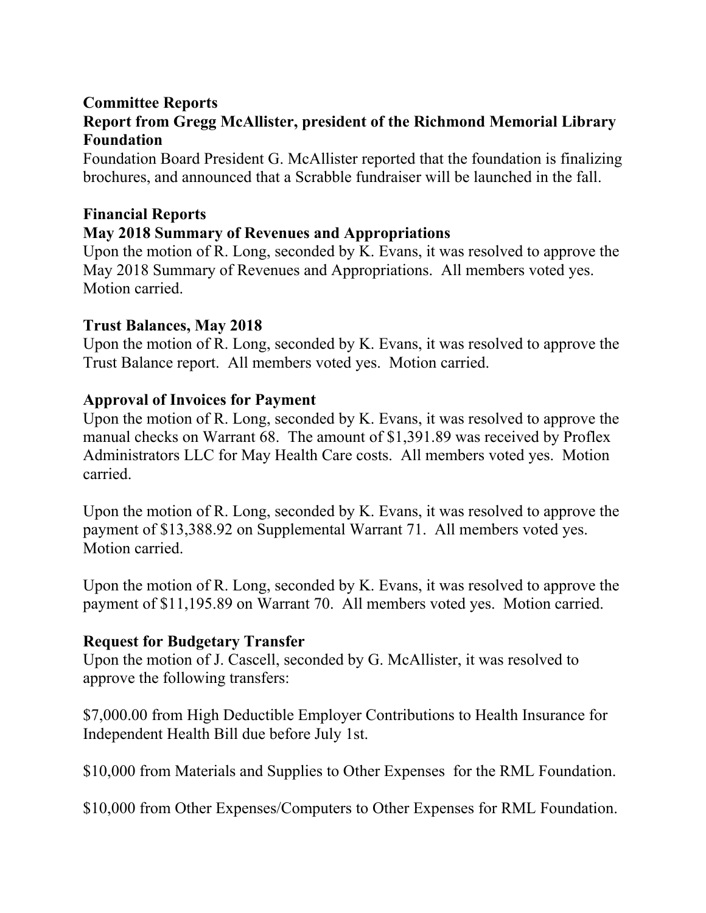**Committee Reports**

**Report from Gregg McAllister, president of the Richmond Memorial Library Foundation**

Foundation Board President G. McAllister reported that the foundation is finalizing brochures, and announced that a Scrabble fundraiser will be launched in the fall.

**Financial Reports**

**May 2018 Summary of Revenues and Appropriations**

Upon the motion of R. Long, seconded by K. Evans, it was resolved to approve the May 2018 Summary of Revenues and Appropriations. All members voted yes. Motion carried.

**Trust Balances, May 2018**

Upon the motion of R. Long, seconded by K. Evans, it was resolved to approve the Trust Balance report. All members voted yes. Motion carried.

**Approval of Invoices for Payment**

Upon the motion of R. Long, seconded by K. Evans, it was resolved to approve the manual checks on Warrant 68. The amount of $1,391.89 was received by Proflex Administrators LLC for May Health Care costs. All members voted yes. Motion carried.

Upon the motion of R. Long, seconded by K. Evans, it was resolved to approve the payment of $13,388.92 on Supplemental Warrant 71. All members voted yes. Motion carried.

Upon the motion of R. Long, seconded by K. Evans, it was resolved to approve the payment of $11,195.89 on Warrant 70. All members voted yes. Motion carried.

**Request for Budgetary Transfer**

Upon the motion of J. Cascell, seconded by G. McAllister, it was resolved to approve the following transfers:

$7,000.00 from High Deductible Employer Contributions to Health Insurance for Independent Health Bill due before July 1st.

$10,000 from Materials and Supplies to Other Expenses for the RML Foundation.

$10,000 from Other Expenses/Computers to Other Expenses for RML Foundation.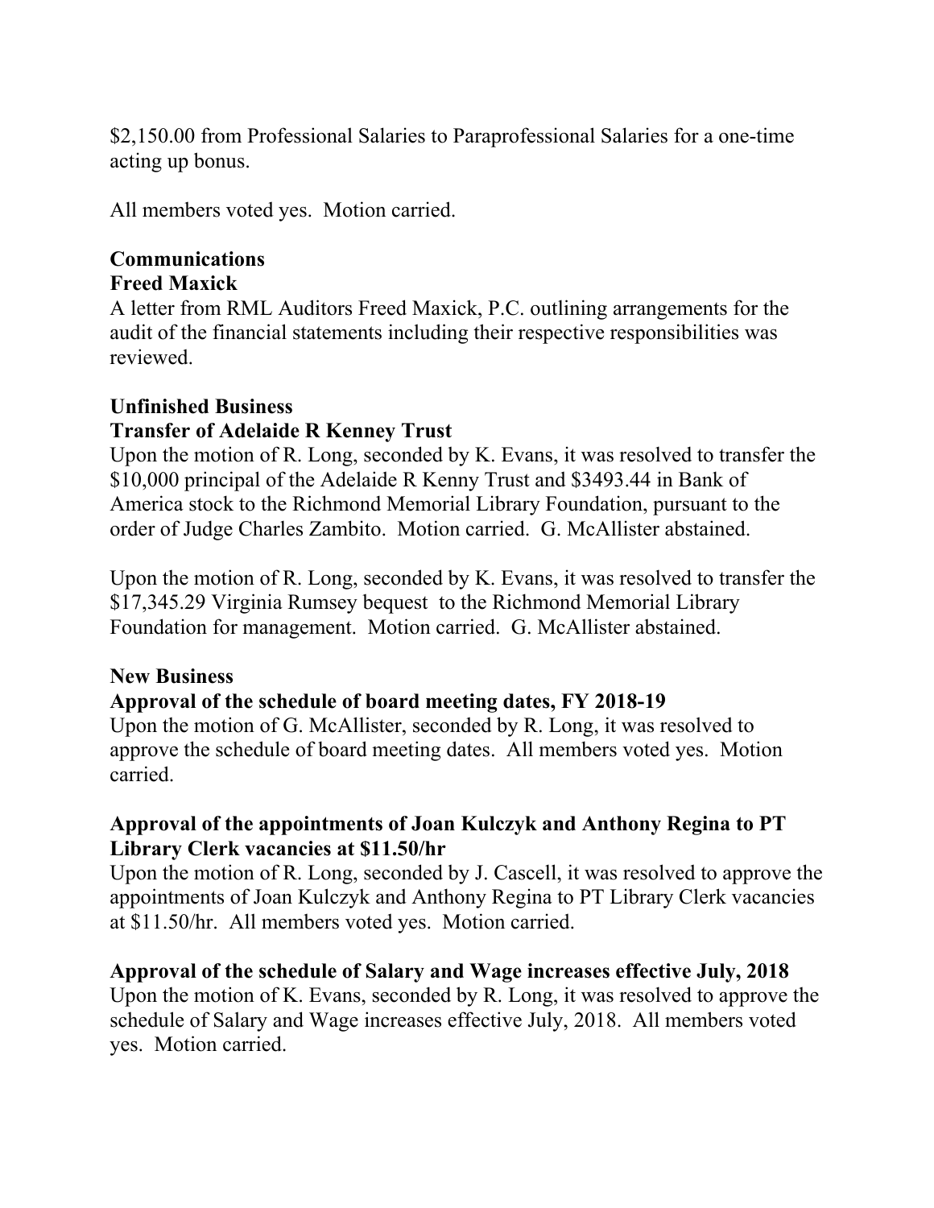$2,150.00 from Professional Salaries to Paraprofessional Salaries for a one-time acting up bonus.

All members voted yes. Motion carried.

**Communications**

**Freed Maxick**

A letter from RML Auditors Freed Maxick, P.C. outlining arrangements for the audit of the financial statements including their respective responsibilities was reviewed.

**Unfinished Business**

**Transfer of Adelaide R Kenney Trust**

Upon the motion of R. Long, seconded by K. Evans, it was resolved to transfer the $10,000 principal of the Adelaide R Kenny Trust and $3493.44 in Bank of America stock to the Richmond Memorial Library Foundation, pursuant to the order of Judge Charles Zambito. Motion carried. G. McAllister abstained.

Upon the motion of R. Long, seconded by K. Evans, it was resolved to transfer the $17,345.29 Virginia Rumsey bequest to the Richmond Memorial Library Foundation for management. Motion carried. G. McAllister abstained.

**New Business**

**Approval of the schedule of board meeting dates, FY 2018-19**

Upon the motion of G. McAllister, seconded by R. Long, it was resolved to approve the schedule of board meeting dates. All members voted yes. Motion carried.

**Approval of the appointments of Joan Kulczyk and Anthony Regina to PT Library Clerk vacancies at $11.50/hr**

Upon the motion of R. Long, seconded by J. Cascell, it was resolved to approve the appointments of Joan Kulczyk and Anthony Regina to PT Library Clerk vacancies at $11.50/hr. All members voted yes. Motion carried.

**Approval of the schedule of Salary and Wage increases effective July, 2018**

Upon the motion of K. Evans, seconded by R. Long, it was resolved to approve the schedule of Salary and Wage increases effective July, 2018. All members voted yes. Motion carried.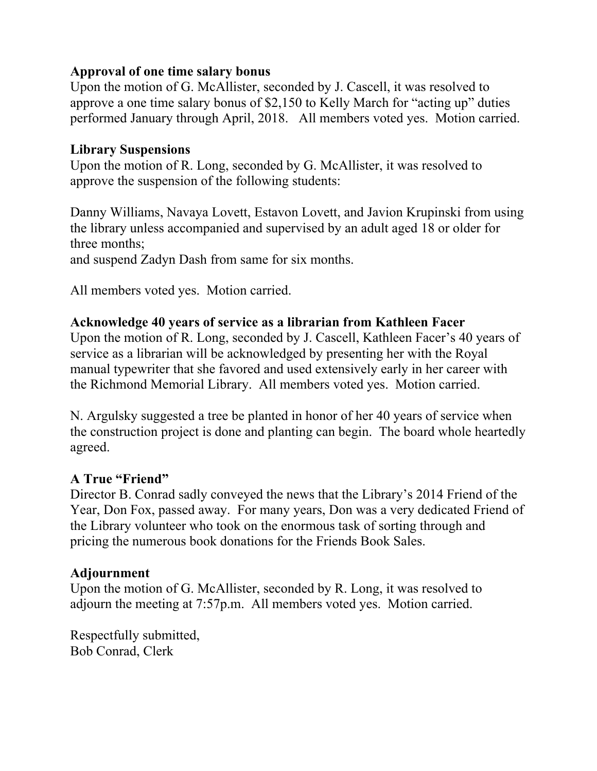**Approval of one time salary bonus**
Upon the motion of G. McAllister, seconded by J. Cascell, it was resolved to approve a one time salary bonus of $2,150 to Kelly March for "acting up" duties performed January through April, 2018. All members voted yes. Motion carried.

**Library Suspensions**
Upon the motion of R. Long, seconded by G. McAllister, it was resolved to approve the suspension of the following students:

Danny Williams, Navaya Lovett, Estavon Lovett, and Javion Krupinski from using the library unless accompanied and supervised by an adult aged 18 or older for three months;
and suspend Zadyn Dash from same for six months.

All members voted yes. Motion carried.

**Acknowledge 40 years of service as a librarian from Kathleen Facer**
Upon the motion of R. Long, seconded by J. Cascell, Kathleen Facer's 40 years of service as a librarian will be acknowledged by presenting her with the Royal manual typewriter that she favored and used extensively early in her career with the Richmond Memorial Library. All members voted yes. Motion carried.

N. Argulsky suggested a tree be planted in honor of her 40 years of service when the construction project is done and planting can begin. The board whole heartedly agreed.

**A True "Friend"**
Director B. Conrad sadly conveyed the news that the Library's 2014 Friend of the Year, Don Fox, passed away. For many years, Don was a very dedicated Friend of the Library volunteer who took on the enormous task of sorting through and pricing the numerous book donations for the Friends Book Sales.

**Adjournment**
Upon the motion of G. McAllister, seconded by R. Long, it was resolved to adjourn the meeting at 7:57p.m. All members voted yes. Motion carried.

Respectfully submitted,
Bob Conrad, Clerk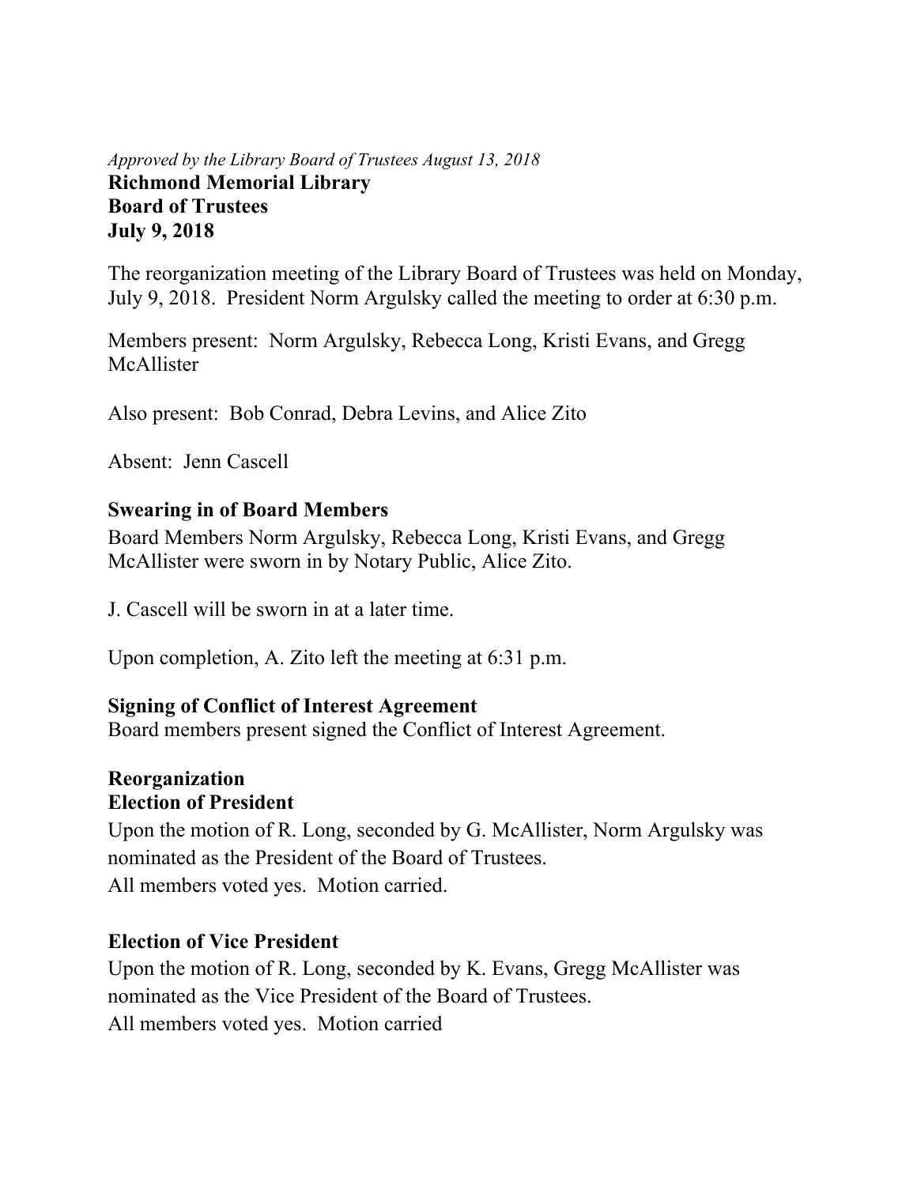*Approved by the Library Board of Trustees August 13, 2018*

**Richmond Memorial Library**
**Board of Trustees**
**July 9, 2018**

The reorganization meeting of the Library Board of Trustees was held on Monday, July 9, 2018. President Norm Argulsky called the meeting to order at 6:30 p.m.

Members present: Norm Argulsky, Rebecca Long, Kristi Evans, and Gregg McAllister

Also present: Bob Conrad, Debra Levins, and Alice Zito

Absent: Jenn Cascell

**Swearing in of Board Members**

Board Members Norm Argulsky, Rebecca Long, Kristi Evans, and Gregg McAllister were sworn in by Notary Public, Alice Zito.

J. Cascell will be sworn in at a later time.

Upon completion, A. Zito left the meeting at 6:31 p.m.

**Signing of Conflict of Interest Agreement**

Board members present signed the Conflict of Interest Agreement.

**Reorganization**

**Election of President**

Upon the motion of R. Long, seconded by G. McAllister, Norm Argulsky was nominated as the President of the Board of Trustees.
All members voted yes. Motion carried.

**Election of Vice President**

Upon the motion of R. Long, seconded by K. Evans, Gregg McAllister was nominated as the Vice President of the Board of Trustees.
All members voted yes. Motion carried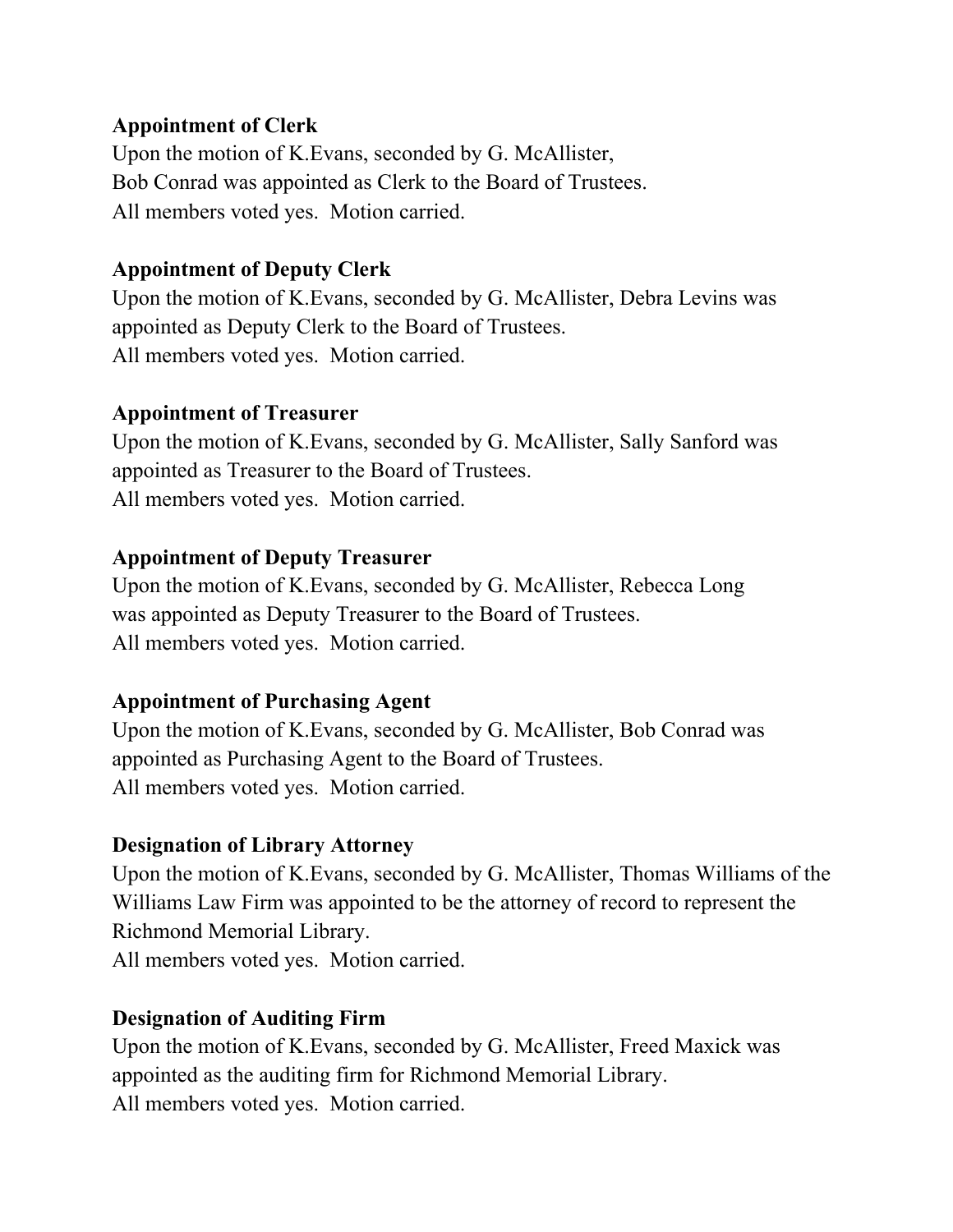**Appointment of Clerk**

Upon the motion of K.Evans, seconded by G. McAllister,
Bob Conrad was appointed as Clerk to the Board of Trustees.
All members voted yes. Motion carried.

**Appointment of Deputy Clerk**

Upon the motion of K.Evans, seconded by G. McAllister, Debra Levins was appointed as Deputy Clerk to the Board of Trustees.
All members voted yes. Motion carried.

**Appointment of Treasurer**

Upon the motion of K.Evans, seconded by G. McAllister, Sally Sanford was appointed as Treasurer to the Board of Trustees.
All members voted yes. Motion carried.

**Appointment of Deputy Treasurer**

Upon the motion of K.Evans, seconded by G. McAllister, Rebecca Long was appointed as Deputy Treasurer to the Board of Trustees.
All members voted yes. Motion carried.

**Appointment of Purchasing Agent**

Upon the motion of K.Evans, seconded by G. McAllister, Bob Conrad was appointed as Purchasing Agent to the Board of Trustees.
All members voted yes. Motion carried.

**Designation of Library Attorney**

Upon the motion of K.Evans, seconded by G. McAllister, Thomas Williams of the Williams Law Firm was appointed to be the attorney of record to represent the Richmond Memorial Library.
All members voted yes. Motion carried.

**Designation of Auditing Firm**

Upon the motion of K.Evans, seconded by G. McAllister, Freed Maxick was appointed as the auditing firm for Richmond Memorial Library.
All members voted yes. Motion carried.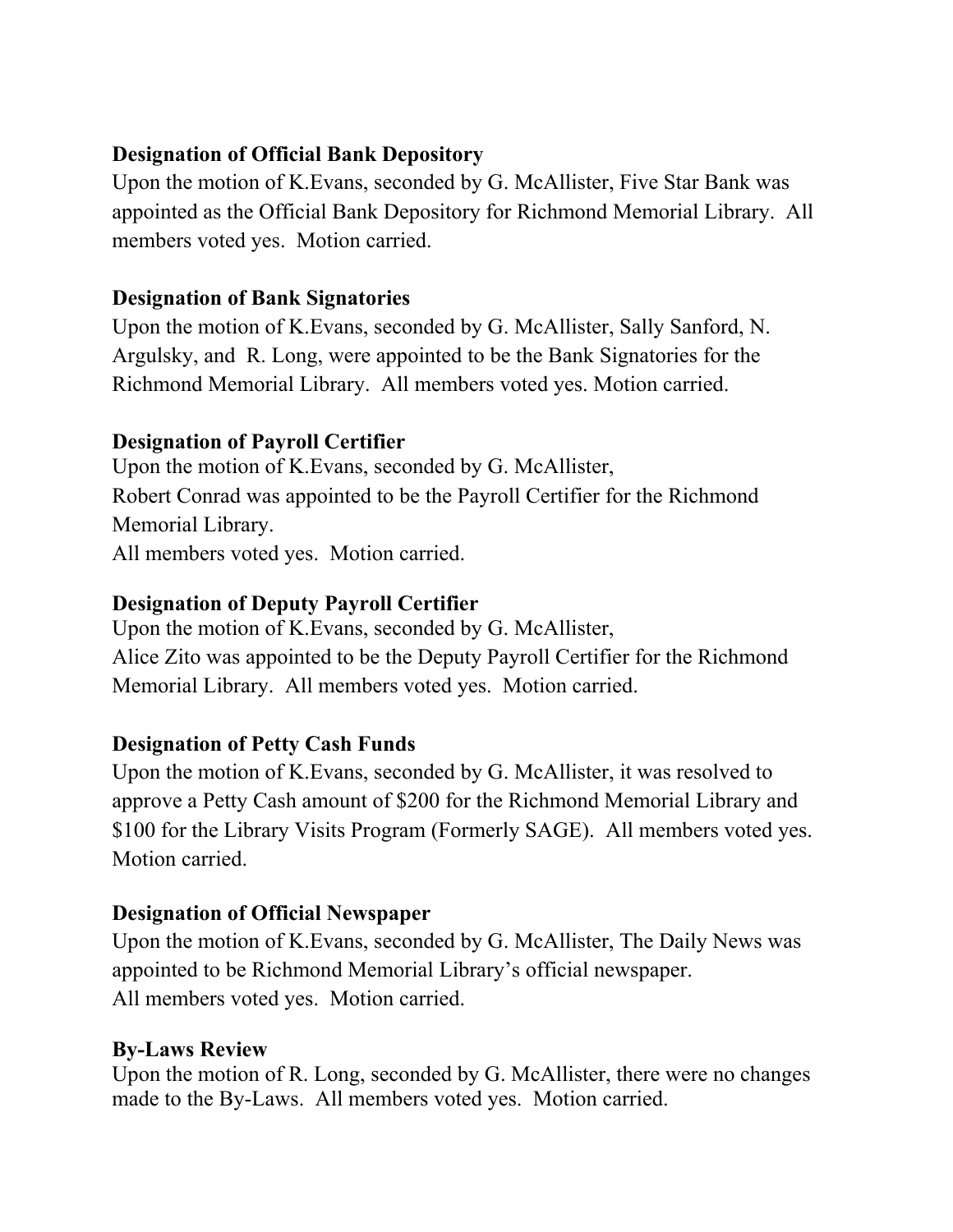**Designation of Official Bank Depository**

Upon the motion of K.Evans, seconded by G. McAllister, Five Star Bank was appointed as the Official Bank Depository for Richmond Memorial Library. All members voted yes. Motion carried.

**Designation of Bank Signatories**

Upon the motion of K.Evans, seconded by G. McAllister, Sally Sanford, N. Argulsky, and R. Long, were appointed to be the Bank Signatories for the Richmond Memorial Library. All members voted yes. Motion carried.

**Designation of Payroll Certifier**

Upon the motion of K.Evans, seconded by G. McAllister,
Robert Conrad was appointed to be the Payroll Certifier for the Richmond Memorial Library.
All members voted yes. Motion carried.

**Designation of Deputy Payroll Certifier**

Upon the motion of K.Evans, seconded by G. McAllister,
Alice Zito was appointed to be the Deputy Payroll Certifier for the Richmond Memorial Library. All members voted yes. Motion carried.

**Designation of Petty Cash Funds**

Upon the motion of K.Evans, seconded by G. McAllister, it was resolved to approve a Petty Cash amount of $200 for the Richmond Memorial Library and $100 for the Library Visits Program (Formerly SAGE). All members voted yes. Motion carried.

**Designation of Official Newspaper**

Upon the motion of K.Evans, seconded by G. McAllister, The Daily News was appointed to be Richmond Memorial Library's official newspaper.
All members voted yes. Motion carried.

**By-Laws Review**

Upon the motion of R. Long, seconded by G. McAllister, there were no changes made to the By-Laws. All members voted yes. Motion carried.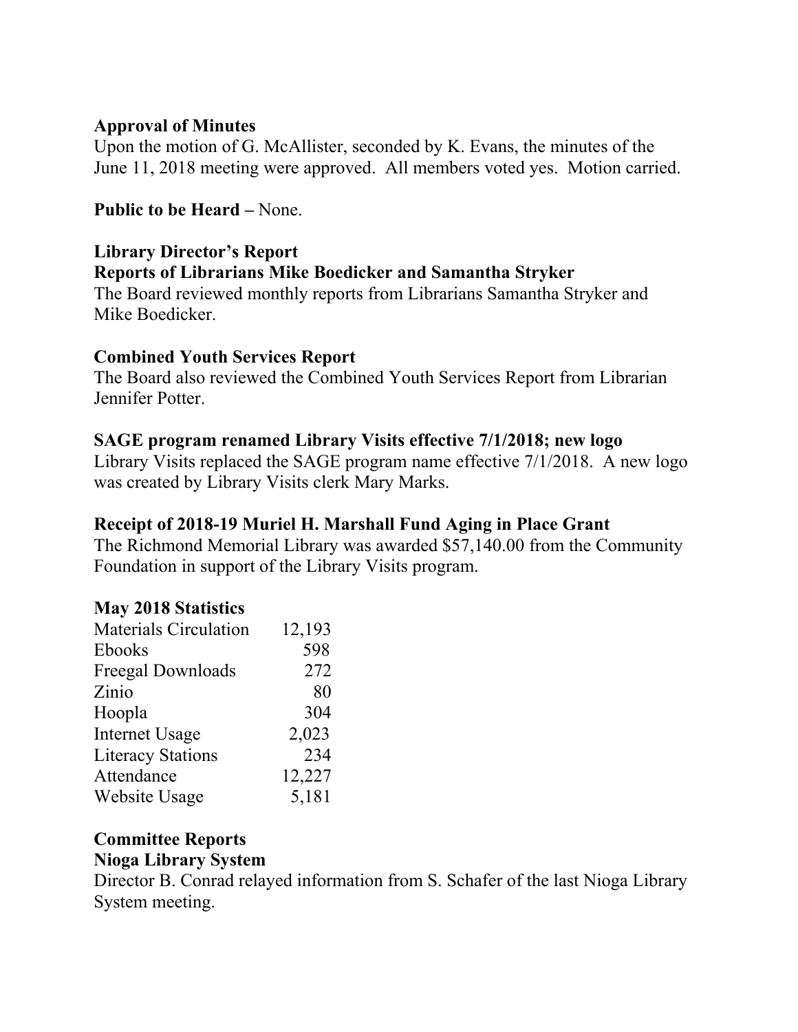**Approval of Minutes**
Upon the motion of G. McAllister, seconded by K. Evans, the minutes of the June 11, 2018 meeting were approved. All members voted yes. Motion carried.

**Public to be Heard –** None.

**Library Director's Report**
**Reports of Librarians Mike Boedicker and Samantha Stryker**
The Board reviewed monthly reports from Librarians Samantha Stryker and Mike Boedicker.

**Combined Youth Services Report**
The Board also reviewed the Combined Youth Services Report from Librarian Jennifer Potter.

**SAGE program renamed Library Visits effective 7/1/2018; new logo**
Library Visits replaced the SAGE program name effective 7/1/2018. A new logo was created by Library Visits clerk Mary Marks.

**Receipt of 2018-19 Muriel H. Marshall Fund Aging in Place Grant**
The Richmond Memorial Library was awarded $57,140.00 from the Community Foundation in support of the Library Visits program.

**May 2018 Statistics**

| | |
|---|---:|
| Materials Circulation | 12,193 |
| Ebooks | 598 |
| Freegal Downloads | 272 |
| Zinio | 80 |
| Hoopla | 304 |
| Internet Usage | 2,023 |
| Literacy Stations | 234 |
| Attendance | 12,227 |
| Website Usage | 5,181 |

**Committee Reports**
**Nioga Library System**
Director B. Conrad relayed information from S. Schafer of the last Nioga Library System meeting.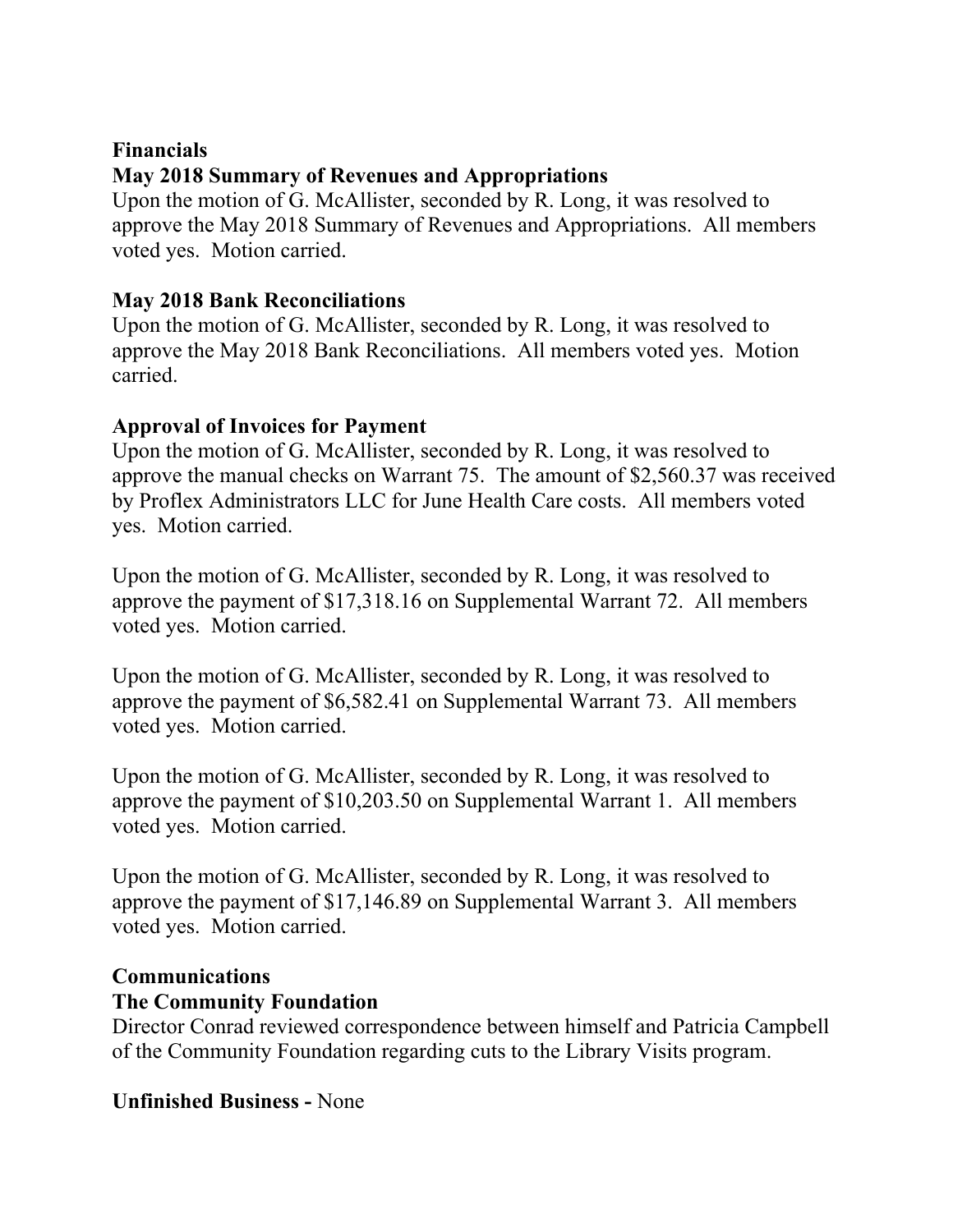**Financials**

**May 2018 Summary of Revenues and Appropriations**

Upon the motion of G. McAllister, seconded by R. Long, it was resolved to approve the May 2018 Summary of Revenues and Appropriations. All members voted yes. Motion carried.

**May 2018 Bank Reconciliations**

Upon the motion of G. McAllister, seconded by R. Long, it was resolved to approve the May 2018 Bank Reconciliations. All members voted yes. Motion carried.

**Approval of Invoices for Payment**

Upon the motion of G. McAllister, seconded by R. Long, it was resolved to approve the manual checks on Warrant 75. The amount of $2,560.37 was received by Proflex Administrators LLC for June Health Care costs. All members voted yes. Motion carried.

Upon the motion of G. McAllister, seconded by R. Long, it was resolved to approve the payment of $17,318.16 on Supplemental Warrant 72. All members voted yes. Motion carried.

Upon the motion of G. McAllister, seconded by R. Long, it was resolved to approve the payment of $6,582.41 on Supplemental Warrant 73. All members voted yes. Motion carried.

Upon the motion of G. McAllister, seconded by R. Long, it was resolved to approve the payment of $10,203.50 on Supplemental Warrant 1. All members voted yes. Motion carried.

Upon the motion of G. McAllister, seconded by R. Long, it was resolved to approve the payment of $17,146.89 on Supplemental Warrant 3. All members voted yes. Motion carried.

**Communications**

**The Community Foundation**

Director Conrad reviewed correspondence between himself and Patricia Campbell of the Community Foundation regarding cuts to the Library Visits program.

**Unfinished Business -** None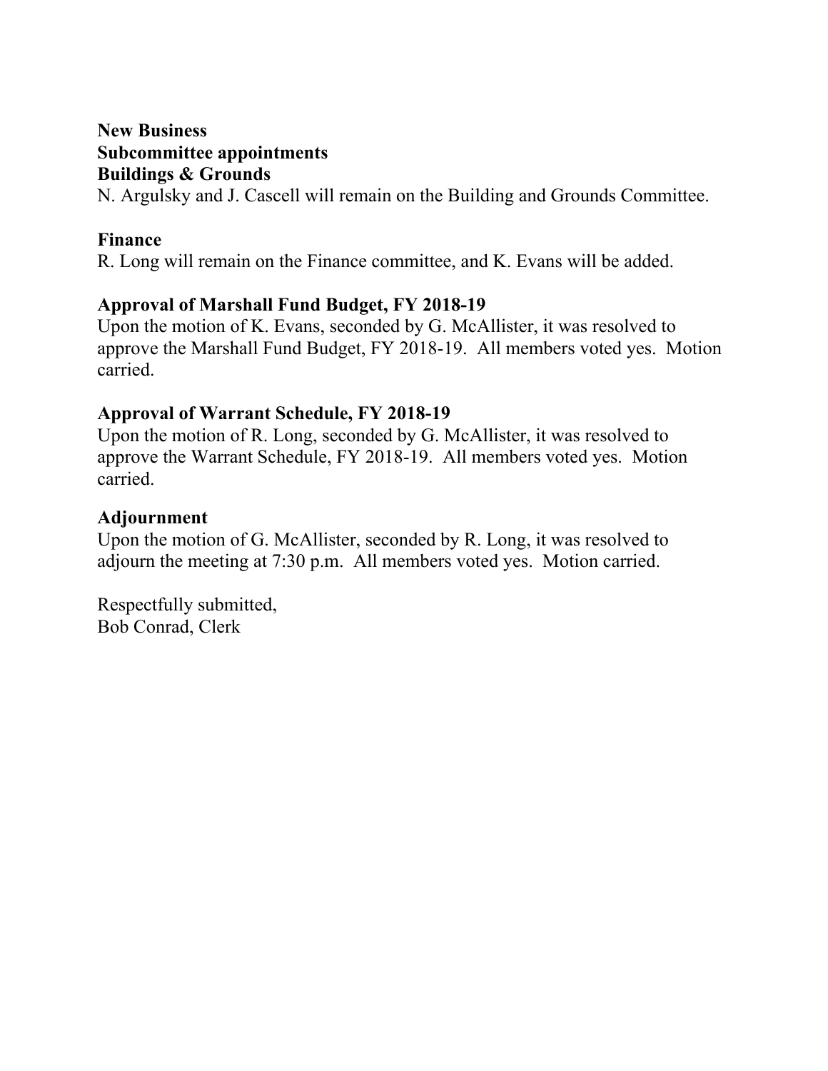**New Business**

**Subcommittee appointments**

**Buildings & Grounds**

N. Argulsky and J. Cascell will remain on the Building and Grounds Committee.

**Finance**

R. Long will remain on the Finance committee, and K. Evans will be added.

**Approval of Marshall Fund Budget, FY 2018-19**

Upon the motion of K. Evans, seconded by G. McAllister, it was resolved to approve the Marshall Fund Budget, FY 2018-19. All members voted yes. Motion carried.

**Approval of Warrant Schedule, FY 2018-19**

Upon the motion of R. Long, seconded by G. McAllister, it was resolved to approve the Warrant Schedule, FY 2018-19. All members voted yes. Motion carried.

**Adjournment**

Upon the motion of G. McAllister, seconded by R. Long, it was resolved to adjourn the meeting at 7:30 p.m. All members voted yes. Motion carried.

Respectfully submitted,
Bob Conrad, Clerk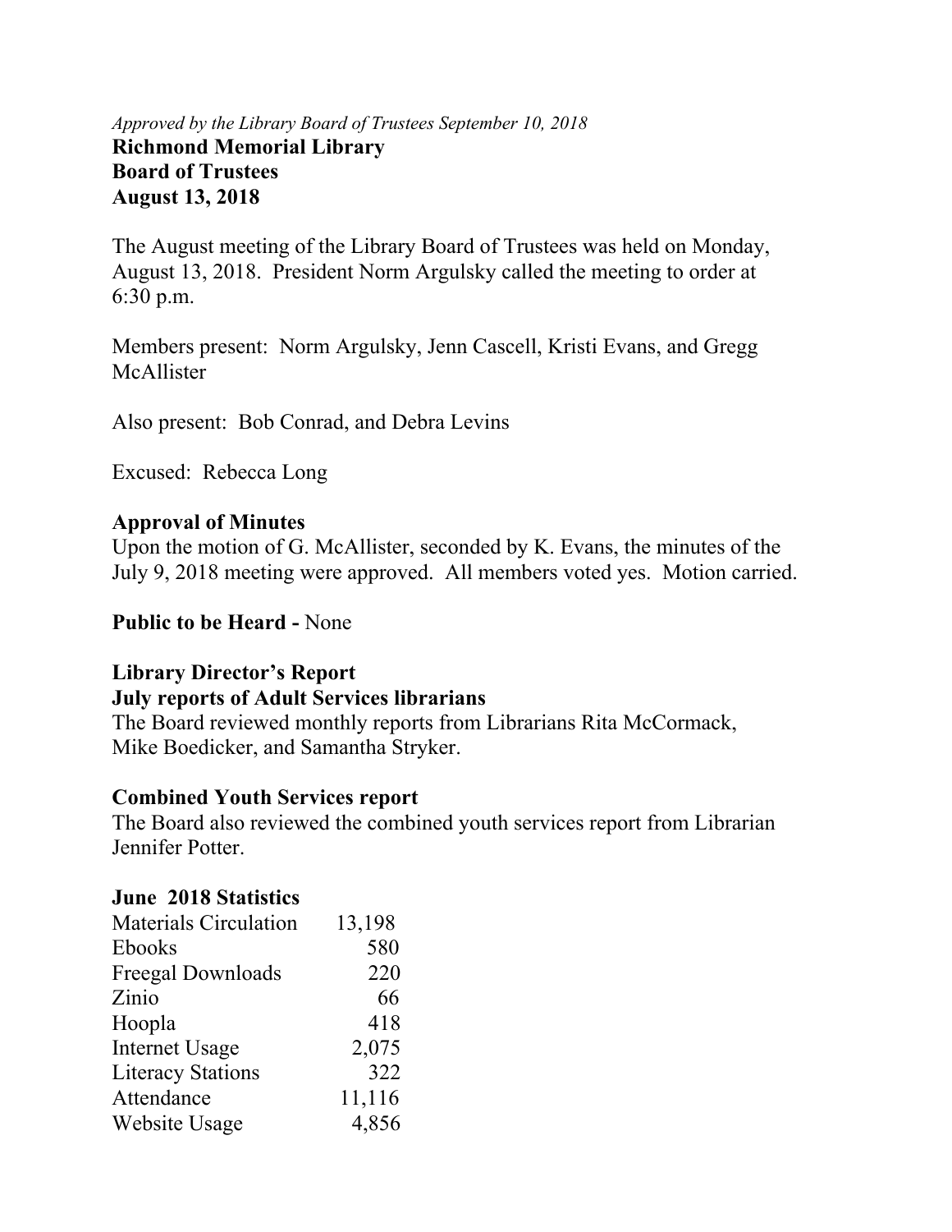*Approved by the Library Board of Trustees September 10, 2018*

**Richmond Memorial Library**
**Board of Trustees**
**August 13, 2018**

The August meeting of the Library Board of Trustees was held on Monday, August 13, 2018. President Norm Argulsky called the meeting to order at 6:30 p.m.

Members present: Norm Argulsky, Jenn Cascell, Kristi Evans, and Gregg McAllister

Also present: Bob Conrad, and Debra Levins

Excused: Rebecca Long

**Approval of Minutes**

Upon the motion of G. McAllister, seconded by K. Evans, the minutes of the July 9, 2018 meeting were approved. All members voted yes. Motion carried.

**Public to be Heard -** None

**Library Director's Report**

**July reports of Adult Services librarians**

The Board reviewed monthly reports from Librarians Rita McCormack, Mike Boedicker, and Samantha Stryker.

**Combined Youth Services report**

The Board also reviewed the combined youth services report from Librarian Jennifer Potter.

**June 2018 Statistics**

| | |
|---|---:|
| Materials Circulation | 13,198 |
| Ebooks | 580 |
| Freegal Downloads | 220 |
| Zinio | 66 |
| Hoopla | 418 |
| Internet Usage | 2,075 |
| Literacy Stations | 322 |
| Attendance | 11,116 |
| Website Usage | 4,856 |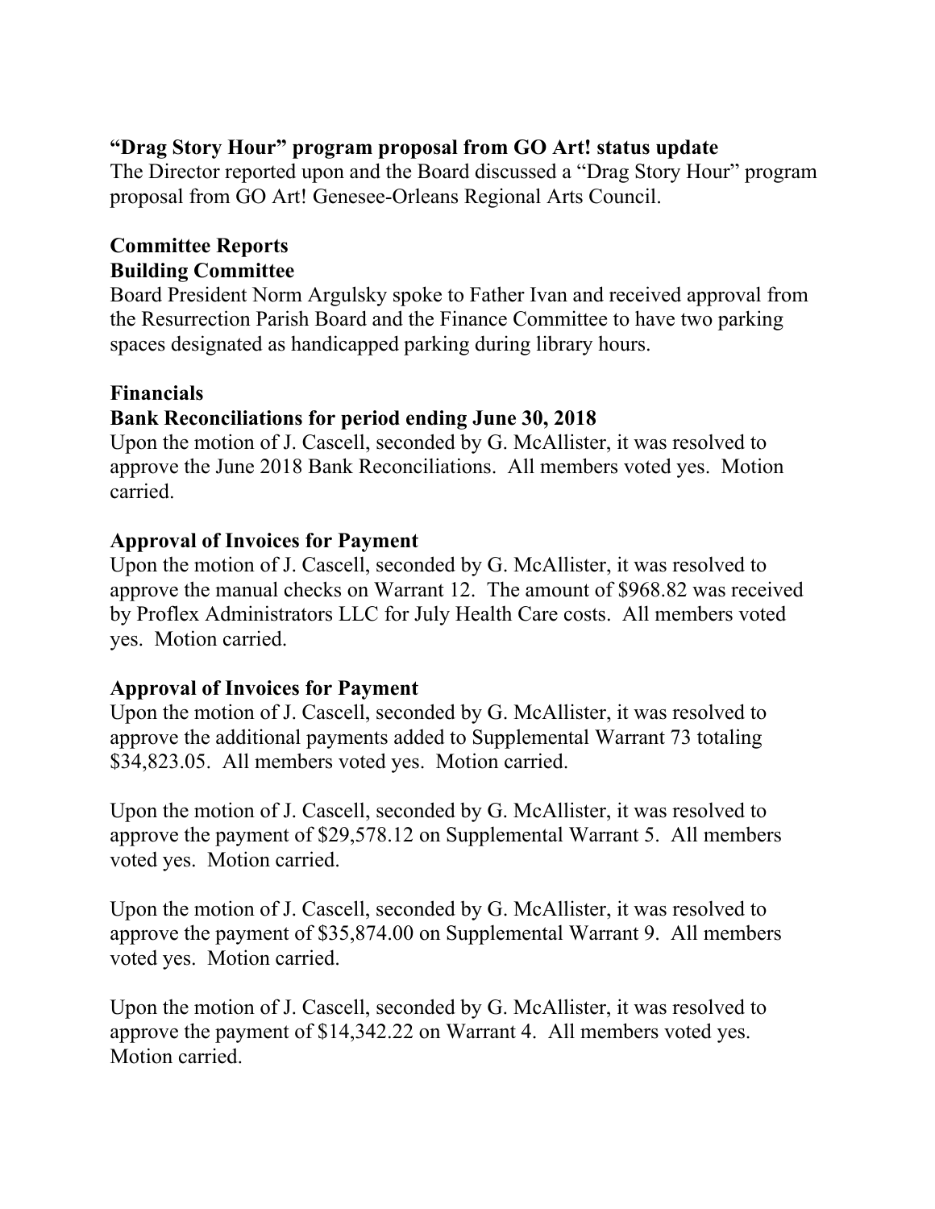**“Drag Story Hour” program proposal from GO Art! status update**

The Director reported upon and the Board discussed a “Drag Story Hour” program proposal from GO Art! Genesee-Orleans Regional Arts Council.

**Committee Reports**

**Building Committee**

Board President Norm Argulsky spoke to Father Ivan and received approval from the Resurrection Parish Board and the Finance Committee to have two parking spaces designated as handicapped parking during library hours.

**Financials**

**Bank Reconciliations for period ending June 30, 2018**

Upon the motion of J. Cascell, seconded by G. McAllister, it was resolved to approve the June 2018 Bank Reconciliations. All members voted yes. Motion carried.

**Approval of Invoices for Payment**

Upon the motion of J. Cascell, seconded by G. McAllister, it was resolved to approve the manual checks on Warrant 12. The amount of $968.82 was received by Proflex Administrators LLC for July Health Care costs. All members voted yes. Motion carried.

**Approval of Invoices for Payment**

Upon the motion of J. Cascell, seconded by G. McAllister, it was resolved to approve the additional payments added to Supplemental Warrant 73 totaling $34,823.05. All members voted yes. Motion carried.

Upon the motion of J. Cascell, seconded by G. McAllister, it was resolved to approve the payment of $29,578.12 on Supplemental Warrant 5. All members voted yes. Motion carried.

Upon the motion of J. Cascell, seconded by G. McAllister, it was resolved to approve the payment of $35,874.00 on Supplemental Warrant 9. All members voted yes. Motion carried.

Upon the motion of J. Cascell, seconded by G. McAllister, it was resolved to approve the payment of $14,342.22 on Warrant 4. All members voted yes. Motion carried.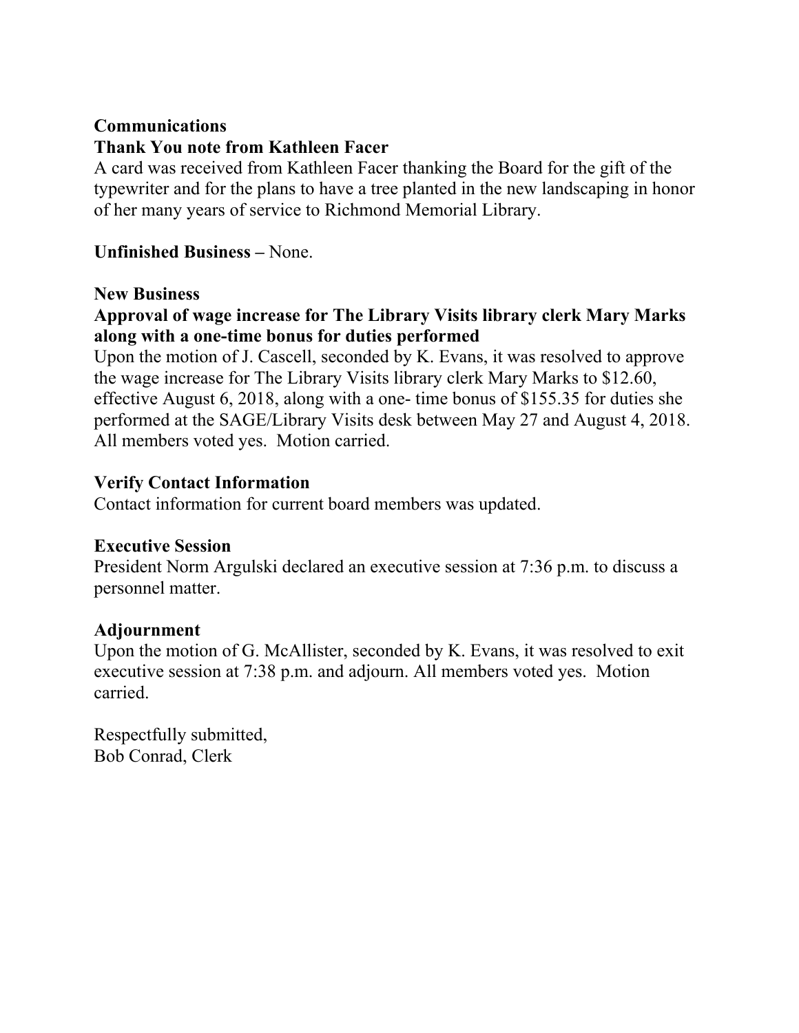**Communications**

**Thank You note from Kathleen Facer**

A card was received from Kathleen Facer thanking the Board for the gift of the typewriter and for the plans to have a tree planted in the new landscaping in honor of her many years of service to Richmond Memorial Library.

**Unfinished Business –** None.

**New Business**

**Approval of wage increase for The Library Visits library clerk Mary Marks along with a one-time bonus for duties performed**

Upon the motion of J. Cascell, seconded by K. Evans, it was resolved to approve the wage increase for The Library Visits library clerk Mary Marks to $12.60, effective August 6, 2018, along with a one- time bonus of $155.35 for duties she performed at the SAGE/Library Visits desk between May 27 and August 4, 2018. All members voted yes. Motion carried.

**Verify Contact Information**

Contact information for current board members was updated.

**Executive Session**

President Norm Argulski declared an executive session at 7:36 p.m. to discuss a personnel matter.

**Adjournment**

Upon the motion of G. McAllister, seconded by K. Evans, it was resolved to exit executive session at 7:38 p.m. and adjourn. All members voted yes. Motion carried.

Respectfully submitted,
Bob Conrad, Clerk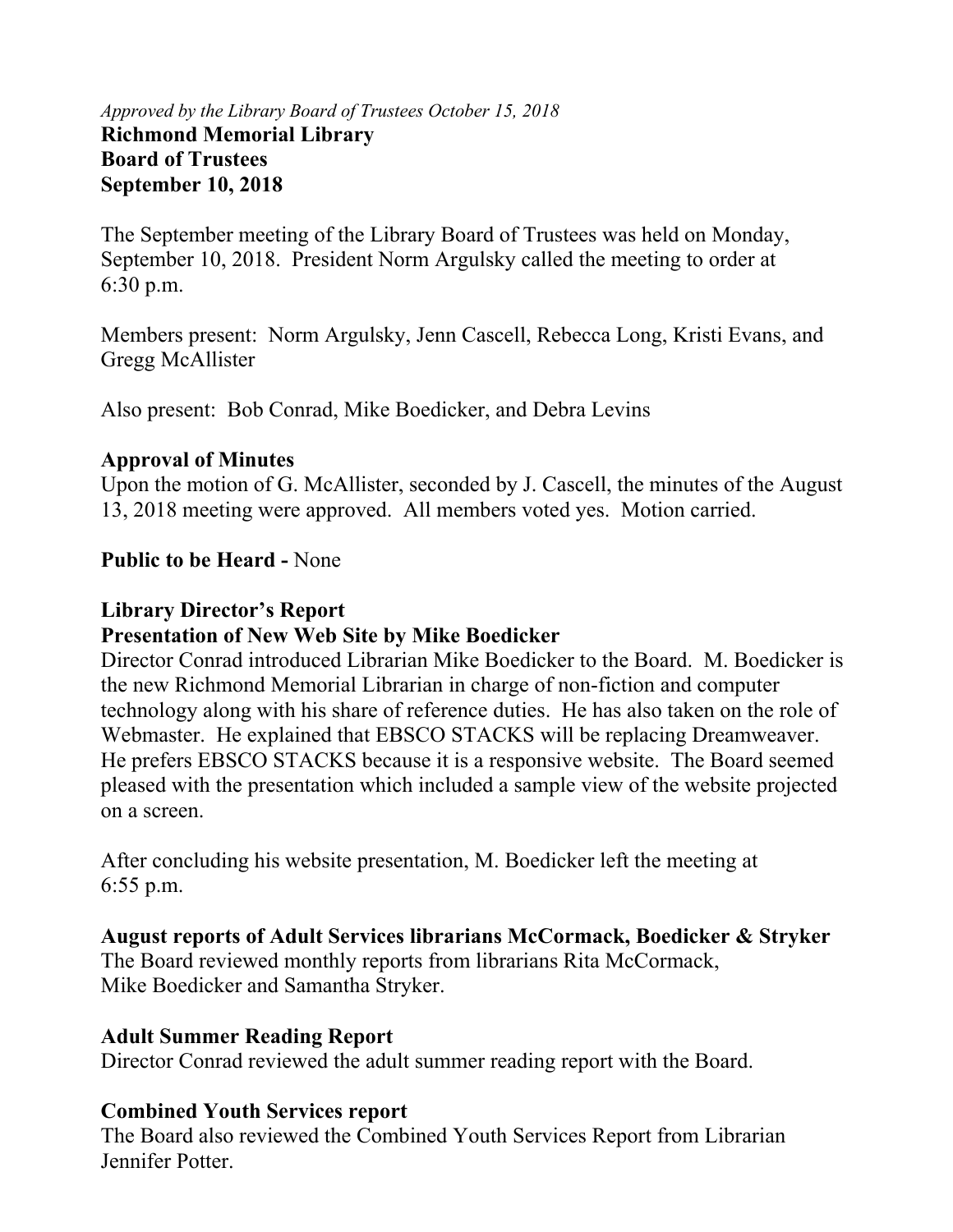*Approved by the Library Board of Trustees October 15, 2018*

**Richmond Memorial Library**
**Board of Trustees**
**September 10, 2018**

The September meeting of the Library Board of Trustees was held on Monday, September 10, 2018. President Norm Argulsky called the meeting to order at 6:30 p.m.

Members present: Norm Argulsky, Jenn Cascell, Rebecca Long, Kristi Evans, and Gregg McAllister

Also present: Bob Conrad, Mike Boedicker, and Debra Levins

**Approval of Minutes**

Upon the motion of G. McAllister, seconded by J. Cascell, the minutes of the August 13, 2018 meeting were approved. All members voted yes. Motion carried.

**Public to be Heard -** None

**Library Director's Report**

**Presentation of New Web Site by Mike Boedicker**

Director Conrad introduced Librarian Mike Boedicker to the Board. M. Boedicker is the new Richmond Memorial Librarian in charge of non-fiction and computer technology along with his share of reference duties. He has also taken on the role of Webmaster. He explained that EBSCO STACKS will be replacing Dreamweaver. He prefers EBSCO STACKS because it is a responsive website. The Board seemed pleased with the presentation which included a sample view of the website projected on a screen.

After concluding his website presentation, M. Boedicker left the meeting at 6:55 p.m.

**August reports of Adult Services librarians McCormack, Boedicker & Stryker**

The Board reviewed monthly reports from librarians Rita McCormack, Mike Boedicker and Samantha Stryker.

**Adult Summer Reading Report**

Director Conrad reviewed the adult summer reading report with the Board.

**Combined Youth Services report**

The Board also reviewed the Combined Youth Services Report from Librarian Jennifer Potter.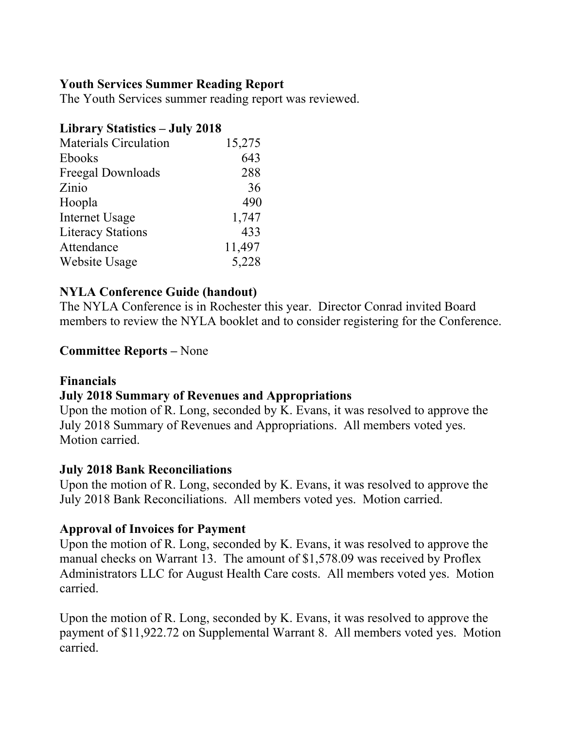**Youth Services Summer Reading Report**

The Youth Services summer reading report was reviewed.

**Library Statistics – July 2018**

| | |
|---|---:|
| Materials Circulation | 15,275 |
| Ebooks | 643 |
| Freegal Downloads | 288 |
| Zinio | 36 |
| Hoopla | 490 |
| Internet Usage | 1,747 |
| Literacy Stations | 433 |
| Attendance | 11,497 |
| Website Usage | 5,228 |

**NYLA Conference Guide (handout)**

The NYLA Conference is in Rochester this year. Director Conrad invited Board members to review the NYLA booklet and to consider registering for the Conference.

**Committee Reports –** None

**Financials**

**July 2018 Summary of Revenues and Appropriations**

Upon the motion of R. Long, seconded by K. Evans, it was resolved to approve the July 2018 Summary of Revenues and Appropriations. All members voted yes. Motion carried.

**July 2018 Bank Reconciliations**

Upon the motion of R. Long, seconded by K. Evans, it was resolved to approve the July 2018 Bank Reconciliations. All members voted yes. Motion carried.

**Approval of Invoices for Payment**

Upon the motion of R. Long, seconded by K. Evans, it was resolved to approve the manual checks on Warrant 13. The amount of $1,578.09 was received by Proflex Administrators LLC for August Health Care costs. All members voted yes. Motion carried.

Upon the motion of R. Long, seconded by K. Evans, it was resolved to approve the payment of $11,922.72 on Supplemental Warrant 8. All members voted yes. Motion carried.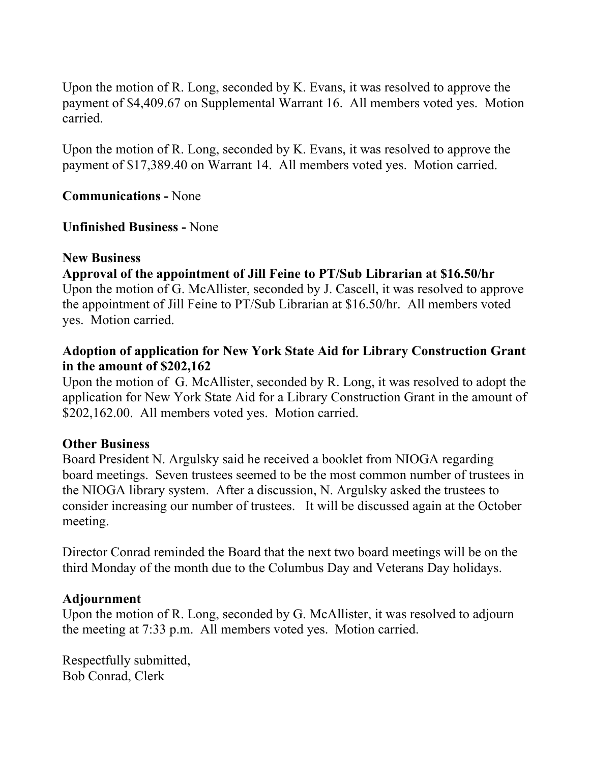Upon the motion of R. Long, seconded by K. Evans, it was resolved to approve the payment of $4,409.67 on Supplemental Warrant 16. All members voted yes. Motion carried.

Upon the motion of R. Long, seconded by K. Evans, it was resolved to approve the payment of $17,389.40 on Warrant 14. All members voted yes. Motion carried.

**Communications -** None

**Unfinished Business -** None

**New Business**

**Approval of the appointment of Jill Feine to PT/Sub Librarian at $16.50/hr**

Upon the motion of G. McAllister, seconded by J. Cascell, it was resolved to approve the appointment of Jill Feine to PT/Sub Librarian at $16.50/hr. All members voted yes. Motion carried.

**Adoption of application for New York State Aid for Library Construction Grant in the amount of $202,162**

Upon the motion of G. McAllister, seconded by R. Long, it was resolved to adopt the application for New York State Aid for a Library Construction Grant in the amount of $202,162.00. All members voted yes. Motion carried.

**Other Business**

Board President N. Argulsky said he received a booklet from NIOGA regarding board meetings. Seven trustees seemed to be the most common number of trustees in the NIOGA library system. After a discussion, N. Argulsky asked the trustees to consider increasing our number of trustees. It will be discussed again at the October meeting.

Director Conrad reminded the Board that the next two board meetings will be on the third Monday of the month due to the Columbus Day and Veterans Day holidays.

**Adjournment**

Upon the motion of R. Long, seconded by G. McAllister, it was resolved to adjourn the meeting at 7:33 p.m. All members voted yes. Motion carried.

Respectfully submitted,
Bob Conrad, Clerk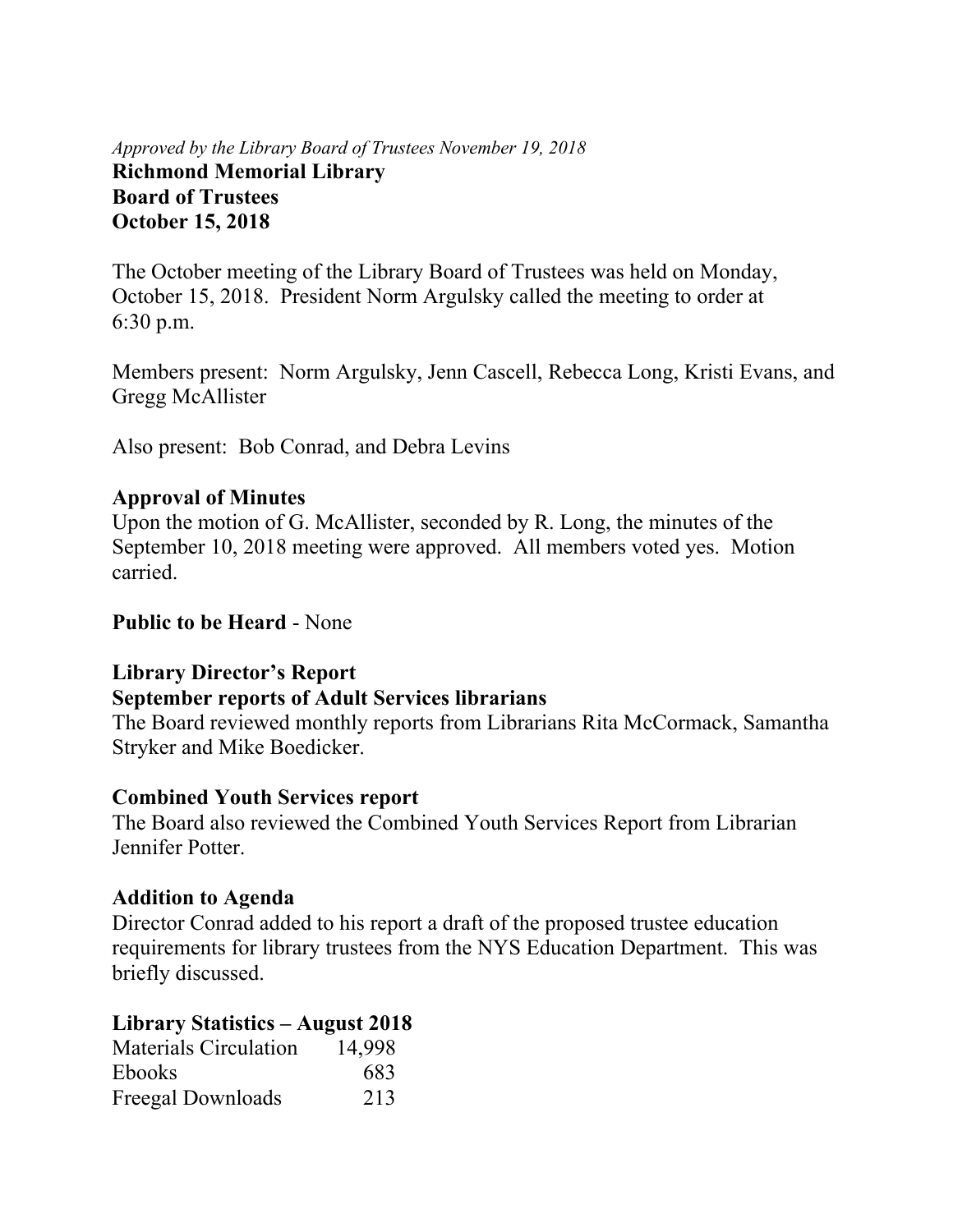*Approved by the Library Board of Trustees November 19, 2018*

**Richmond Memorial Library**
**Board of Trustees**
**October 15, 2018**

The October meeting of the Library Board of Trustees was held on Monday, October 15, 2018. President Norm Argulsky called the meeting to order at 6:30 p.m.

Members present: Norm Argulsky, Jenn Cascell, Rebecca Long, Kristi Evans, and Gregg McAllister

Also present: Bob Conrad, and Debra Levins

**Approval of Minutes**

Upon the motion of G. McAllister, seconded by R. Long, the minutes of the September 10, 2018 meeting were approved. All members voted yes. Motion carried.

**Public to be Heard** - None

**Library Director's Report**

**September reports of Adult Services librarians**

The Board reviewed monthly reports from Librarians Rita McCormack, Samantha Stryker and Mike Boedicker.

**Combined Youth Services report**

The Board also reviewed the Combined Youth Services Report from Librarian Jennifer Potter.

**Addition to Agenda**

Director Conrad added to his report a draft of the proposed trustee education requirements for library trustees from the NYS Education Department. This was briefly discussed.

**Library Statistics – August 2018**

| | |
|---|---|
| Materials Circulation | 14,998 |
| Ebooks | 683 |
| Freegal Downloads | 213 |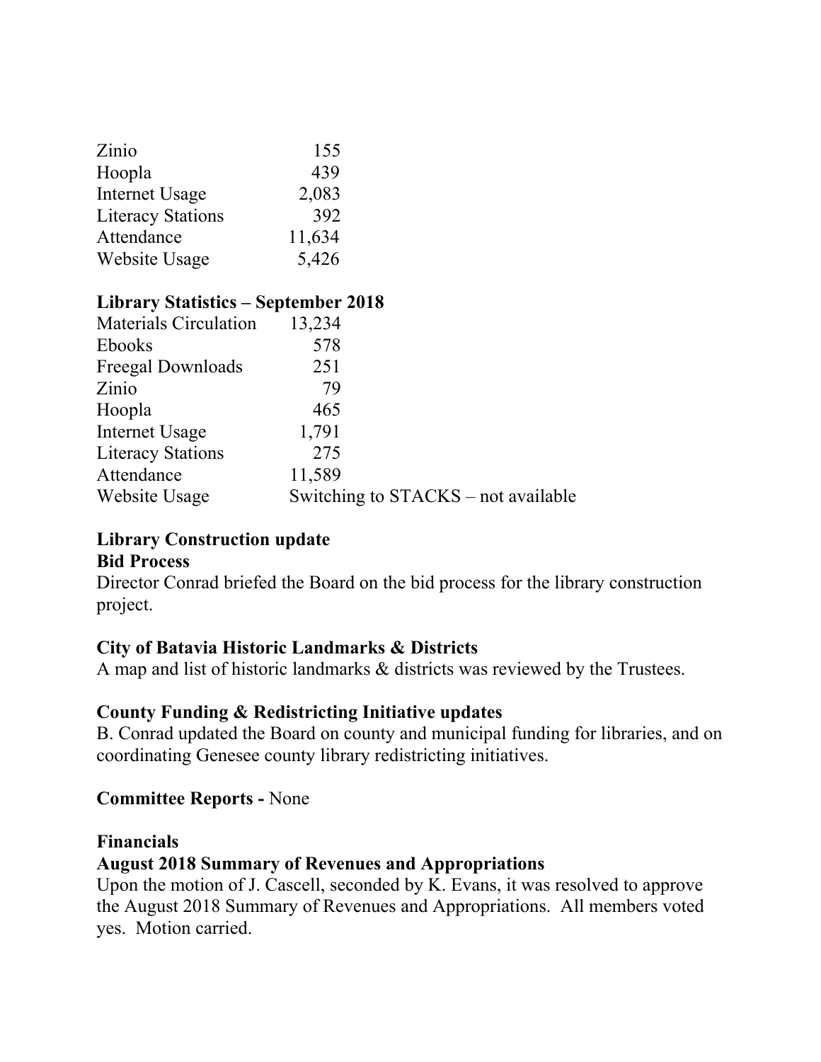| | |
|---|---|
| Zinio | 155 |
| Hoopla | 439 |
| Internet Usage | 2,083 |
| Literacy Stations | 392 |
| Attendance | 11,634 |
| Website Usage | 5,426 |

**Library Statistics – September 2018**

| | |
|---|---|
| Materials Circulation | 13,234 |
| Ebooks | 578 |
| Freegal Downloads | 251 |
| Zinio | 79 |
| Hoopla | 465 |
| Internet Usage | 1,791 |
| Literacy Stations | 275 |
| Attendance | 11,589 |
| Website Usage | Switching to STACKS – not available |

**Library Construction update**

**Bid Process**

Director Conrad briefed the Board on the bid process for the library construction project.

**City of Batavia Historic Landmarks & Districts**

A map and list of historic landmarks & districts was reviewed by the Trustees.

**County Funding & Redistricting Initiative updates**

B. Conrad updated the Board on county and municipal funding for libraries, and on coordinating Genesee county library redistricting initiatives.

**Committee Reports -** None

**Financials**

**August 2018 Summary of Revenues and Appropriations**

Upon the motion of J. Cascell, seconded by K. Evans, it was resolved to approve the August 2018 Summary of Revenues and Appropriations. All members voted yes. Motion carried.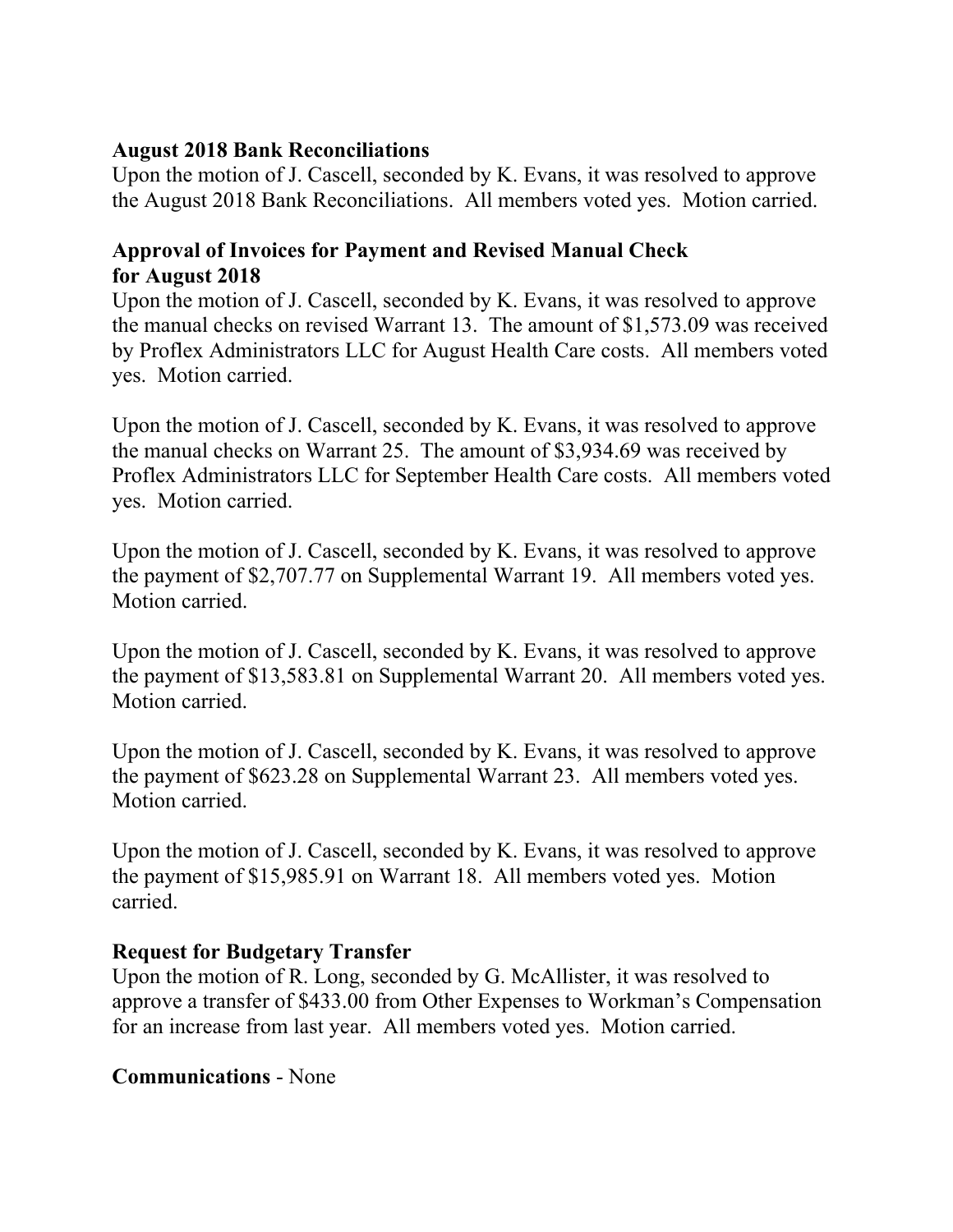**August 2018 Bank Reconciliations**

Upon the motion of J. Cascell, seconded by K. Evans, it was resolved to approve the August 2018 Bank Reconciliations. All members voted yes. Motion carried.

**Approval of Invoices for Payment and Revised Manual Check for August 2018**

Upon the motion of J. Cascell, seconded by K. Evans, it was resolved to approve the manual checks on revised Warrant 13. The amount of $1,573.09 was received by Proflex Administrators LLC for August Health Care costs. All members voted yes. Motion carried.

Upon the motion of J. Cascell, seconded by K. Evans, it was resolved to approve the manual checks on Warrant 25. The amount of $3,934.69 was received by Proflex Administrators LLC for September Health Care costs. All members voted yes. Motion carried.

Upon the motion of J. Cascell, seconded by K. Evans, it was resolved to approve the payment of $2,707.77 on Supplemental Warrant 19. All members voted yes. Motion carried.

Upon the motion of J. Cascell, seconded by K. Evans, it was resolved to approve the payment of $13,583.81 on Supplemental Warrant 20. All members voted yes. Motion carried.

Upon the motion of J. Cascell, seconded by K. Evans, it was resolved to approve the payment of $623.28 on Supplemental Warrant 23. All members voted yes. Motion carried.

Upon the motion of J. Cascell, seconded by K. Evans, it was resolved to approve the payment of $15,985.91 on Warrant 18. All members voted yes. Motion carried.

**Request for Budgetary Transfer**

Upon the motion of R. Long, seconded by G. McAllister, it was resolved to approve a transfer of $433.00 from Other Expenses to Workman's Compensation for an increase from last year. All members voted yes. Motion carried.

**Communications** - None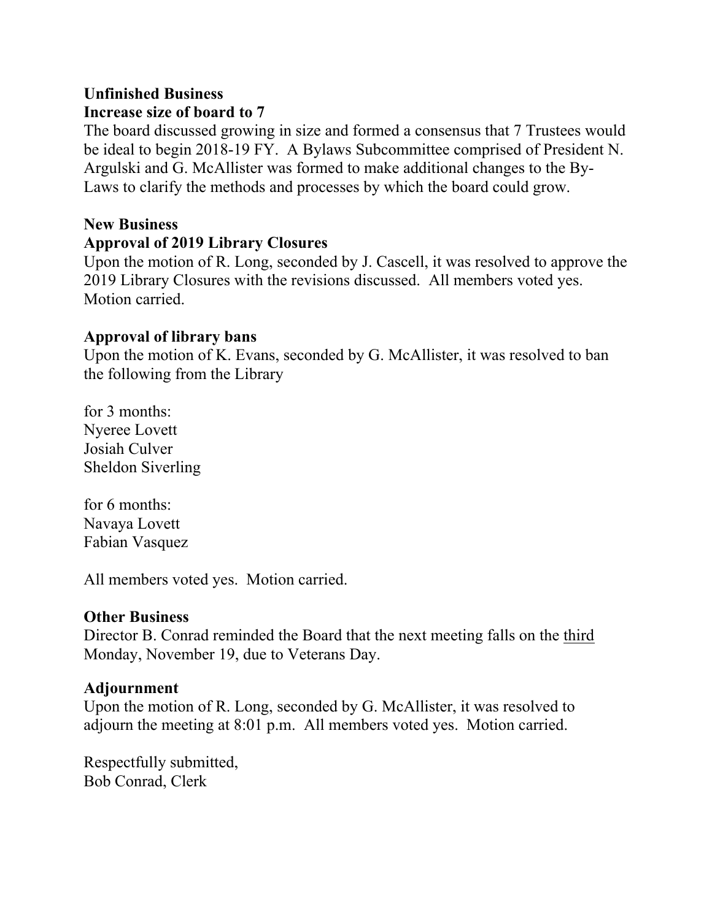**Unfinished Business**
**Increase size of board to 7**
The board discussed growing in size and formed a consensus that 7 Trustees would be ideal to begin 2018-19 FY. A Bylaws Subcommittee comprised of President N. Argulski and G. McAllister was formed to make additional changes to the By-Laws to clarify the methods and processes by which the board could grow.

**New Business**
**Approval of 2019 Library Closures**
Upon the motion of R. Long, seconded by J. Cascell, it was resolved to approve the 2019 Library Closures with the revisions discussed. All members voted yes. Motion carried.

**Approval of library bans**
Upon the motion of K. Evans, seconded by G. McAllister, it was resolved to ban the following from the Library

for 3 months:
Nyeree Lovett
Josiah Culver
Sheldon Siverling

for 6 months:
Navaya Lovett
Fabian Vasquez

All members voted yes. Motion carried.

**Other Business**
Director B. Conrad reminded the Board that the next meeting falls on the <u>third</u> Monday, November 19, due to Veterans Day.

**Adjournment**
Upon the motion of R. Long, seconded by G. McAllister, it was resolved to adjourn the meeting at 8:01 p.m. All members voted yes. Motion carried.

Respectfully submitted,
Bob Conrad, Clerk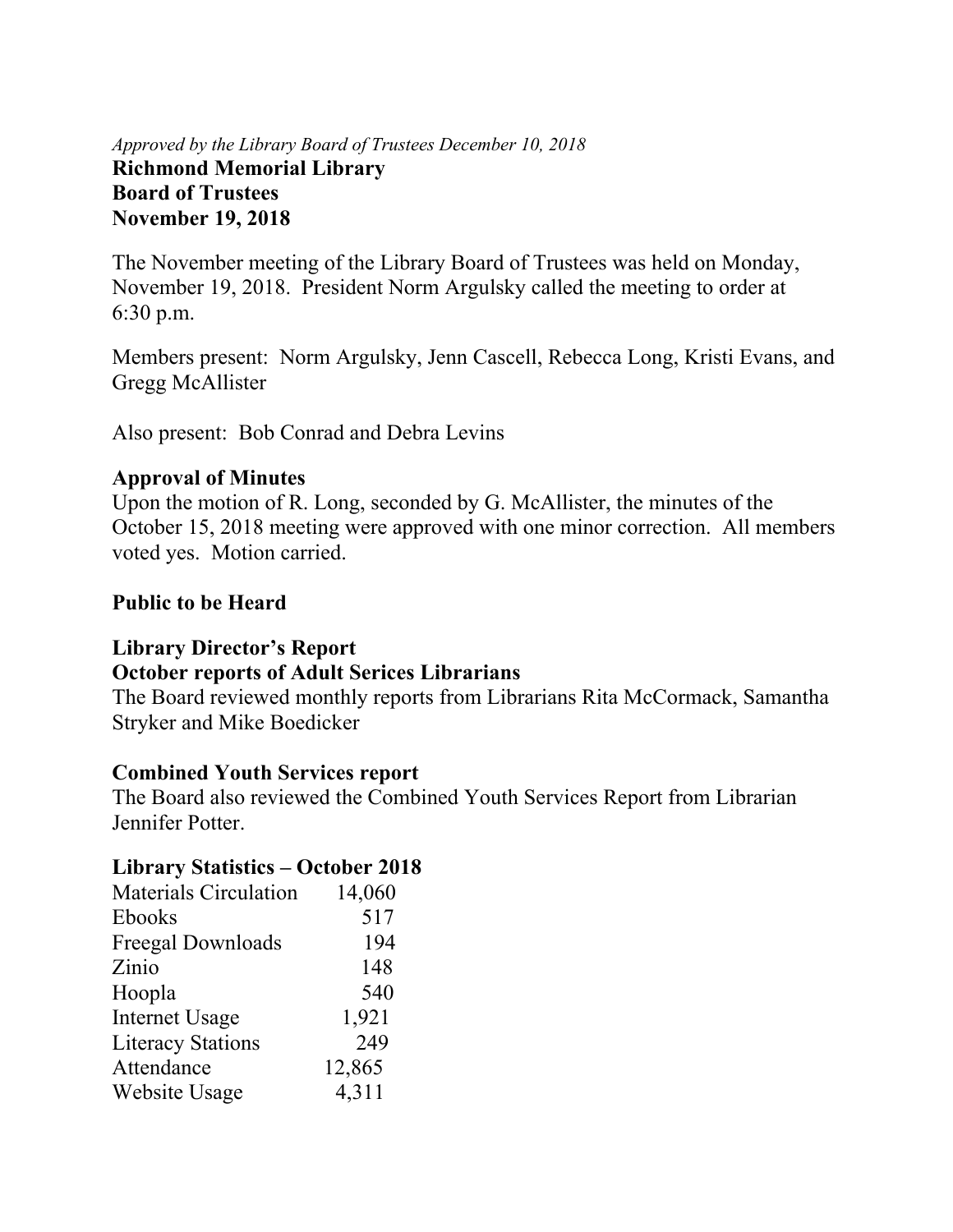*Approved by the Library Board of Trustees December 10, 2018*

**Richmond Memorial Library**
**Board of Trustees**
**November 19, 2018**

The November meeting of the Library Board of Trustees was held on Monday, November 19, 2018. President Norm Argulsky called the meeting to order at 6:30 p.m.

Members present: Norm Argulsky, Jenn Cascell, Rebecca Long, Kristi Evans, and Gregg McAllister

Also present: Bob Conrad and Debra Levins

**Approval of Minutes**

Upon the motion of R. Long, seconded by G. McAllister, the minutes of the October 15, 2018 meeting were approved with one minor correction. All members voted yes. Motion carried.

**Public to be Heard**

**Library Director's Report**

**October reports of Adult Serices Librarians**

The Board reviewed monthly reports from Librarians Rita McCormack, Samantha Stryker and Mike Boedicker

**Combined Youth Services report**

The Board also reviewed the Combined Youth Services Report from Librarian Jennifer Potter.

**Library Statistics – October 2018**

| | |
|---|---|
| Materials Circulation | 14,060 |
| Ebooks | 517 |
| Freegal Downloads | 194 |
| Zinio | 148 |
| Hoopla | 540 |
| Internet Usage | 1,921 |
| Literacy Stations | 249 |
| Attendance | 12,865 |
| Website Usage | 4,311 |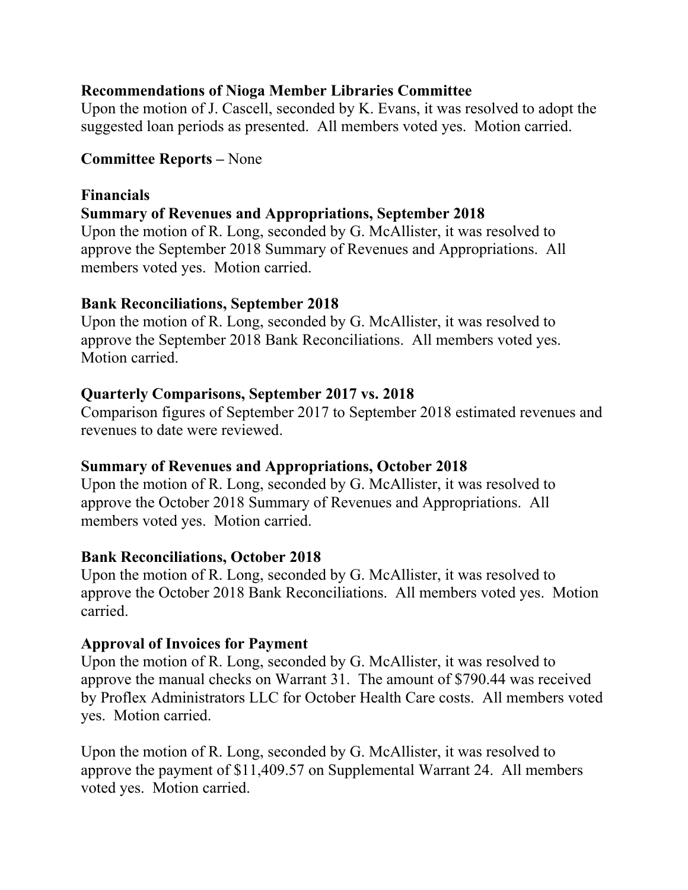**Recommendations of Nioga Member Libraries Committee**
Upon the motion of J. Cascell, seconded by K. Evans, it was resolved to adopt the suggested loan periods as presented. All members voted yes. Motion carried.

**Committee Reports –** None

**Financials**
**Summary of Revenues and Appropriations, September 2018**
Upon the motion of R. Long, seconded by G. McAllister, it was resolved to approve the September 2018 Summary of Revenues and Appropriations. All members voted yes. Motion carried.

**Bank Reconciliations, September 2018**
Upon the motion of R. Long, seconded by G. McAllister, it was resolved to approve the September 2018 Bank Reconciliations. All members voted yes. Motion carried.

**Quarterly Comparisons, September 2017 vs. 2018**
Comparison figures of September 2017 to September 2018 estimated revenues and revenues to date were reviewed.

**Summary of Revenues and Appropriations, October 2018**
Upon the motion of R. Long, seconded by G. McAllister, it was resolved to approve the October 2018 Summary of Revenues and Appropriations. All members voted yes. Motion carried.

**Bank Reconciliations, October 2018**
Upon the motion of R. Long, seconded by G. McAllister, it was resolved to approve the October 2018 Bank Reconciliations. All members voted yes. Motion carried.

**Approval of Invoices for Payment**
Upon the motion of R. Long, seconded by G. McAllister, it was resolved to approve the manual checks on Warrant 31. The amount of $790.44 was received by Proflex Administrators LLC for October Health Care costs. All members voted yes. Motion carried.

Upon the motion of R. Long, seconded by G. McAllister, it was resolved to approve the payment of $11,409.57 on Supplemental Warrant 24. All members voted yes. Motion carried.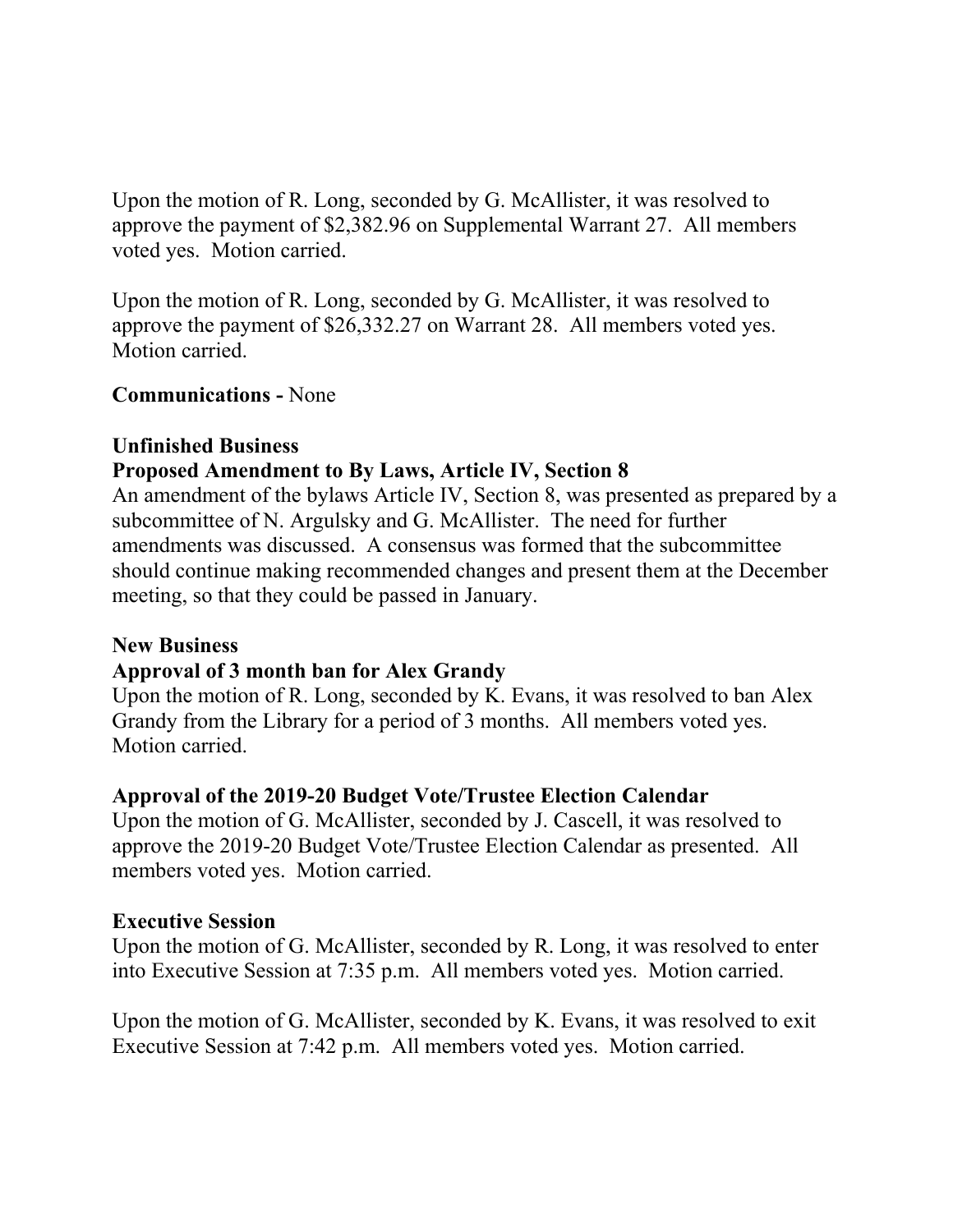Upon the motion of R. Long, seconded by G. McAllister, it was resolved to approve the payment of $2,382.96 on Supplemental Warrant 27. All members voted yes. Motion carried.

Upon the motion of R. Long, seconded by G. McAllister, it was resolved to approve the payment of $26,332.27 on Warrant 28. All members voted yes. Motion carried.

**Communications -** None

**Unfinished Business**

**Proposed Amendment to By Laws, Article IV, Section 8**

An amendment of the bylaws Article IV, Section 8, was presented as prepared by a subcommittee of N. Argulsky and G. McAllister. The need for further amendments was discussed. A consensus was formed that the subcommittee should continue making recommended changes and present them at the December meeting, so that they could be passed in January.

**New Business**

**Approval of 3 month ban for Alex Grandy**

Upon the motion of R. Long, seconded by K. Evans, it was resolved to ban Alex Grandy from the Library for a period of 3 months. All members voted yes. Motion carried.

**Approval of the 2019-20 Budget Vote/Trustee Election Calendar**

Upon the motion of G. McAllister, seconded by J. Cascell, it was resolved to approve the 2019-20 Budget Vote/Trustee Election Calendar as presented. All members voted yes. Motion carried.

**Executive Session**

Upon the motion of G. McAllister, seconded by R. Long, it was resolved to enter into Executive Session at 7:35 p.m. All members voted yes. Motion carried.

Upon the motion of G. McAllister, seconded by K. Evans, it was resolved to exit Executive Session at 7:42 p.m. All members voted yes. Motion carried.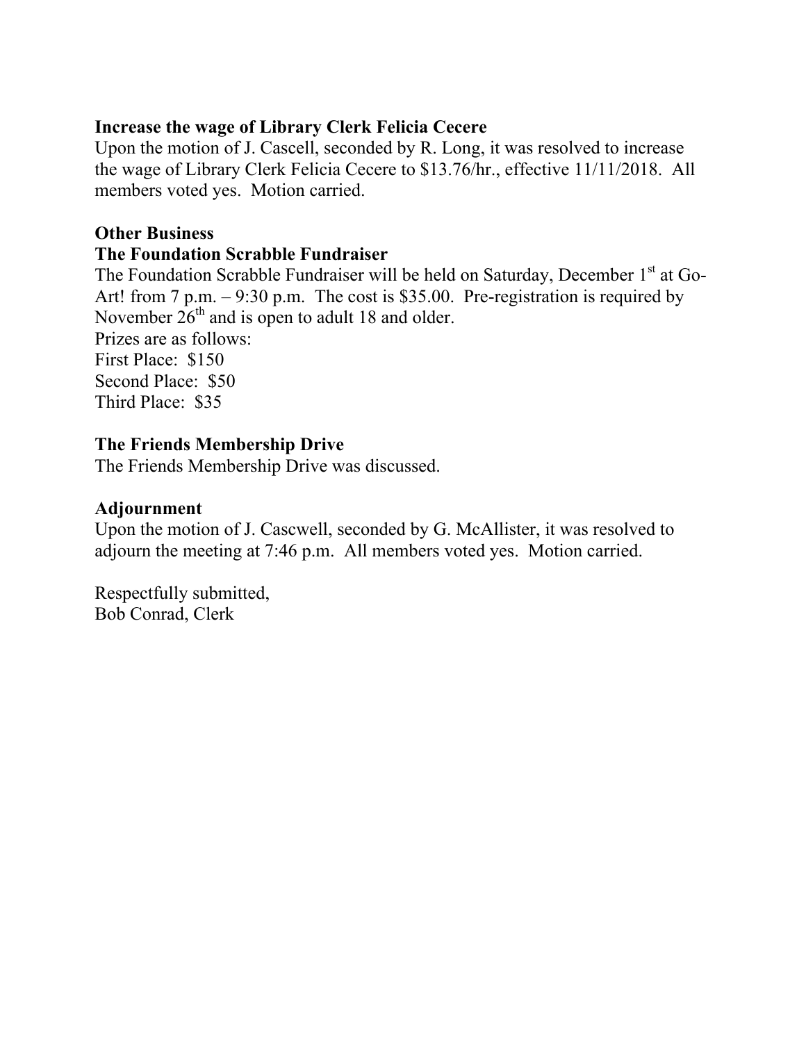**Increase the wage of Library Clerk Felicia Cecere**

Upon the motion of J. Cascell, seconded by R. Long, it was resolved to increase the wage of Library Clerk Felicia Cecere to $13.76/hr., effective 11/11/2018. All members voted yes. Motion carried.

**Other Business**

**The Foundation Scrabble Fundraiser**

The Foundation Scrabble Fundraiser will be held on Saturday, December 1st at Go-Art! from 7 p.m. – 9:30 p.m. The cost is $35.00. Pre-registration is required by November 26th and is open to adult 18 and older.

Prizes are as follows:

First Place: $150

Second Place: $50

Third Place: $35

**The Friends Membership Drive**

The Friends Membership Drive was discussed.

**Adjournment**

Upon the motion of J. Cascwell, seconded by G. McAllister, it was resolved to adjourn the meeting at 7:46 p.m. All members voted yes. Motion carried.

Respectfully submitted,
Bob Conrad, Clerk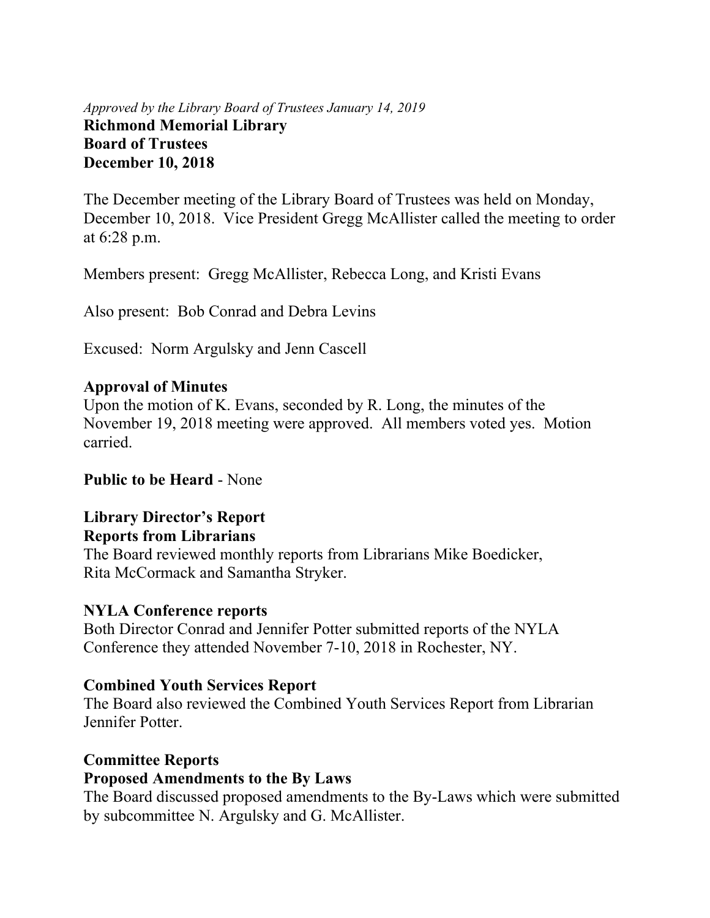*Approved by the Library Board of Trustees January 14, 2019*

**Richmond Memorial Library**
**Board of Trustees**
**December 10, 2018**

The December meeting of the Library Board of Trustees was held on Monday, December 10, 2018. Vice President Gregg McAllister called the meeting to order at 6:28 p.m.

Members present: Gregg McAllister, Rebecca Long, and Kristi Evans

Also present: Bob Conrad and Debra Levins

Excused: Norm Argulsky and Jenn Cascell

**Approval of Minutes**

Upon the motion of K. Evans, seconded by R. Long, the minutes of the November 19, 2018 meeting were approved. All members voted yes. Motion carried.

**Public to be Heard** - None

**Library Director's Report**

**Reports from Librarians**

The Board reviewed monthly reports from Librarians Mike Boedicker, Rita McCormack and Samantha Stryker.

**NYLA Conference reports**

Both Director Conrad and Jennifer Potter submitted reports of the NYLA Conference they attended November 7-10, 2018 in Rochester, NY.

**Combined Youth Services Report**

The Board also reviewed the Combined Youth Services Report from Librarian Jennifer Potter.

**Committee Reports**

**Proposed Amendments to the By Laws**

The Board discussed proposed amendments to the By-Laws which were submitted by subcommittee N. Argulsky and G. McAllister.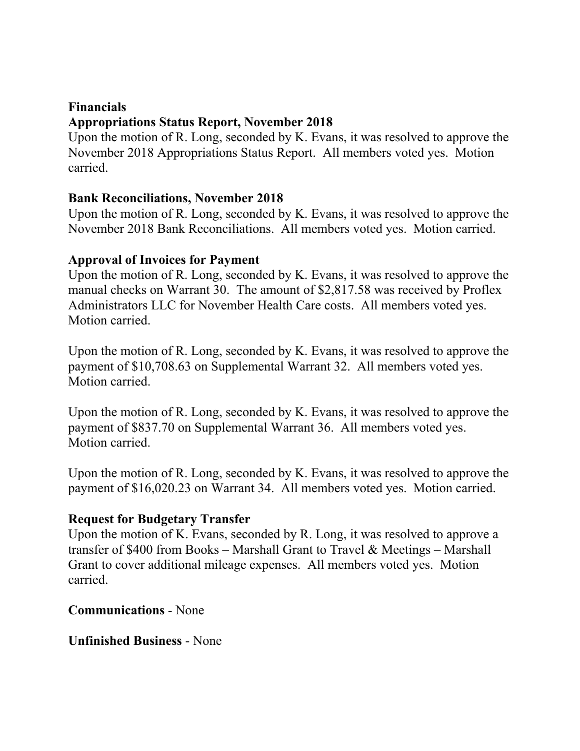**Financials**

**Appropriations Status Report, November 2018**

Upon the motion of R. Long, seconded by K. Evans, it was resolved to approve the November 2018 Appropriations Status Report. All members voted yes. Motion carried.

**Bank Reconciliations, November 2018**

Upon the motion of R. Long, seconded by K. Evans, it was resolved to approve the November 2018 Bank Reconciliations. All members voted yes. Motion carried.

**Approval of Invoices for Payment**

Upon the motion of R. Long, seconded by K. Evans, it was resolved to approve the manual checks on Warrant 30. The amount of $2,817.58 was received by Proflex Administrators LLC for November Health Care costs. All members voted yes. Motion carried.

Upon the motion of R. Long, seconded by K. Evans, it was resolved to approve the payment of $10,708.63 on Supplemental Warrant 32. All members voted yes. Motion carried.

Upon the motion of R. Long, seconded by K. Evans, it was resolved to approve the payment of $837.70 on Supplemental Warrant 36. All members voted yes. Motion carried.

Upon the motion of R. Long, seconded by K. Evans, it was resolved to approve the payment of $16,020.23 on Warrant 34. All members voted yes. Motion carried.

**Request for Budgetary Transfer**

Upon the motion of K. Evans, seconded by R. Long, it was resolved to approve a transfer of $400 from Books – Marshall Grant to Travel & Meetings – Marshall Grant to cover additional mileage expenses. All members voted yes. Motion carried.

**Communications** - None

**Unfinished Business** - None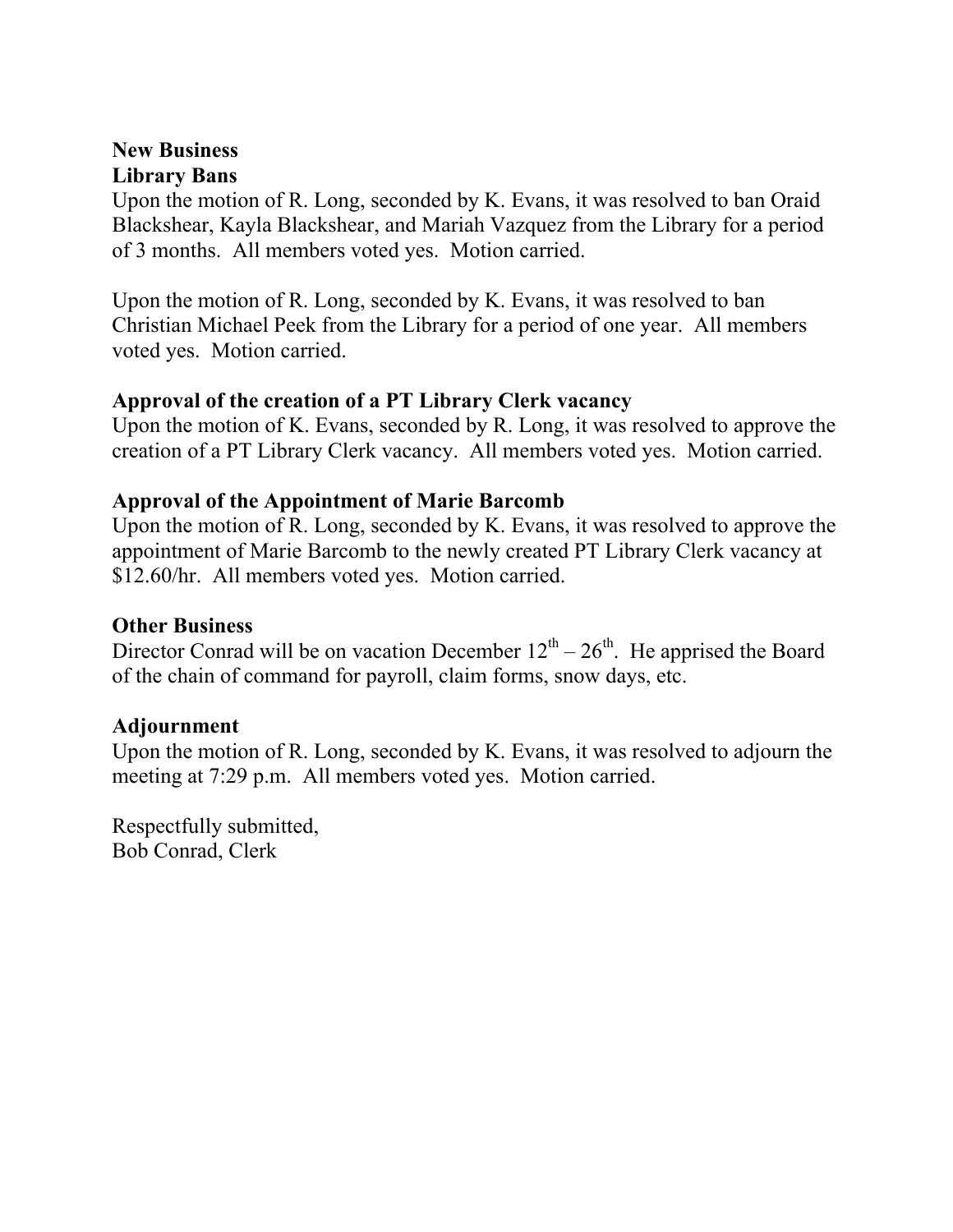**New Business**

**Library Bans**

Upon the motion of R. Long, seconded by K. Evans, it was resolved to ban Oraid Blackshear, Kayla Blackshear, and Mariah Vazquez from the Library for a period of 3 months. All members voted yes. Motion carried.

Upon the motion of R. Long, seconded by K. Evans, it was resolved to ban Christian Michael Peek from the Library for a period of one year. All members voted yes. Motion carried.

**Approval of the creation of a PT Library Clerk vacancy**

Upon the motion of K. Evans, seconded by R. Long, it was resolved to approve the creation of a PT Library Clerk vacancy. All members voted yes. Motion carried.

**Approval of the Appointment of Marie Barcomb**

Upon the motion of R. Long, seconded by K. Evans, it was resolved to approve the appointment of Marie Barcomb to the newly created PT Library Clerk vacancy at $12.60/hr. All members voted yes. Motion carried.

**Other Business**

Director Conrad will be on vacation December 12th – 26th. He apprised the Board of the chain of command for payroll, claim forms, snow days, etc.

**Adjournment**

Upon the motion of R. Long, seconded by K. Evans, it was resolved to adjourn the meeting at 7:29 p.m. All members voted yes. Motion carried.

Respectfully submitted,
Bob Conrad, Clerk